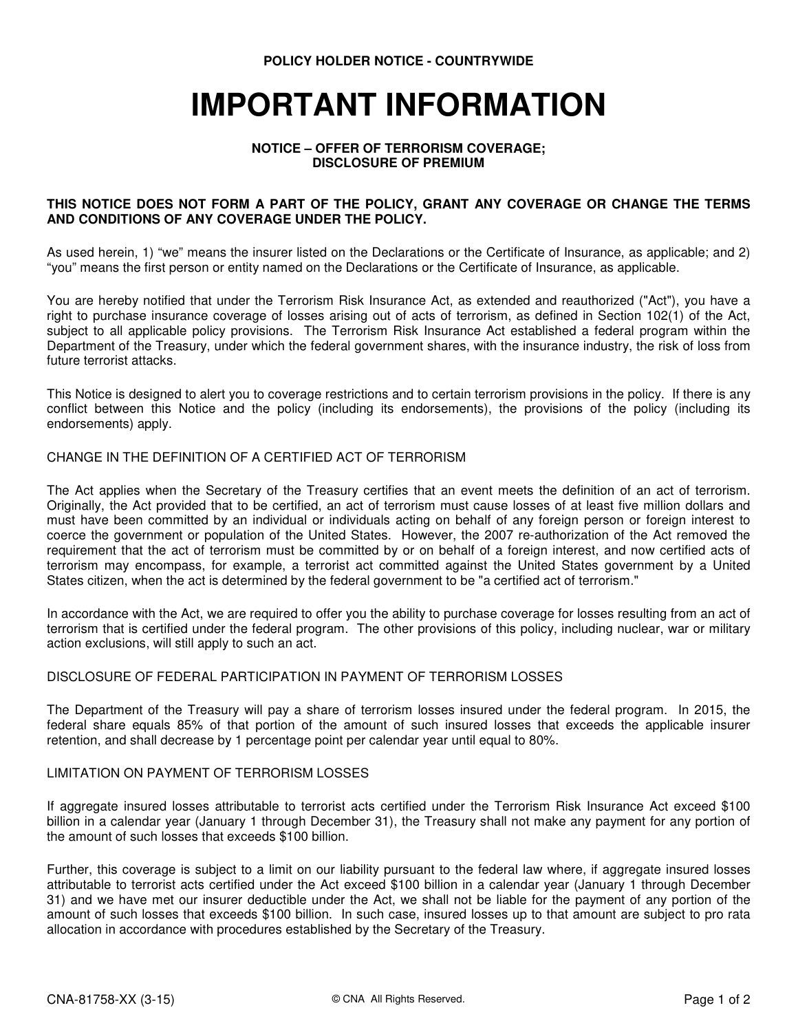**POLICY HOLDER NOTICE - COUNTRYWIDE**

# IMPORTANT INFORMATION

**NOTICE – OFFER OF TERRORISM COVERAGE;**
**DISCLOSURE OF PREMIUM**

**THIS NOTICE DOES NOT FORM A PART OF THE POLICY, GRANT ANY COVERAGE OR CHANGE THE TERMS AND CONDITIONS OF ANY COVERAGE UNDER THE POLICY.**

As used herein, 1) "we" means the insurer listed on the Declarations or the Certificate of Insurance, as applicable; and 2) "you" means the first person or entity named on the Declarations or the Certificate of Insurance, as applicable.

You are hereby notified that under the Terrorism Risk Insurance Act, as extended and reauthorized ("Act"), you have a right to purchase insurance coverage of losses arising out of acts of terrorism, as defined in Section 102(1) of the Act, subject to all applicable policy provisions. The Terrorism Risk Insurance Act established a federal program within the Department of the Treasury, under which the federal government shares, with the insurance industry, the risk of loss from future terrorist attacks.

This Notice is designed to alert you to coverage restrictions and to certain terrorism provisions in the policy. If there is any conflict between this Notice and the policy (including its endorsements), the provisions of the policy (including its endorsements) apply.

CHANGE IN THE DEFINITION OF A CERTIFIED ACT OF TERRORISM

The Act applies when the Secretary of the Treasury certifies that an event meets the definition of an act of terrorism. Originally, the Act provided that to be certified, an act of terrorism must cause losses of at least five million dollars and must have been committed by an individual or individuals acting on behalf of any foreign person or foreign interest to coerce the government or population of the United States. However, the 2007 re-authorization of the Act removed the requirement that the act of terrorism must be committed by or on behalf of a foreign interest, and now certified acts of terrorism may encompass, for example, a terrorist act committed against the United States government by a United States citizen, when the act is determined by the federal government to be "a certified act of terrorism."

In accordance with the Act, we are required to offer you the ability to purchase coverage for losses resulting from an act of terrorism that is certified under the federal program. The other provisions of this policy, including nuclear, war or military action exclusions, will still apply to such an act.

DISCLOSURE OF FEDERAL PARTICIPATION IN PAYMENT OF TERRORISM LOSSES

The Department of the Treasury will pay a share of terrorism losses insured under the federal program. In 2015, the federal share equals 85% of that portion of the amount of such insured losses that exceeds the applicable insurer retention, and shall decrease by 1 percentage point per calendar year until equal to 80%.

LIMITATION ON PAYMENT OF TERRORISM LOSSES

If aggregate insured losses attributable to terrorist acts certified under the Terrorism Risk Insurance Act exceed $100 billion in a calendar year (January 1 through December 31), the Treasury shall not make any payment for any portion of the amount of such losses that exceeds $100 billion.

Further, this coverage is subject to a limit on our liability pursuant to the federal law where, if aggregate insured losses attributable to terrorist acts certified under the Act exceed $100 billion in a calendar year (January 1 through December 31) and we have met our insurer deductible under the Act, we shall not be liable for the payment of any portion of the amount of such losses that exceeds $100 billion. In such case, insured losses up to that amount are subject to pro rata allocation in accordance with procedures established by the Secretary of the Treasury.

CNA-81758-XX (3-15) © CNA All Rights Reserved.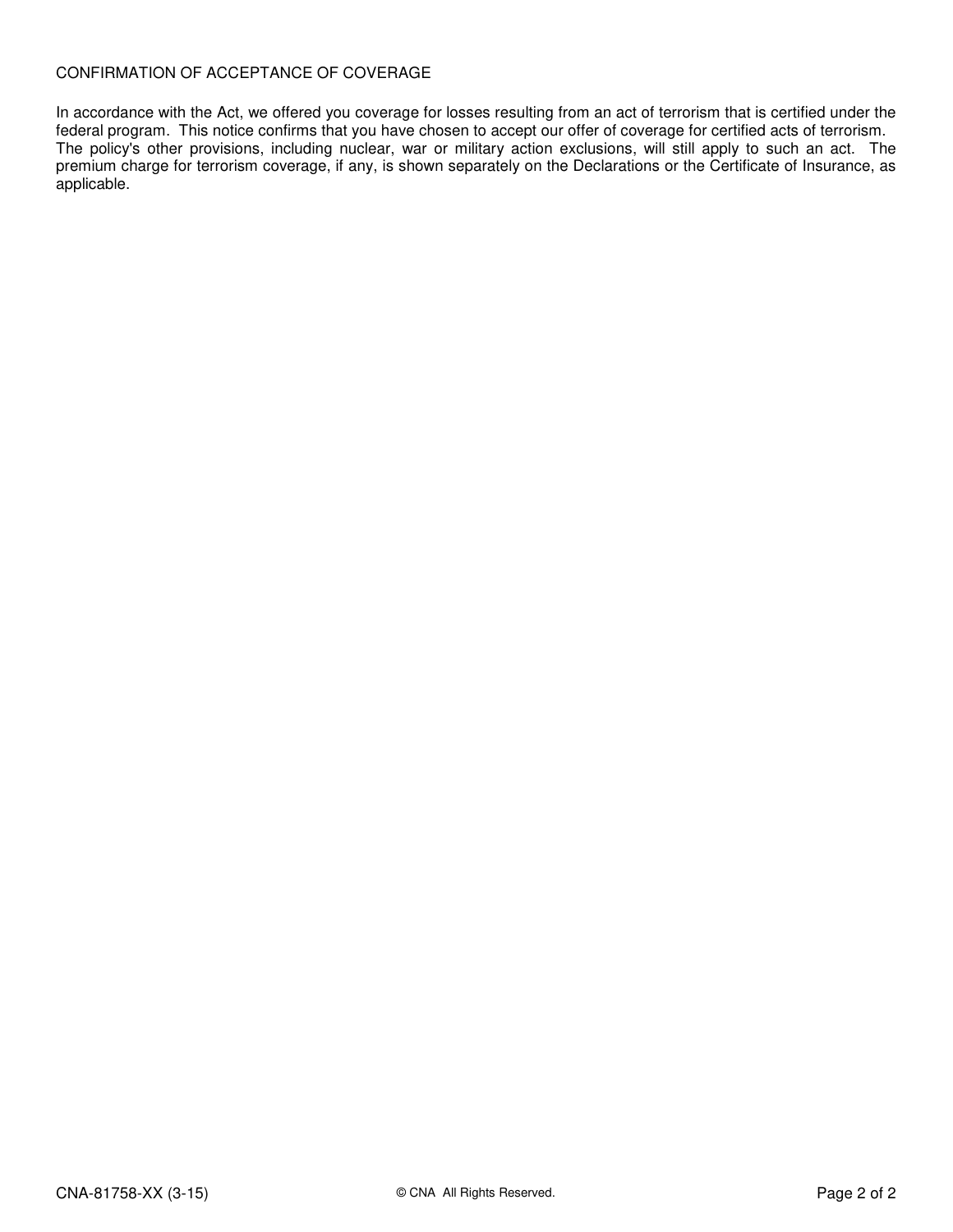## CONFIRMATION OF ACCEPTANCE OF COVERAGE

In accordance with the Act, we offered you coverage for losses resulting from an act of terrorism that is certified under the federal program. This notice confirms that you have chosen to accept our offer of coverage for certified acts of terrorism. The policy's other provisions, including nuclear, war or military action exclusions, will still apply to such an act. The premium charge for terrorism coverage, if any, is shown separately on the Declarations or the Certificate of Insurance, as applicable.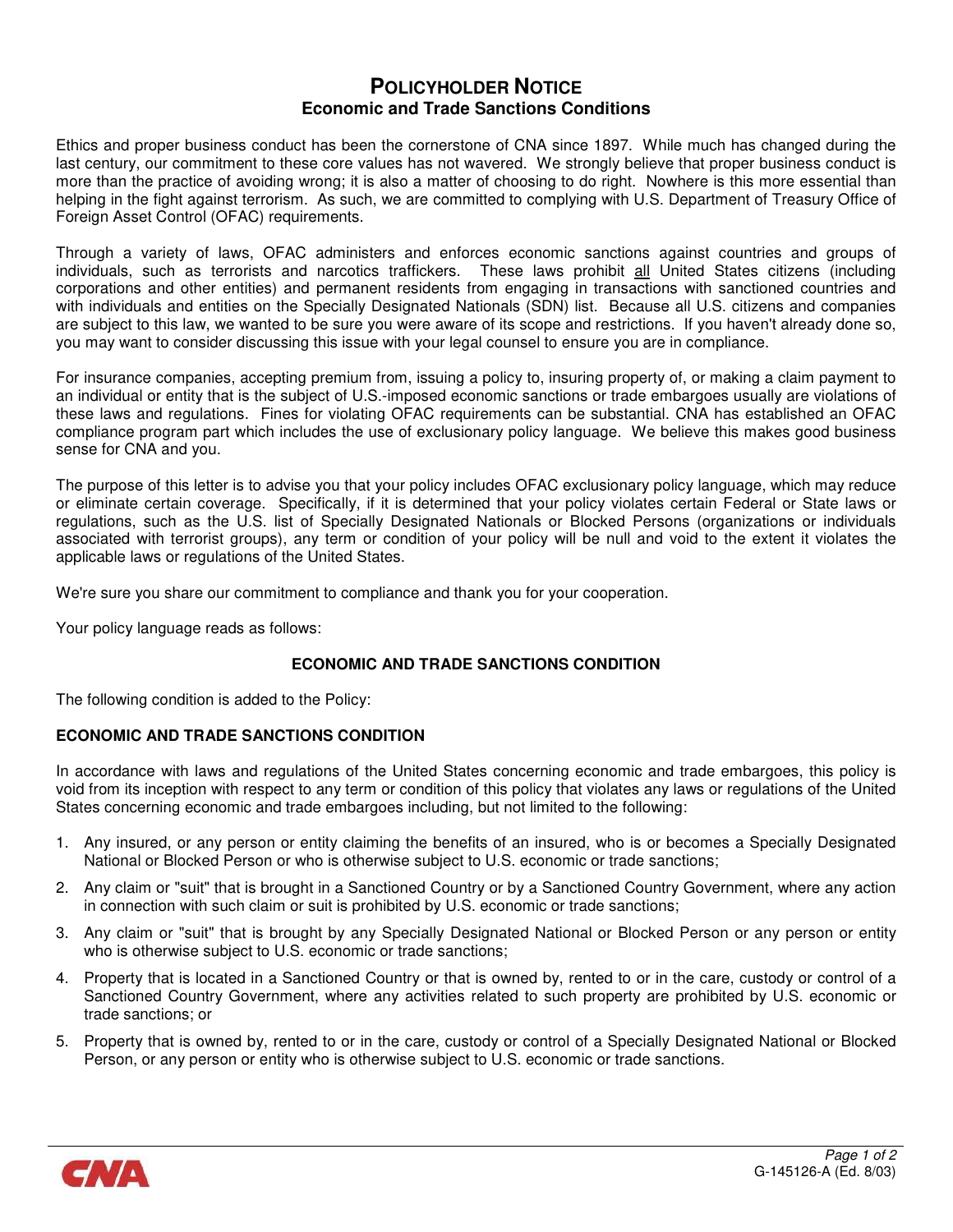# POLICYHOLDER NOTICE
## Economic and Trade Sanctions Conditions

Ethics and proper business conduct has been the cornerstone of CNA since 1897. While much has changed during the last century, our commitment to these core values has not wavered. We strongly believe that proper business conduct is more than the practice of avoiding wrong; it is also a matter of choosing to do right. Nowhere is this more essential than helping in the fight against terrorism. As such, we are committed to complying with U.S. Department of Treasury Office of Foreign Asset Control (OFAC) requirements.

Through a variety of laws, OFAC administers and enforces economic sanctions against countries and groups of individuals, such as terrorists and narcotics traffickers. These laws prohibit all United States citizens (including corporations and other entities) and permanent residents from engaging in transactions with sanctioned countries and with individuals and entities on the Specially Designated Nationals (SDN) list. Because all U.S. citizens and companies are subject to this law, we wanted to be sure you were aware of its scope and restrictions. If you haven't already done so, you may want to consider discussing this issue with your legal counsel to ensure you are in compliance.

For insurance companies, accepting premium from, issuing a policy to, insuring property of, or making a claim payment to an individual or entity that is the subject of U.S.-imposed economic sanctions or trade embargoes usually are violations of these laws and regulations. Fines for violating OFAC requirements can be substantial. CNA has established an OFAC compliance program part which includes the use of exclusionary policy language. We believe this makes good business sense for CNA and you.

The purpose of this letter is to advise you that your policy includes OFAC exclusionary policy language, which may reduce or eliminate certain coverage. Specifically, if it is determined that your policy violates certain Federal or State laws or regulations, such as the U.S. list of Specially Designated Nationals or Blocked Persons (organizations or individuals associated with terrorist groups), any term or condition of your policy will be null and void to the extent it violates the applicable laws or regulations of the United States.

We're sure you share our commitment to compliance and thank you for your cooperation.

Your policy language reads as follows:

**ECONOMIC AND TRADE SANCTIONS CONDITION**

The following condition is added to the Policy:

**ECONOMIC AND TRADE SANCTIONS CONDITION**

In accordance with laws and regulations of the United States concerning economic and trade embargoes, this policy is void from its inception with respect to any term or condition of this policy that violates any laws or regulations of the United States concerning economic and trade embargoes including, but not limited to the following:

1. Any insured, or any person or entity claiming the benefits of an insured, who is or becomes a Specially Designated National or Blocked Person or who is otherwise subject to U.S. economic or trade sanctions;
2. Any claim or "suit" that is brought in a Sanctioned Country or by a Sanctioned Country Government, where any action in connection with such claim or suit is prohibited by U.S. economic or trade sanctions;
3. Any claim or "suit" that is brought by any Specially Designated National or Blocked Person or any person or entity who is otherwise subject to U.S. economic or trade sanctions;
4. Property that is located in a Sanctioned Country or that is owned by, rented to or in the care, custody or control of a Sanctioned Country Government, where any activities related to such property are prohibited by U.S. economic or trade sanctions; or
5. Property that is owned by, rented to or in the care, custody or control of a Specially Designated National or Blocked Person, or any person or entity who is otherwise subject to U.S. economic or trade sanctions.

G-145126-A (Ed. 8/03)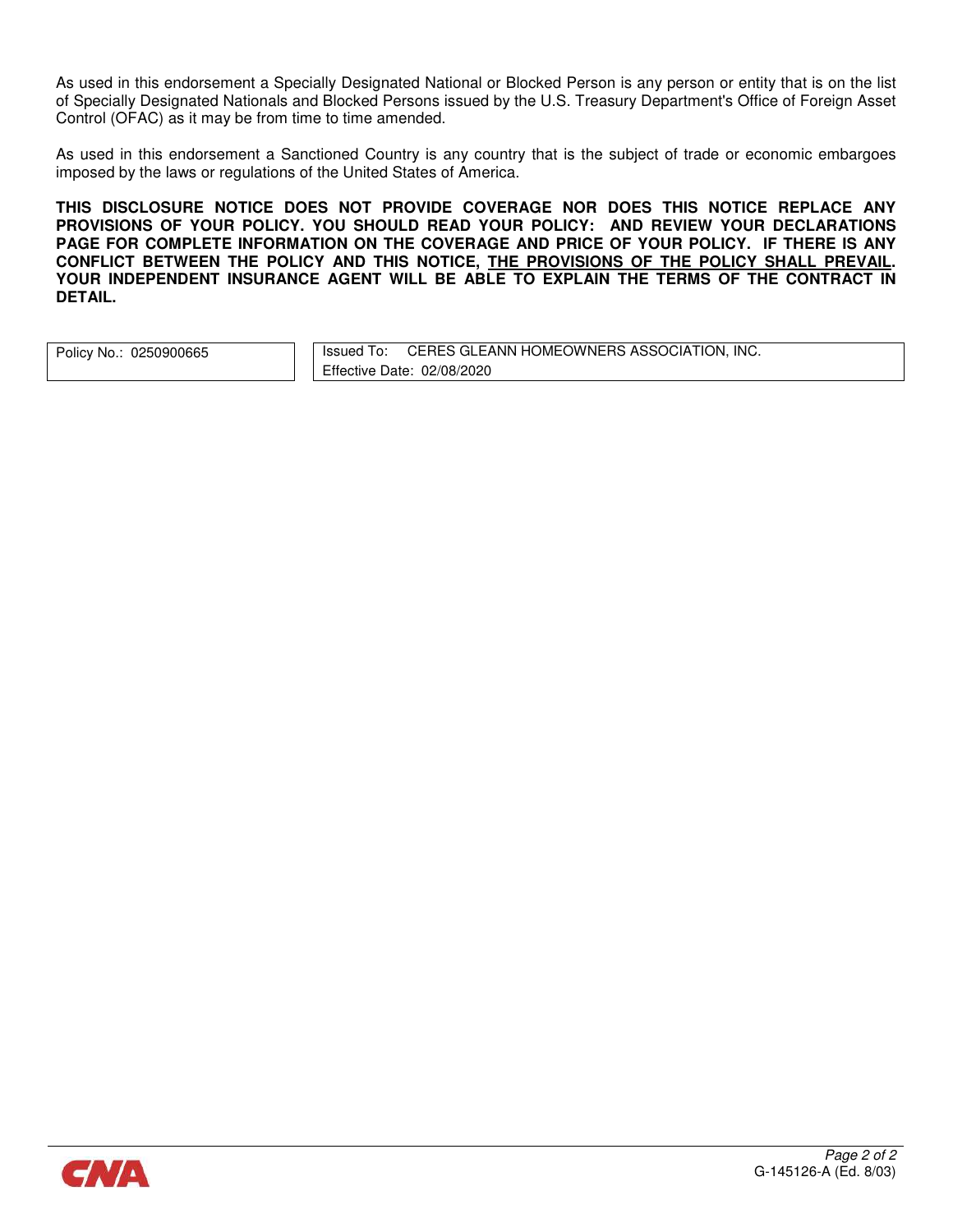As used in this endorsement a Specially Designated National or Blocked Person is any person or entity that is on the list of Specially Designated Nationals and Blocked Persons issued by the U.S. Treasury Department's Office of Foreign Asset Control (OFAC) as it may be from time to time amended.

As used in this endorsement a Sanctioned Country is any country that is the subject of trade or economic embargoes imposed by the laws or regulations of the United States of America.

**THIS DISCLOSURE NOTICE DOES NOT PROVIDE COVERAGE NOR DOES THIS NOTICE REPLACE ANY PROVISIONS OF YOUR POLICY. YOU SHOULD READ YOUR POLICY: AND REVIEW YOUR DECLARATIONS PAGE FOR COMPLETE INFORMATION ON THE COVERAGE AND PRICE OF YOUR POLICY. IF THERE IS ANY CONFLICT BETWEEN THE POLICY AND THIS NOTICE, <u>THE PROVISIONS OF THE POLICY SHALL PREVAIL</u>. YOUR INDEPENDENT INSURANCE AGENT WILL BE ABLE TO EXPLAIN THE TERMS OF THE CONTRACT IN DETAIL.**

| Policy No.: 0250900665 | Issued To: CERES GLEANN HOMEOWNERS ASSOCIATION, INC.<br>Effective Date: 02/08/2020 |
|---|---|

G-145126-A (Ed. 8/03)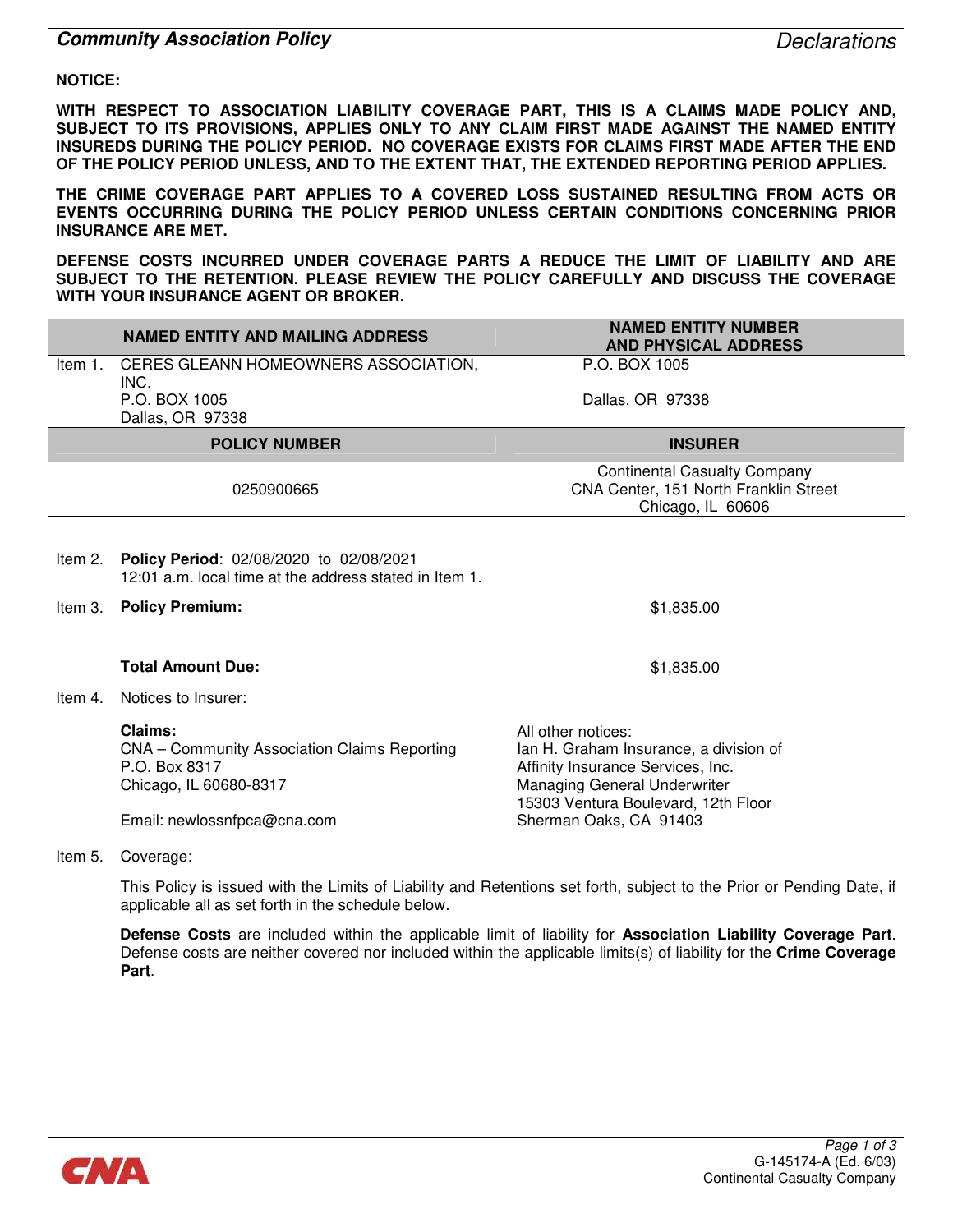## Community Association Policy — Declarations

**NOTICE:**

**WITH RESPECT TO ASSOCIATION LIABILITY COVERAGE PART, THIS IS A CLAIMS MADE POLICY AND, SUBJECT TO ITS PROVISIONS, APPLIES ONLY TO ANY CLAIM FIRST MADE AGAINST THE NAMED ENTITY INSUREDS DURING THE POLICY PERIOD. NO COVERAGE EXISTS FOR CLAIMS FIRST MADE AFTER THE END OF THE POLICY PERIOD UNLESS, AND TO THE EXTENT THAT, THE EXTENDED REPORTING PERIOD APPLIES.**

**THE CRIME COVERAGE PART APPLIES TO A COVERED LOSS SUSTAINED RESULTING FROM ACTS OR EVENTS OCCURRING DURING THE POLICY PERIOD UNLESS CERTAIN CONDITIONS CONCERNING PRIOR INSURANCE ARE MET.**

**DEFENSE COSTS INCURRED UNDER COVERAGE PARTS A REDUCE THE LIMIT OF LIABILITY AND ARE SUBJECT TO THE RETENTION. PLEASE REVIEW THE POLICY CAREFULLY AND DISCUSS THE COVERAGE WITH YOUR INSURANCE AGENT OR BROKER.**

| NAMED ENTITY AND MAILING ADDRESS | NAMED ENTITY NUMBER AND PHYSICAL ADDRESS |
|---|---|
| Item 1. CERES GLEANN HOMEOWNERS ASSOCIATION, INC.<br>P.O. BOX 1005<br>Dallas, OR 97338 | P.O. BOX 1005<br>Dallas, OR 97338 |
| **POLICY NUMBER** | **INSURER** |
| 0250900665 | Continental Casualty Company<br>CNA Center, 151 North Franklin Street<br>Chicago, IL 60606 |

Item 2. **Policy Period**: 02/08/2020 to 02/08/2021
12:01 a.m. local time at the address stated in Item 1.

Item 3. **Policy Premium:** $1,835.00

**Total Amount Due:** $1,835.00

Item 4. Notices to Insurer:

**Claims:**
CNA – Community Association Claims Reporting
P.O. Box 8317
Chicago, IL 60680-8317

Email: newlossnfpca@cna.com

All other notices:
Ian H. Graham Insurance, a division of
Affinity Insurance Services, Inc.
Managing General Underwriter
15303 Ventura Boulevard, 12th Floor
Sherman Oaks, CA 91403

Item 5. Coverage:

This Policy is issued with the Limits of Liability and Retentions set forth, subject to the Prior or Pending Date, if applicable all as set forth in the schedule below.

**Defense Costs** are included within the applicable limit of liability for **Association Liability Coverage Part**. Defense costs are neither covered nor included within the applicable limits(s) of liability for the **Crime Coverage Part**.

G-145174-A (Ed. 6/03)
Continental Casualty Company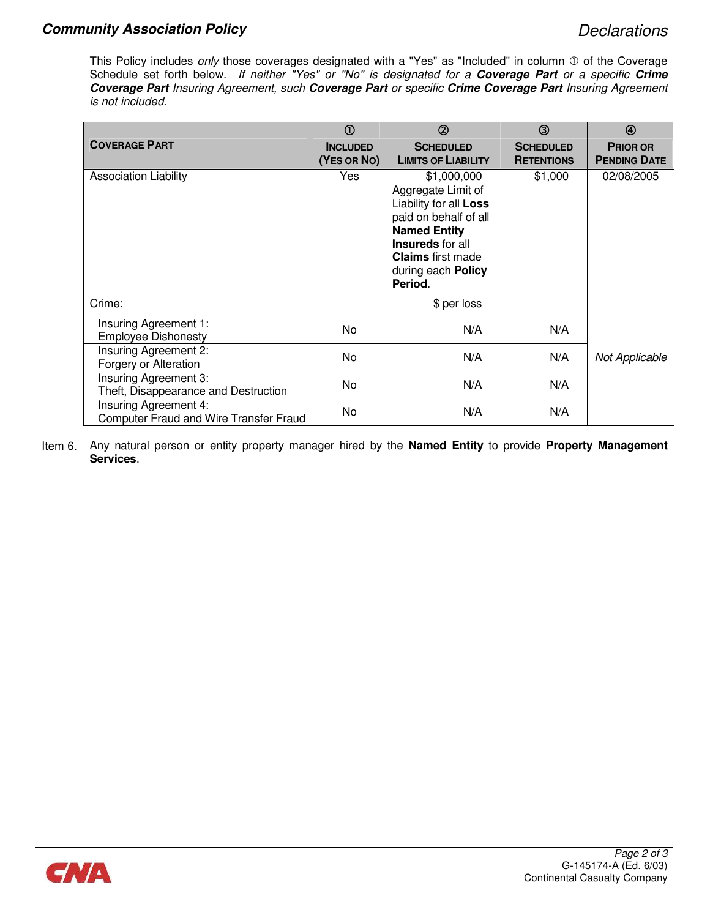This Policy includes *only* those coverages designated with a "Yes" as "Included" in column ① of the Coverage Schedule set forth below. *If neither "Yes" or "No" is designated for a* ***Coverage Part*** *or a specific* ***Crime Coverage Part*** *Insuring Agreement, such* ***Coverage Part*** *or specific* ***Crime Coverage Part*** *Insuring Agreement is not included.*

| **COVERAGE PART** | ① **INCLUDED (YES OR NO)** | ② **SCHEDULED LIMITS OF LIABILITY** | ③ **SCHEDULED RETENTIONS** | ④ **PRIOR OR PENDING DATE** |
|---|---|---|---|---|
| Association Liability | Yes | $1,000,000 Aggregate Limit of Liability for all **Loss** paid on behalf of all **Named Entity Insureds** for all **Claims** first made during each **Policy Period**. | $1,000 | 02/08/2005 |
| Crime: | | $ per loss | | *Not Applicable* |
| Insuring Agreement 1: Employee Dishonesty | No | N/A | N/A | |
| Insuring Agreement 2: Forgery or Alteration | No | N/A | N/A | |
| Insuring Agreement 3: Theft, Disappearance and Destruction | No | N/A | N/A | |
| Insuring Agreement 4: Computer Fraud and Wire Transfer Fraud | No | N/A | N/A | |

Item 6. Any natural person or entity property manager hired by the **Named Entity** to provide **Property Management Services**.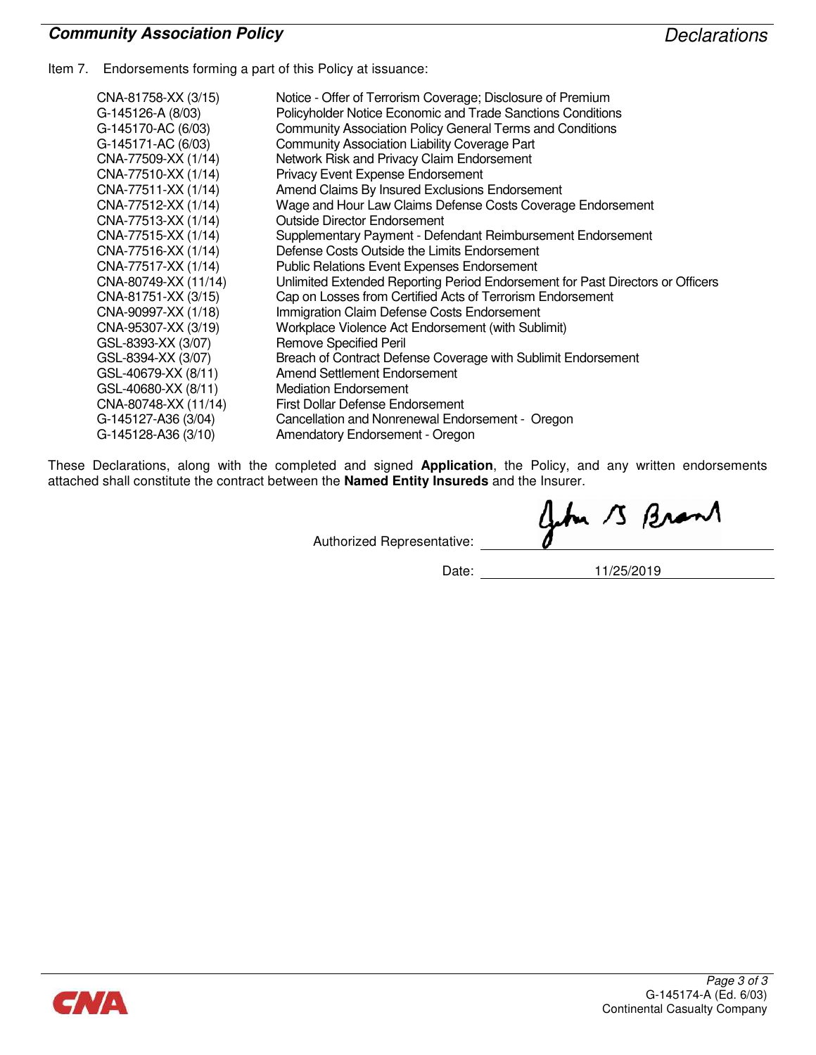Item 7. Endorsements forming a part of this Policy at issuance:

| | |
|---|---|
| CNA-81758-XX (3/15) | Notice - Offer of Terrorism Coverage; Disclosure of Premium |
| G-145126-A (8/03) | Policyholder Notice Economic and Trade Sanctions Conditions |
| G-145170-AC (6/03) | Community Association Policy General Terms and Conditions |
| G-145171-AC (6/03) | Community Association Liability Coverage Part |
| CNA-77509-XX (1/14) | Network Risk and Privacy Claim Endorsement |
| CNA-77510-XX (1/14) | Privacy Event Expense Endorsement |
| CNA-77511-XX (1/14) | Amend Claims By Insured Exclusions Endorsement |
| CNA-77512-XX (1/14) | Wage and Hour Law Claims Defense Costs Coverage Endorsement |
| CNA-77513-XX (1/14) | Outside Director Endorsement |
| CNA-77515-XX (1/14) | Supplementary Payment - Defendant Reimbursement Endorsement |
| CNA-77516-XX (1/14) | Defense Costs Outside the Limits Endorsement |
| CNA-77517-XX (1/14) | Public Relations Event Expenses Endorsement |
| CNA-80749-XX (11/14) | Unlimited Extended Reporting Period Endorsement for Past Directors or Officers |
| CNA-81751-XX (3/15) | Cap on Losses from Certified Acts of Terrorism Endorsement |
| CNA-90997-XX (1/18) | Immigration Claim Defense Costs Endorsement |
| CNA-95307-XX (3/19) | Workplace Violence Act Endorsement (with Sublimit) |
| GSL-8393-XX (3/07) | Remove Specified Peril |
| GSL-8394-XX (3/07) | Breach of Contract Defense Coverage with Sublimit Endorsement |
| GSL-40679-XX (8/11) | Amend Settlement Endorsement |
| GSL-40680-XX (8/11) | Mediation Endorsement |
| CNA-80748-XX (11/14) | First Dollar Defense Endorsement |
| G-145127-A36 (3/04) | Cancellation and Nonrenewal Endorsement - Oregon |
| G-145128-A36 (3/10) | Amendatory Endorsement - Oregon |

These Declarations, along with the completed and signed **Application**, the Policy, and any written endorsements attached shall constitute the contract between the **Named Entity Insureds** and the Insurer.

Authorized Representative: John B Brand

Date: 11/25/2019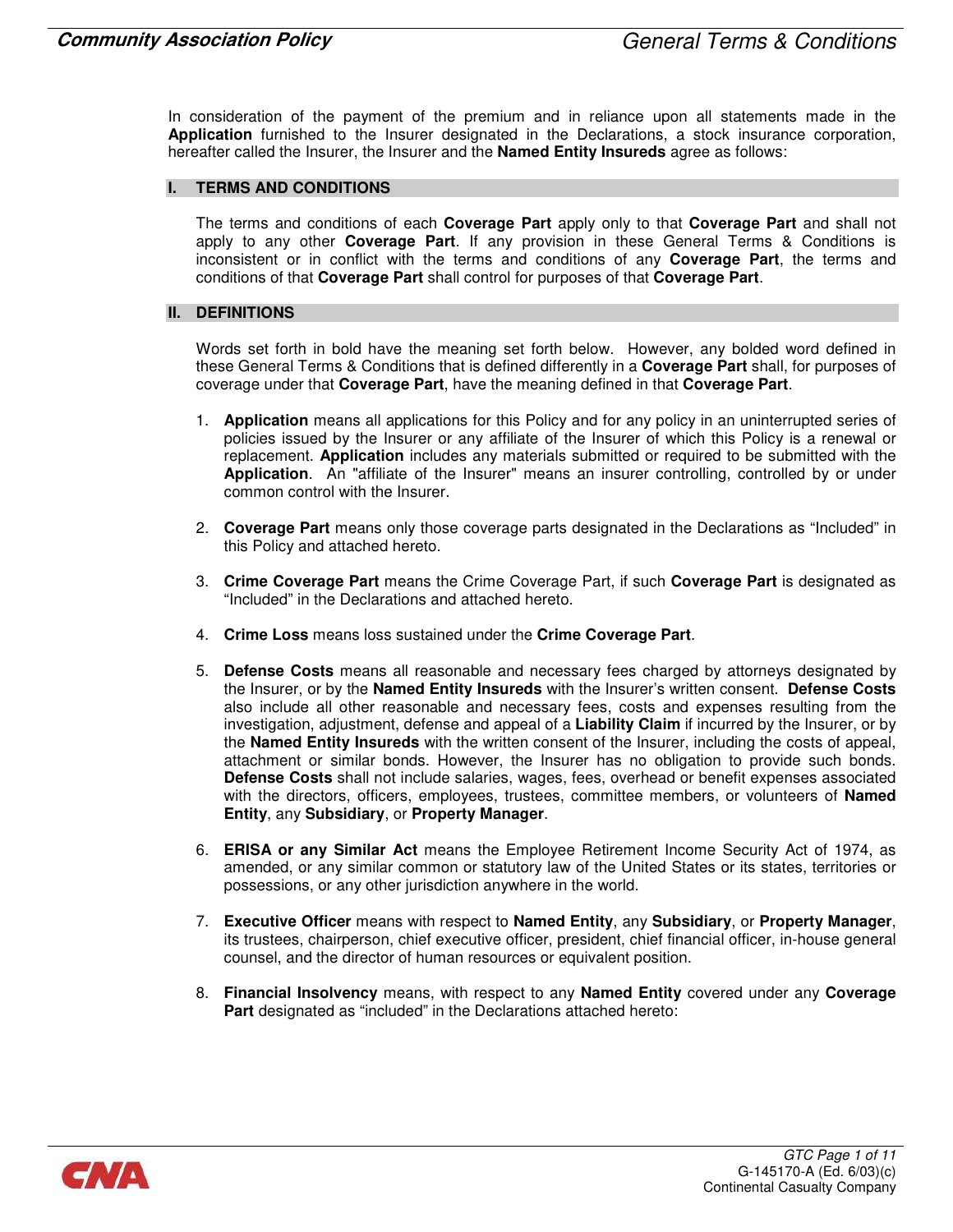In consideration of the payment of the premium and in reliance upon all statements made in the **Application** furnished to the Insurer designated in the Declarations, a stock insurance corporation, hereafter called the Insurer, the Insurer and the **Named Entity Insureds** agree as follows:

## I. TERMS AND CONDITIONS

The terms and conditions of each **Coverage Part** apply only to that **Coverage Part** and shall not apply to any other **Coverage Part**. If any provision in these General Terms & Conditions is inconsistent or in conflict with the terms and conditions of any **Coverage Part**, the terms and conditions of that **Coverage Part** shall control for purposes of that **Coverage Part**.

## II. DEFINITIONS

Words set forth in bold have the meaning set forth below. However, any bolded word defined in these General Terms & Conditions that is defined differently in a **Coverage Part** shall, for purposes of coverage under that **Coverage Part**, have the meaning defined in that **Coverage Part**.

1. **Application** means all applications for this Policy and for any policy in an uninterrupted series of policies issued by the Insurer or any affiliate of the Insurer of which this Policy is a renewal or replacement. **Application** includes any materials submitted or required to be submitted with the **Application**. An "affiliate of the Insurer" means an insurer controlling, controlled by or under common control with the Insurer.

2. **Coverage Part** means only those coverage parts designated in the Declarations as "Included" in this Policy and attached hereto.

3. **Crime Coverage Part** means the Crime Coverage Part, if such **Coverage Part** is designated as "Included" in the Declarations and attached hereto.

4. **Crime Loss** means loss sustained under the **Crime Coverage Part**.

5. **Defense Costs** means all reasonable and necessary fees charged by attorneys designated by the Insurer, or by the **Named Entity Insureds** with the Insurer's written consent. **Defense Costs** also include all other reasonable and necessary fees, costs and expenses resulting from the investigation, adjustment, defense and appeal of a **Liability Claim** if incurred by the Insurer, or by the **Named Entity Insureds** with the written consent of the Insurer, including the costs of appeal, attachment or similar bonds. However, the Insurer has no obligation to provide such bonds. **Defense Costs** shall not include salaries, wages, fees, overhead or benefit expenses associated with the directors, officers, employees, trustees, committee members, or volunteers of **Named Entity**, any **Subsidiary**, or **Property Manager**.

6. **ERISA or any Similar Act** means the Employee Retirement Income Security Act of 1974, as amended, or any similar common or statutory law of the United States or its states, territories or possessions, or any other jurisdiction anywhere in the world.

7. **Executive Officer** means with respect to **Named Entity**, any **Subsidiary**, or **Property Manager**, its trustees, chairperson, chief executive officer, president, chief financial officer, in-house general counsel, and the director of human resources or equivalent position.

8. **Financial Insolvency** means, with respect to any **Named Entity** covered under any **Coverage Part** designated as "included" in the Declarations attached hereto: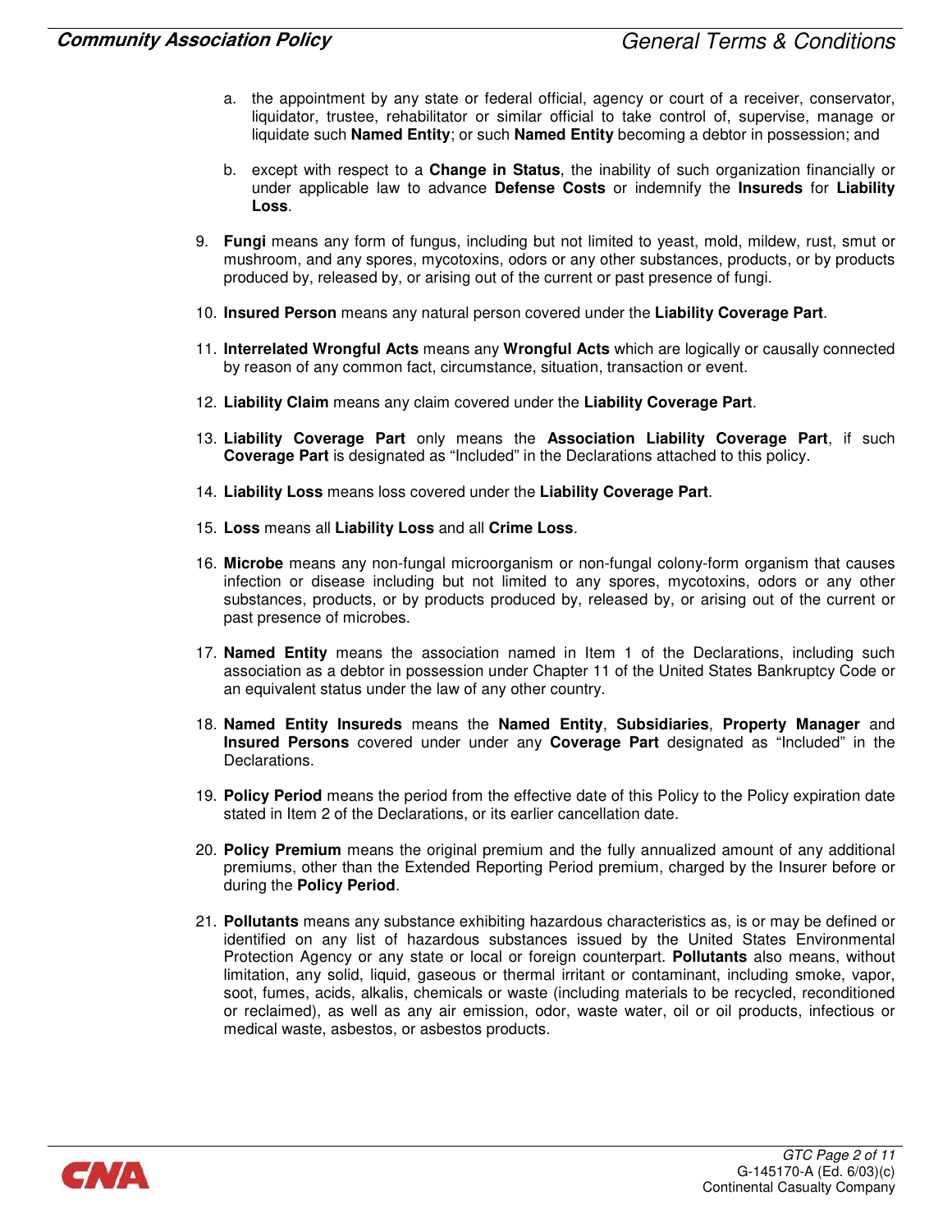a. the appointment by any state or federal official, agency or court of a receiver, conservator, liquidator, trustee, rehabilitator or similar official to take control of, supervise, manage or liquidate such **Named Entity**; or such **Named Entity** becoming a debtor in possession; and

b. except with respect to a **Change in Status**, the inability of such organization financially or under applicable law to advance **Defense Costs** or indemnify the **Insureds** for **Liability Loss**.

9. **Fungi** means any form of fungus, including but not limited to yeast, mold, mildew, rust, smut or mushroom, and any spores, mycotoxins, odors or any other substances, products, or by products produced by, released by, or arising out of the current or past presence of fungi.

10. **Insured Person** means any natural person covered under the **Liability Coverage Part**.

11. **Interrelated Wrongful Acts** means any **Wrongful Acts** which are logically or causally connected by reason of any common fact, circumstance, situation, transaction or event.

12. **Liability Claim** means any claim covered under the **Liability Coverage Part**.

13. **Liability Coverage Part** only means the **Association Liability Coverage Part**, if such **Coverage Part** is designated as "Included" in the Declarations attached to this policy.

14. **Liability Loss** means loss covered under the **Liability Coverage Part**.

15. **Loss** means all **Liability Loss** and all **Crime Loss**.

16. **Microbe** means any non-fungal microorganism or non-fungal colony-form organism that causes infection or disease including but not limited to any spores, mycotoxins, odors or any other substances, products, or by products produced by, released by, or arising out of the current or past presence of microbes.

17. **Named Entity** means the association named in Item 1 of the Declarations, including such association as a debtor in possession under Chapter 11 of the United States Bankruptcy Code or an equivalent status under the law of any other country.

18. **Named Entity Insureds** means the **Named Entity**, **Subsidiaries**, **Property Manager** and **Insured Persons** covered under under any **Coverage Part** designated as "Included" in the Declarations.

19. **Policy Period** means the period from the effective date of this Policy to the Policy expiration date stated in Item 2 of the Declarations, or its earlier cancellation date.

20. **Policy Premium** means the original premium and the fully annualized amount of any additional premiums, other than the Extended Reporting Period premium, charged by the Insurer before or during the **Policy Period**.

21. **Pollutants** means any substance exhibiting hazardous characteristics as, is or may be defined or identified on any list of hazardous substances issued by the United States Environmental Protection Agency or any state or local or foreign counterpart. **Pollutants** also means, without limitation, any solid, liquid, gaseous or thermal irritant or contaminant, including smoke, vapor, soot, fumes, acids, alkalis, chemicals or waste (including materials to be recycled, reconditioned or reclaimed), as well as any air emission, odor, waste water, oil or oil products, infectious or medical waste, asbestos, or asbestos products.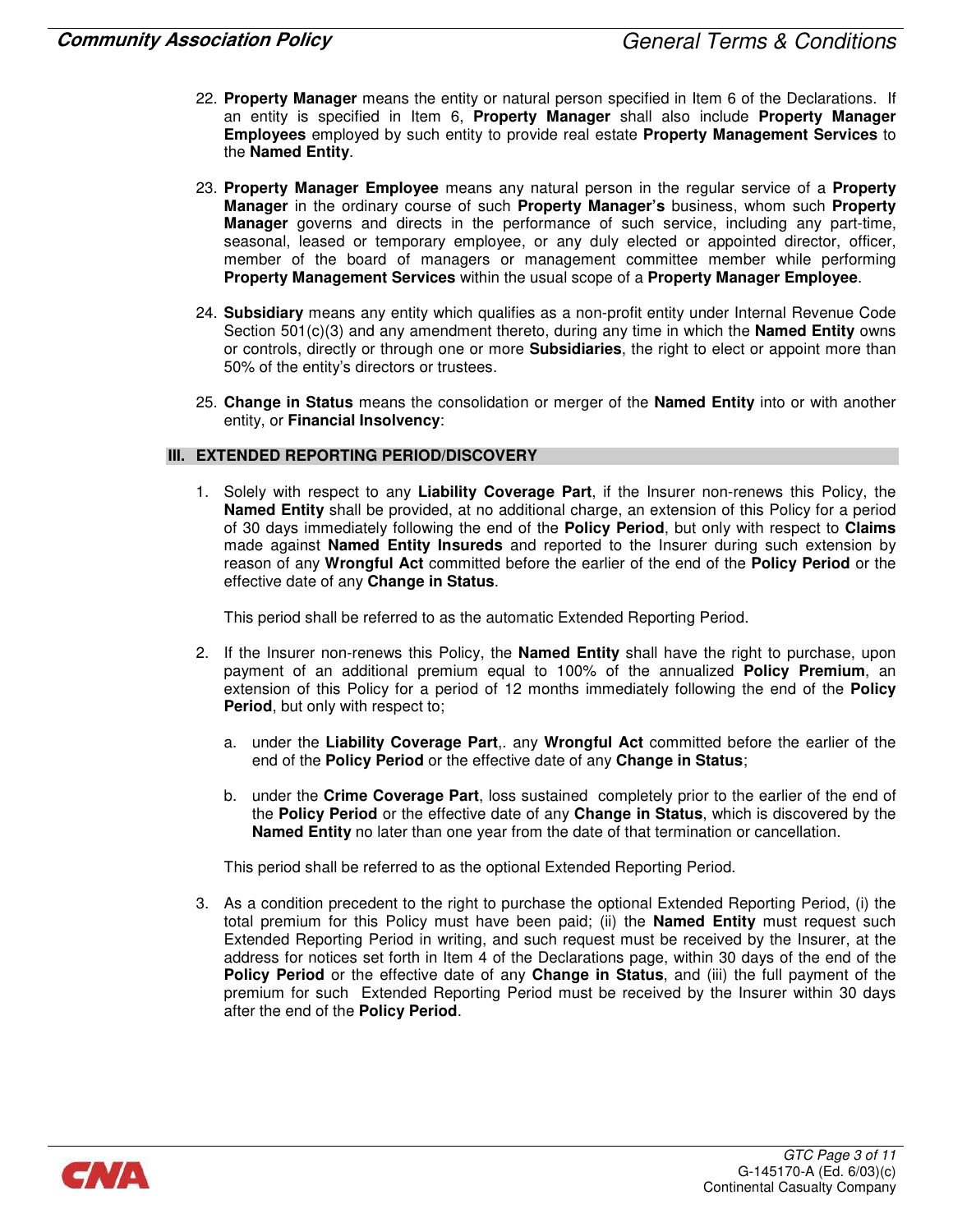22. **Property Manager** means the entity or natural person specified in Item 6 of the Declarations. If an entity is specified in Item 6, **Property Manager** shall also include **Property Manager Employees** employed by such entity to provide real estate **Property Management Services** to the **Named Entity**.

23. **Property Manager Employee** means any natural person in the regular service of a **Property Manager** in the ordinary course of such **Property Manager's** business, whom such **Property Manager** governs and directs in the performance of such service, including any part-time, seasonal, leased or temporary employee, or any duly elected or appointed director, officer, member of the board of managers or management committee member while performing **Property Management Services** within the usual scope of a **Property Manager Employee**.

24. **Subsidiary** means any entity which qualifies as a non-profit entity under Internal Revenue Code Section 501(c)(3) and any amendment thereto, during any time in which the **Named Entity** owns or controls, directly or through one or more **Subsidiaries**, the right to elect or appoint more than 50% of the entity's directors or trustees.

25. **Change in Status** means the consolidation or merger of the **Named Entity** into or with another entity, or **Financial Insolvency**:

## III. EXTENDED REPORTING PERIOD/DISCOVERY

1. Solely with respect to any **Liability Coverage Part**, if the Insurer non-renews this Policy, the **Named Entity** shall be provided, at no additional charge, an extension of this Policy for a period of 30 days immediately following the end of the **Policy Period**, but only with respect to **Claims** made against **Named Entity Insureds** and reported to the Insurer during such extension by reason of any **Wrongful Act** committed before the earlier of the end of the **Policy Period** or the effective date of any **Change in Status**.

   This period shall be referred to as the automatic Extended Reporting Period.

2. If the Insurer non-renews this Policy, the **Named Entity** shall have the right to purchase, upon payment of an additional premium equal to 100% of the annualized **Policy Premium**, an extension of this Policy for a period of 12 months immediately following the end of the **Policy Period**, but only with respect to;

   a. under the **Liability Coverage Part**,. any **Wrongful Act** committed before the earlier of the end of the **Policy Period** or the effective date of any **Change in Status**;

   b. under the **Crime Coverage Part**, loss sustained completely prior to the earlier of the end of the **Policy Period** or the effective date of any **Change in Status**, which is discovered by the **Named Entity** no later than one year from the date of that termination or cancellation.

   This period shall be referred to as the optional Extended Reporting Period.

3. As a condition precedent to the right to purchase the optional Extended Reporting Period, (i) the total premium for this Policy must have been paid; (ii) the **Named Entity** must request such Extended Reporting Period in writing, and such request must be received by the Insurer, at the address for notices set forth in Item 4 of the Declarations page, within 30 days of the end of the **Policy Period** or the effective date of any **Change in Status**, and (iii) the full payment of the premium for such Extended Reporting Period must be received by the Insurer within 30 days after the end of the **Policy Period**.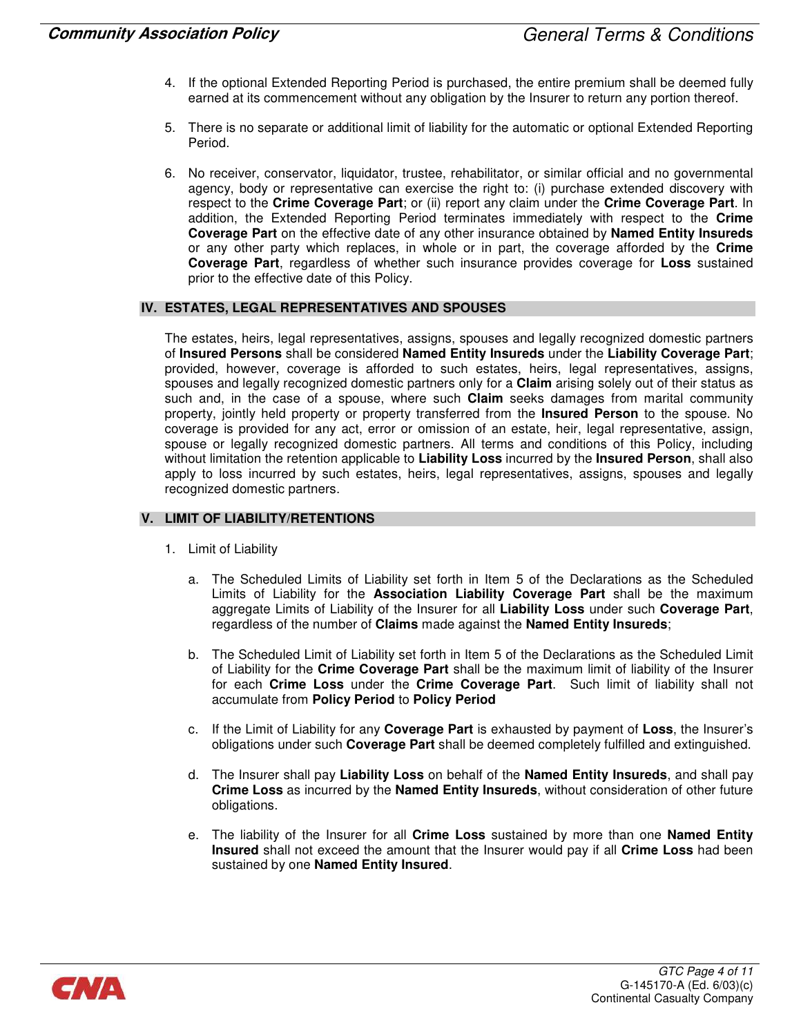4. If the optional Extended Reporting Period is purchased, the entire premium shall be deemed fully earned at its commencement without any obligation by the Insurer to return any portion thereof.

5. There is no separate or additional limit of liability for the automatic or optional Extended Reporting Period.

6. No receiver, conservator, liquidator, trustee, rehabilitator, or similar official and no governmental agency, body or representative can exercise the right to: (i) purchase extended discovery with respect to the **Crime Coverage Part**; or (ii) report any claim under the **Crime Coverage Part**. In addition, the Extended Reporting Period terminates immediately with respect to the **Crime Coverage Part** on the effective date of any other insurance obtained by **Named Entity Insureds** or any other party which replaces, in whole or in part, the coverage afforded by the **Crime Coverage Part**, regardless of whether such insurance provides coverage for **Loss** sustained prior to the effective date of this Policy.

## IV. ESTATES, LEGAL REPRESENTATIVES AND SPOUSES

The estates, heirs, legal representatives, assigns, spouses and legally recognized domestic partners of **Insured Persons** shall be considered **Named Entity Insureds** under the **Liability Coverage Part**; provided, however, coverage is afforded to such estates, heirs, legal representatives, assigns, spouses and legally recognized domestic partners only for a **Claim** arising solely out of their status as such and, in the case of a spouse, where such **Claim** seeks damages from marital community property, jointly held property or property transferred from the **Insured Person** to the spouse. No coverage is provided for any act, error or omission of an estate, heir, legal representative, assign, spouse or legally recognized domestic partners. All terms and conditions of this Policy, including without limitation the retention applicable to **Liability Loss** incurred by the **Insured Person**, shall also apply to loss incurred by such estates, heirs, legal representatives, assigns, spouses and legally recognized domestic partners.

## V. LIMIT OF LIABILITY/RETENTIONS

1. Limit of Liability

   a. The Scheduled Limits of Liability set forth in Item 5 of the Declarations as the Scheduled Limits of Liability for the **Association Liability Coverage Part** shall be the maximum aggregate Limits of Liability of the Insurer for all **Liability Loss** under such **Coverage Part**, regardless of the number of **Claims** made against the **Named Entity Insureds**;

   b. The Scheduled Limit of Liability set forth in Item 5 of the Declarations as the Scheduled Limit of Liability for the **Crime Coverage Part** shall be the maximum limit of liability of the Insurer for each **Crime Loss** under the **Crime Coverage Part**. Such limit of liability shall not accumulate from **Policy Period** to **Policy Period**

   c. If the Limit of Liability for any **Coverage Part** is exhausted by payment of **Loss**, the Insurer's obligations under such **Coverage Part** shall be deemed completely fulfilled and extinguished.

   d. The Insurer shall pay **Liability Loss** on behalf of the **Named Entity Insureds**, and shall pay **Crime Loss** as incurred by the **Named Entity Insureds**, without consideration of other future obligations.

   e. The liability of the Insurer for all **Crime Loss** sustained by more than one **Named Entity Insured** shall not exceed the amount that the Insurer would pay if all **Crime Loss** had been sustained by one **Named Entity Insured**.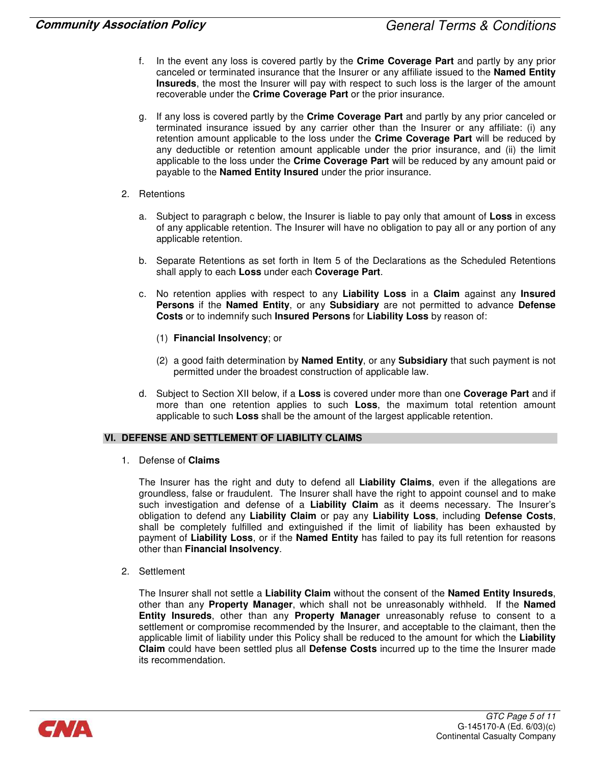f. In the event any loss is covered partly by the **Crime Coverage Part** and partly by any prior canceled or terminated insurance that the Insurer or any affiliate issued to the **Named Entity Insureds**, the most the Insurer will pay with respect to such loss is the larger of the amount recoverable under the **Crime Coverage Part** or the prior insurance.

g. If any loss is covered partly by the **Crime Coverage Part** and partly by any prior canceled or terminated insurance issued by any carrier other than the Insurer or any affiliate: (i) any retention amount applicable to the loss under the **Crime Coverage Part** will be reduced by any deductible or retention amount applicable under the prior insurance, and (ii) the limit applicable to the loss under the **Crime Coverage Part** will be reduced by any amount paid or payable to the **Named Entity Insured** under the prior insurance.

2. Retentions

a. Subject to paragraph c below, the Insurer is liable to pay only that amount of **Loss** in excess of any applicable retention. The Insurer will have no obligation to pay all or any portion of any applicable retention.

b. Separate Retentions as set forth in Item 5 of the Declarations as the Scheduled Retentions shall apply to each **Loss** under each **Coverage Part**.

c. No retention applies with respect to any **Liability Loss** in a **Claim** against any **Insured Persons** if the **Named Entity**, or any **Subsidiary** are not permitted to advance **Defense Costs** or to indemnify such **Insured Persons** for **Liability Loss** by reason of:

(1) **Financial Insolvency**; or

(2) a good faith determination by **Named Entity**, or any **Subsidiary** that such payment is not permitted under the broadest construction of applicable law.

d. Subject to Section XII below, if a **Loss** is covered under more than one **Coverage Part** and if more than one retention applies to such **Loss**, the maximum total retention amount applicable to such **Loss** shall be the amount of the largest applicable retention.

## VI. DEFENSE AND SETTLEMENT OF LIABILITY CLAIMS

1. Defense of **Claims**

The Insurer has the right and duty to defend all **Liability Claims**, even if the allegations are groundless, false or fraudulent. The Insurer shall have the right to appoint counsel and to make such investigation and defense of a **Liability Claim** as it deems necessary. The Insurer's obligation to defend any **Liability Claim** or pay any **Liability Loss**, including **Defense Costs**, shall be completely fulfilled and extinguished if the limit of liability has been exhausted by payment of **Liability Loss**, or if the **Named Entity** has failed to pay its full retention for reasons other than **Financial Insolvency**.

2. Settlement

The Insurer shall not settle a **Liability Claim** without the consent of the **Named Entity Insureds**, other than any **Property Manager**, which shall not be unreasonably withheld. If the **Named Entity Insureds**, other than any **Property Manager** unreasonably refuse to consent to a settlement or compromise recommended by the Insurer, and acceptable to the claimant, then the applicable limit of liability under this Policy shall be reduced to the amount for which the **Liability Claim** could have been settled plus all **Defense Costs** incurred up to the time the Insurer made its recommendation.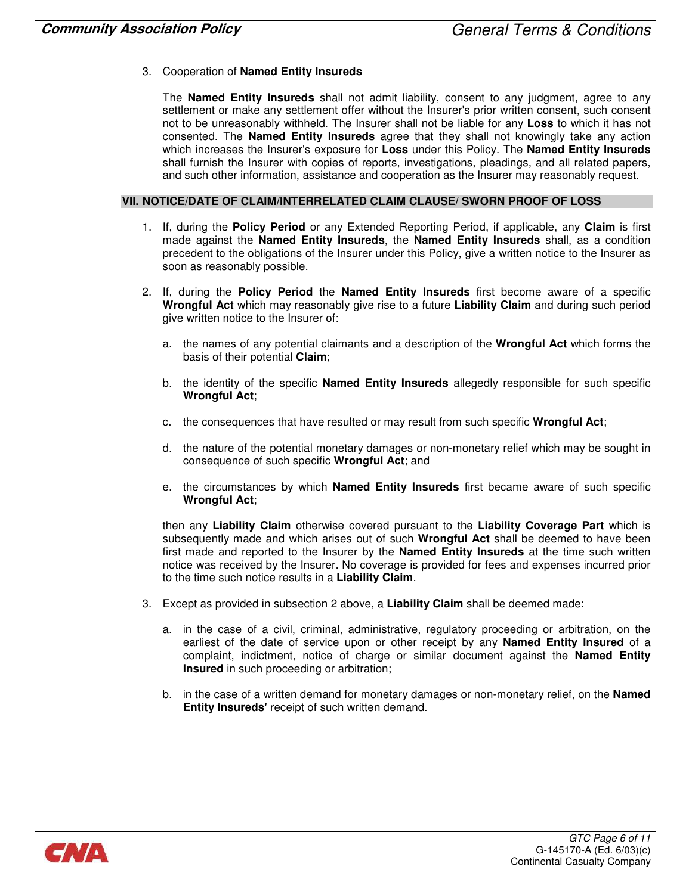3. Cooperation of **Named Entity Insureds**

   The **Named Entity Insureds** shall not admit liability, consent to any judgment, agree to any settlement or make any settlement offer without the Insurer's prior written consent, such consent not to be unreasonably withheld. The Insurer shall not be liable for any **Loss** to which it has not consented. The **Named Entity Insureds** agree that they shall not knowingly take any action which increases the Insurer's exposure for **Loss** under this Policy. The **Named Entity Insureds** shall furnish the Insurer with copies of reports, investigations, pleadings, and all related papers, and such other information, assistance and cooperation as the Insurer may reasonably request.

## VII. NOTICE/DATE OF CLAIM/INTERRELATED CLAIM CLAUSE/ SWORN PROOF OF LOSS

1. If, during the **Policy Period** or any Extended Reporting Period, if applicable, any **Claim** is first made against the **Named Entity Insureds**, the **Named Entity Insureds** shall, as a condition precedent to the obligations of the Insurer under this Policy, give a written notice to the Insurer as soon as reasonably possible.

2. If, during the **Policy Period** the **Named Entity Insureds** first become aware of a specific **Wrongful Act** which may reasonably give rise to a future **Liability Claim** and during such period give written notice to the Insurer of:

   a. the names of any potential claimants and a description of the **Wrongful Act** which forms the basis of their potential **Claim**;

   b. the identity of the specific **Named Entity Insureds** allegedly responsible for such specific **Wrongful Act**;

   c. the consequences that have resulted or may result from such specific **Wrongful Act**;

   d. the nature of the potential monetary damages or non-monetary relief which may be sought in consequence of such specific **Wrongful Act**; and

   e. the circumstances by which **Named Entity Insureds** first became aware of such specific **Wrongful Act**;

   then any **Liability Claim** otherwise covered pursuant to the **Liability Coverage Part** which is subsequently made and which arises out of such **Wrongful Act** shall be deemed to have been first made and reported to the Insurer by the **Named Entity Insureds** at the time such written notice was received by the Insurer. No coverage is provided for fees and expenses incurred prior to the time such notice results in a **Liability Claim**.

3. Except as provided in subsection 2 above, a **Liability Claim** shall be deemed made:

   a. in the case of a civil, criminal, administrative, regulatory proceeding or arbitration, on the earliest of the date of service upon or other receipt by any **Named Entity Insured** of a complaint, indictment, notice of charge or similar document against the **Named Entity Insured** in such proceeding or arbitration;

   b. in the case of a written demand for monetary damages or non-monetary relief, on the **Named Entity Insureds'** receipt of such written demand.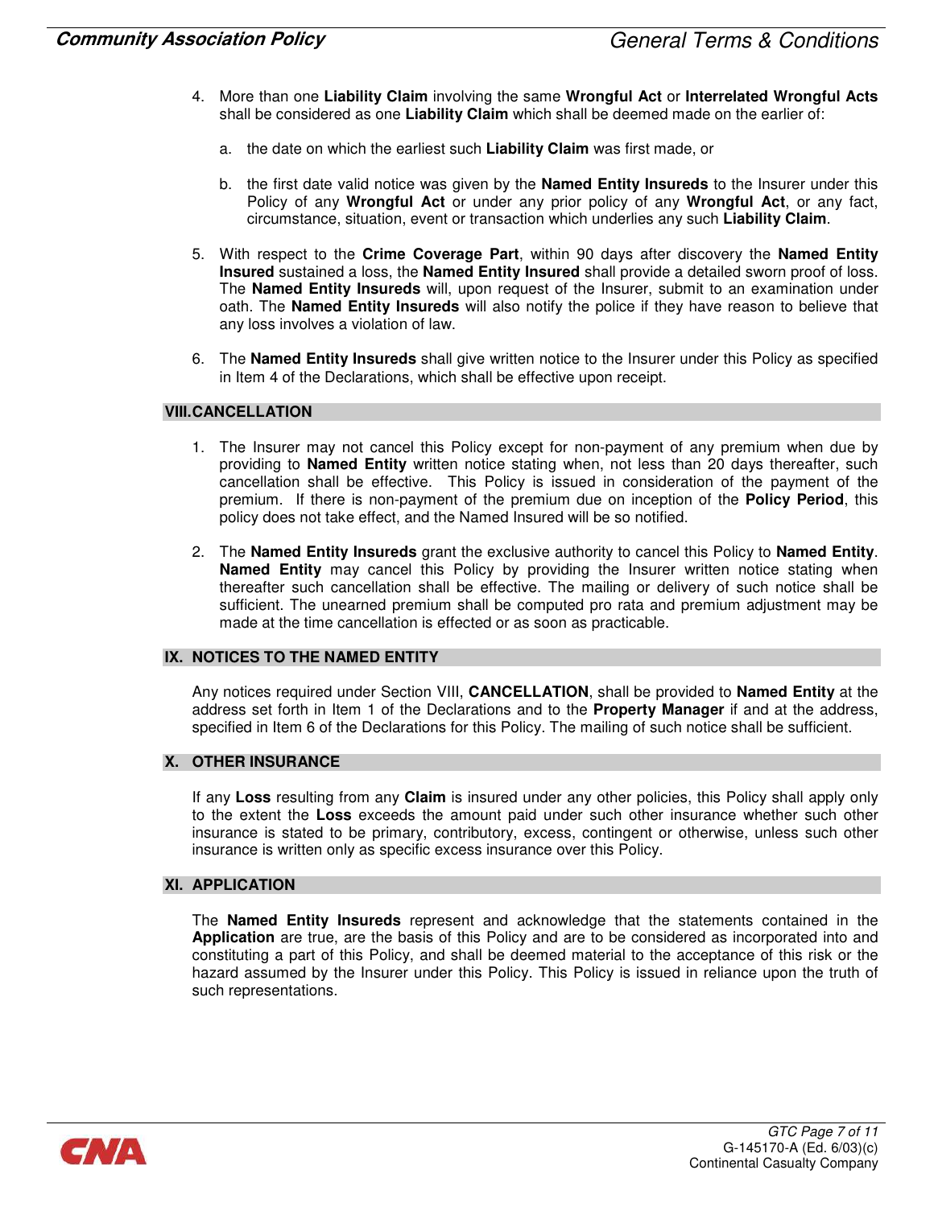4. More than one **Liability Claim** involving the same **Wrongful Act** or **Interrelated Wrongful Acts** shall be considered as one **Liability Claim** which shall be deemed made on the earlier of:

   a. the date on which the earliest such **Liability Claim** was first made, or

   b. the first date valid notice was given by the **Named Entity Insureds** to the Insurer under this Policy of any **Wrongful Act** or under any prior policy of any **Wrongful Act**, or any fact, circumstance, situation, event or transaction which underlies any such **Liability Claim**.

5. With respect to the **Crime Coverage Part**, within 90 days after discovery the **Named Entity Insured** sustained a loss, the **Named Entity Insured** shall provide a detailed sworn proof of loss. The **Named Entity Insureds** will, upon request of the Insurer, submit to an examination under oath. The **Named Entity Insureds** will also notify the police if they have reason to believe that any loss involves a violation of law.

6. The **Named Entity Insureds** shall give written notice to the Insurer under this Policy as specified in Item 4 of the Declarations, which shall be effective upon receipt.

## VIII. CANCELLATION

1. The Insurer may not cancel this Policy except for non-payment of any premium when due by providing to **Named Entity** written notice stating when, not less than 20 days thereafter, such cancellation shall be effective. This Policy is issued in consideration of the payment of the premium. If there is non-payment of the premium due on inception of the **Policy Period**, this policy does not take effect, and the Named Insured will be so notified.

2. The **Named Entity Insureds** grant the exclusive authority to cancel this Policy to **Named Entity**. **Named Entity** may cancel this Policy by providing the Insurer written notice stating when thereafter such cancellation shall be effective. The mailing or delivery of such notice shall be sufficient. The unearned premium shall be computed pro rata and premium adjustment may be made at the time cancellation is effected or as soon as practicable.

## IX. NOTICES TO THE NAMED ENTITY

Any notices required under Section VIII, **CANCELLATION**, shall be provided to **Named Entity** at the address set forth in Item 1 of the Declarations and to the **Property Manager** if and at the address, specified in Item 6 of the Declarations for this Policy. The mailing of such notice shall be sufficient.

## X. OTHER INSURANCE

If any **Loss** resulting from any **Claim** is insured under any other policies, this Policy shall apply only to the extent the **Loss** exceeds the amount paid under such other insurance whether such other insurance is stated to be primary, contributory, excess, contingent or otherwise, unless such other insurance is written only as specific excess insurance over this Policy.

## XI. APPLICATION

The **Named Entity Insureds** represent and acknowledge that the statements contained in the **Application** are true, are the basis of this Policy and are to be considered as incorporated into and constituting a part of this Policy, and shall be deemed material to the acceptance of this risk or the hazard assumed by the Insurer under this Policy. This Policy is issued in reliance upon the truth of such representations.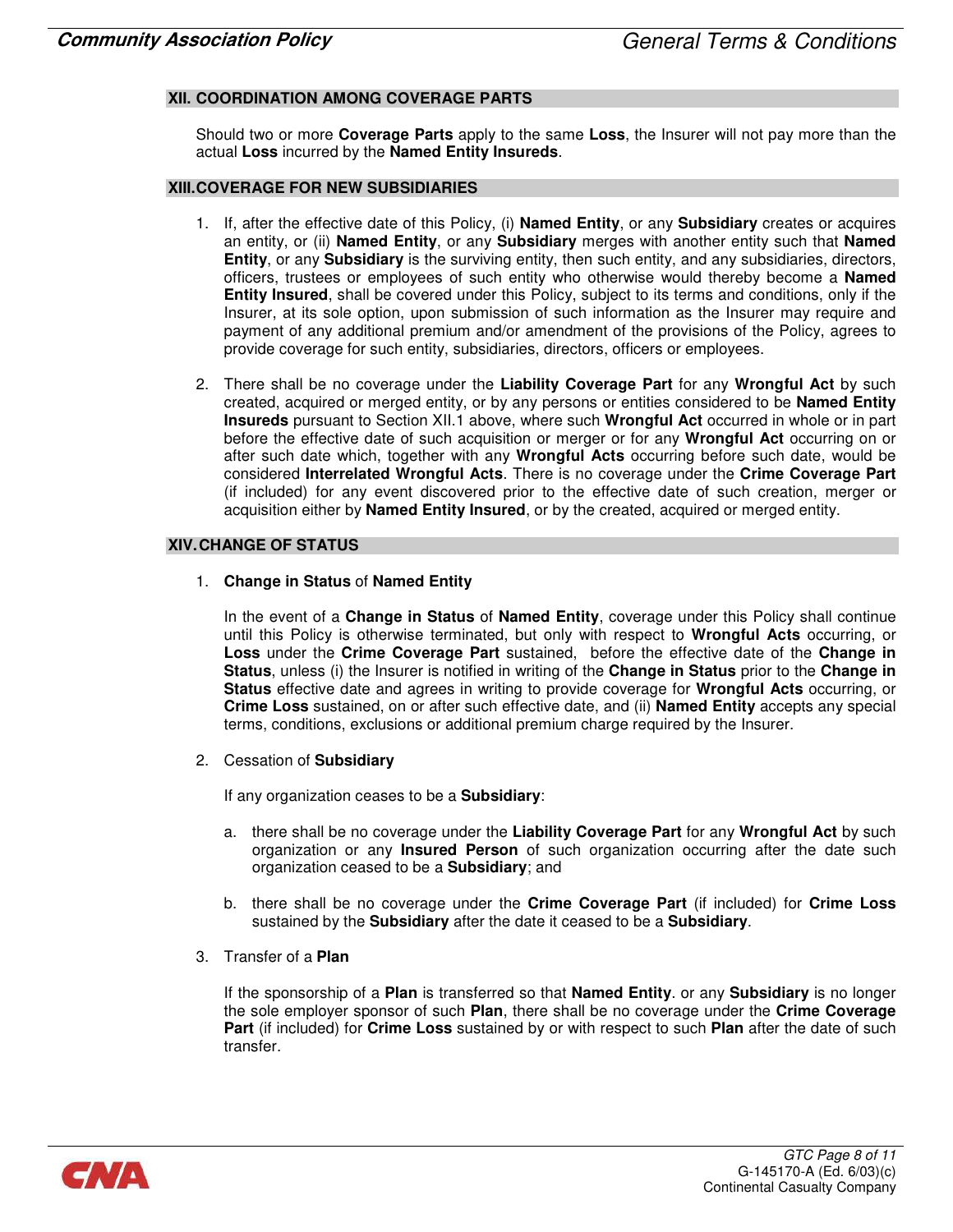## XII. COORDINATION AMONG COVERAGE PARTS

Should two or more **Coverage Parts** apply to the same **Loss**, the Insurer will not pay more than the actual **Loss** incurred by the **Named Entity Insureds**.

## XIII. COVERAGE FOR NEW SUBSIDIARIES

1. If, after the effective date of this Policy, (i) **Named Entity**, or any **Subsidiary** creates or acquires an entity, or (ii) **Named Entity**, or any **Subsidiary** merges with another entity such that **Named Entity**, or any **Subsidiary** is the surviving entity, then such entity, and any subsidiaries, directors, officers, trustees or employees of such entity who otherwise would thereby become a **Named Entity Insured**, shall be covered under this Policy, subject to its terms and conditions, only if the Insurer, at its sole option, upon submission of such information as the Insurer may require and payment of any additional premium and/or amendment of the provisions of the Policy, agrees to provide coverage for such entity, subsidiaries, directors, officers or employees.

2. There shall be no coverage under the **Liability Coverage Part** for any **Wrongful Act** by such created, acquired or merged entity, or by any persons or entities considered to be **Named Entity Insureds** pursuant to Section XII.1 above, where such **Wrongful Act** occurred in whole or in part before the effective date of such acquisition or merger or for any **Wrongful Act** occurring on or after such date which, together with any **Wrongful Acts** occurring before such date, would be considered **Interrelated Wrongful Acts**. There is no coverage under the **Crime Coverage Part** (if included) for any event discovered prior to the effective date of such creation, merger or acquisition either by **Named Entity Insured**, or by the created, acquired or merged entity.

## XIV. CHANGE OF STATUS

1. **Change in Status** of **Named Entity**

   In the event of a **Change in Status** of **Named Entity**, coverage under this Policy shall continue until this Policy is otherwise terminated, but only with respect to **Wrongful Acts** occurring, or **Loss** under the **Crime Coverage Part** sustained, before the effective date of the **Change in Status**, unless (i) the Insurer is notified in writing of the **Change in Status** prior to the **Change in Status** effective date and agrees in writing to provide coverage for **Wrongful Acts** occurring, or **Crime Loss** sustained, on or after such effective date, and (ii) **Named Entity** accepts any special terms, conditions, exclusions or additional premium charge required by the Insurer.

2. Cessation of **Subsidiary**

   If any organization ceases to be a **Subsidiary**:

   a. there shall be no coverage under the **Liability Coverage Part** for any **Wrongful Act** by such organization or any **Insured Person** of such organization occurring after the date such organization ceased to be a **Subsidiary**; and

   b. there shall be no coverage under the **Crime Coverage Part** (if included) for **Crime Loss** sustained by the **Subsidiary** after the date it ceased to be a **Subsidiary**.

3. Transfer of a **Plan**

   If the sponsorship of a **Plan** is transferred so that **Named Entity**. or any **Subsidiary** is no longer the sole employer sponsor of such **Plan**, there shall be no coverage under the **Crime Coverage Part** (if included) for **Crime Loss** sustained by or with respect to such **Plan** after the date of such transfer.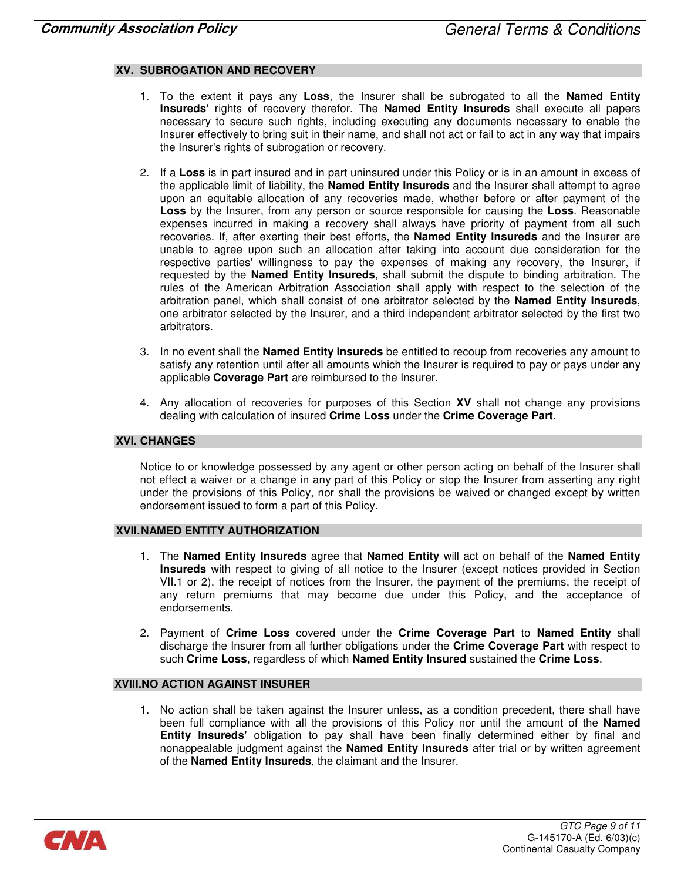## XV. SUBROGATION AND RECOVERY

1. To the extent it pays any **Loss**, the Insurer shall be subrogated to all the **Named Entity Insureds'** rights of recovery therefor. The **Named Entity Insureds** shall execute all papers necessary to secure such rights, including executing any documents necessary to enable the Insurer effectively to bring suit in their name, and shall not act or fail to act in any way that impairs the Insurer's rights of subrogation or recovery.

2. If a **Loss** is in part insured and in part uninsured under this Policy or is in an amount in excess of the applicable limit of liability, the **Named Entity Insureds** and the Insurer shall attempt to agree upon an equitable allocation of any recoveries made, whether before or after payment of the **Loss** by the Insurer, from any person or source responsible for causing the **Loss**. Reasonable expenses incurred in making a recovery shall always have priority of payment from all such recoveries. If, after exerting their best efforts, the **Named Entity Insureds** and the Insurer are unable to agree upon such an allocation after taking into account due consideration for the respective parties' willingness to pay the expenses of making any recovery, the Insurer, if requested by the **Named Entity Insureds**, shall submit the dispute to binding arbitration. The rules of the American Arbitration Association shall apply with respect to the selection of the arbitration panel, which shall consist of one arbitrator selected by the **Named Entity Insureds**, one arbitrator selected by the Insurer, and a third independent arbitrator selected by the first two arbitrators.

3. In no event shall the **Named Entity Insureds** be entitled to recoup from recoveries any amount to satisfy any retention until after all amounts which the Insurer is required to pay or pays under any applicable **Coverage Part** are reimbursed to the Insurer.

4. Any allocation of recoveries for purposes of this Section **XV** shall not change any provisions dealing with calculation of insured **Crime Loss** under the **Crime Coverage Part**.

## XVI. CHANGES

Notice to or knowledge possessed by any agent or other person acting on behalf of the Insurer shall not effect a waiver or a change in any part of this Policy or stop the Insurer from asserting any right under the provisions of this Policy, nor shall the provisions be waived or changed except by written endorsement issued to form a part of this Policy.

## XVII. NAMED ENTITY AUTHORIZATION

1. The **Named Entity Insureds** agree that **Named Entity** will act on behalf of the **Named Entity Insureds** with respect to giving of all notice to the Insurer (except notices provided in Section VII.1 or 2), the receipt of notices from the Insurer, the payment of the premiums, the receipt of any return premiums that may become due under this Policy, and the acceptance of endorsements.

2. Payment of **Crime Loss** covered under the **Crime Coverage Part** to **Named Entity** shall discharge the Insurer from all further obligations under the **Crime Coverage Part** with respect to such **Crime Loss**, regardless of which **Named Entity Insured** sustained the **Crime Loss**.

## XVIII. NO ACTION AGAINST INSURER

1. No action shall be taken against the Insurer unless, as a condition precedent, there shall have been full compliance with all the provisions of this Policy nor until the amount of the **Named Entity Insureds'** obligation to pay shall have been finally determined either by final and nonappealable judgment against the **Named Entity Insureds** after trial or by written agreement of the **Named Entity Insureds**, the claimant and the Insurer.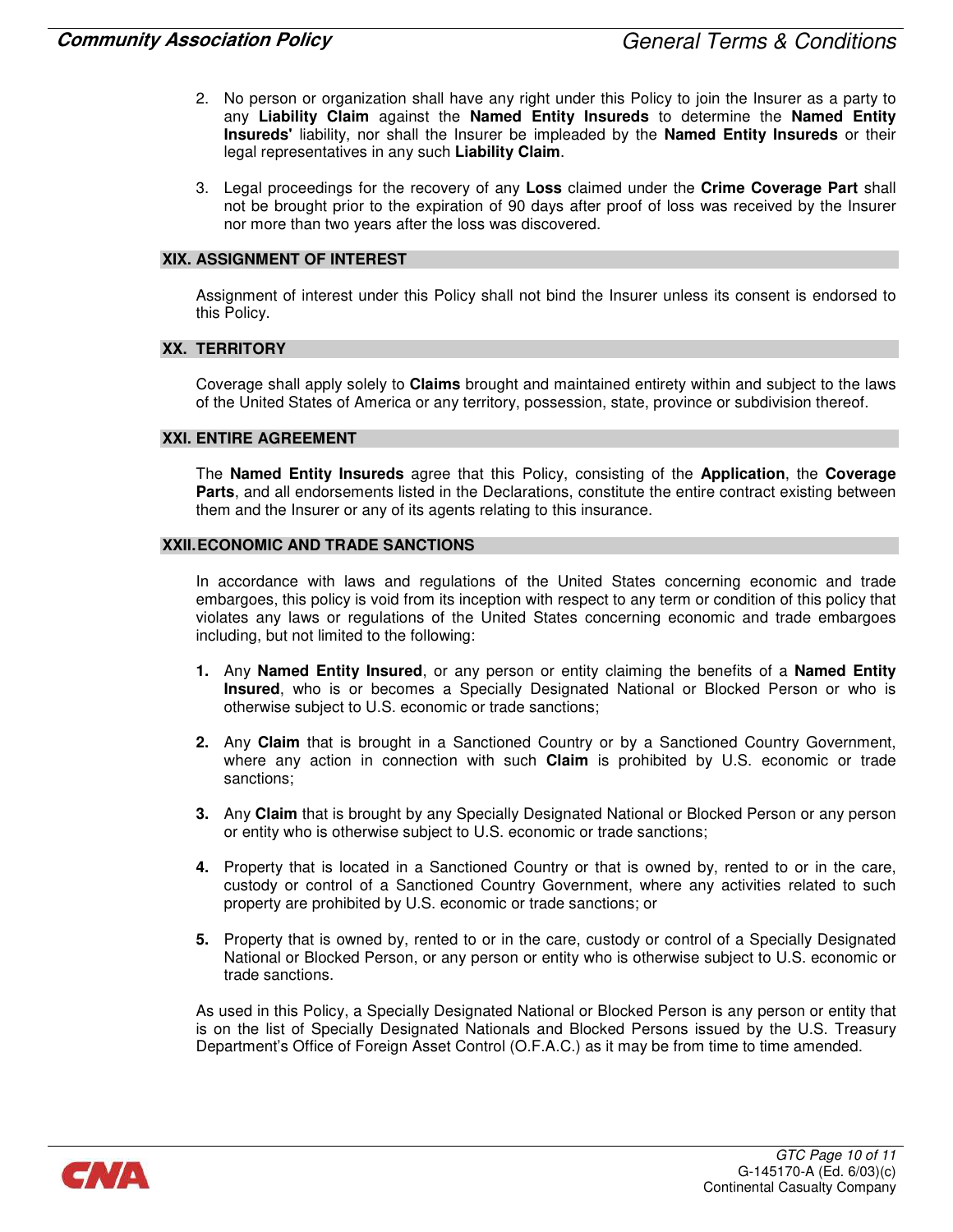2. No person or organization shall have any right under this Policy to join the Insurer as a party to any **Liability Claim** against the **Named Entity Insureds** to determine the **Named Entity Insureds'** liability, nor shall the Insurer be impleaded by the **Named Entity Insureds** or their legal representatives in any such **Liability Claim**.

3. Legal proceedings for the recovery of any **Loss** claimed under the **Crime Coverage Part** shall not be brought prior to the expiration of 90 days after proof of loss was received by the Insurer nor more than two years after the loss was discovered.

## XIX. ASSIGNMENT OF INTEREST

Assignment of interest under this Policy shall not bind the Insurer unless its consent is endorsed to this Policy.

## XX. TERRITORY

Coverage shall apply solely to **Claims** brought and maintained entirety within and subject to the laws of the United States of America or any territory, possession, state, province or subdivision thereof.

## XXI. ENTIRE AGREEMENT

The **Named Entity Insureds** agree that this Policy, consisting of the **Application**, the **Coverage Parts**, and all endorsements listed in the Declarations, constitute the entire contract existing between them and the Insurer or any of its agents relating to this insurance.

## XXII. ECONOMIC AND TRADE SANCTIONS

In accordance with laws and regulations of the United States concerning economic and trade embargoes, this policy is void from its inception with respect to any term or condition of this policy that violates any laws or regulations of the United States concerning economic and trade embargoes including, but not limited to the following:

**1.** Any **Named Entity Insured**, or any person or entity claiming the benefits of a **Named Entity Insured**, who is or becomes a Specially Designated National or Blocked Person or who is otherwise subject to U.S. economic or trade sanctions;

**2.** Any **Claim** that is brought in a Sanctioned Country or by a Sanctioned Country Government, where any action in connection with such **Claim** is prohibited by U.S. economic or trade sanctions;

**3.** Any **Claim** that is brought by any Specially Designated National or Blocked Person or any person or entity who is otherwise subject to U.S. economic or trade sanctions;

**4.** Property that is located in a Sanctioned Country or that is owned by, rented to or in the care, custody or control of a Sanctioned Country Government, where any activities related to such property are prohibited by U.S. economic or trade sanctions; or

**5.** Property that is owned by, rented to or in the care, custody or control of a Specially Designated National or Blocked Person, or any person or entity who is otherwise subject to U.S. economic or trade sanctions.

As used in this Policy, a Specially Designated National or Blocked Person is any person or entity that is on the list of Specially Designated Nationals and Blocked Persons issued by the U.S. Treasury Department's Office of Foreign Asset Control (O.F.A.C.) as it may be from time to time amended.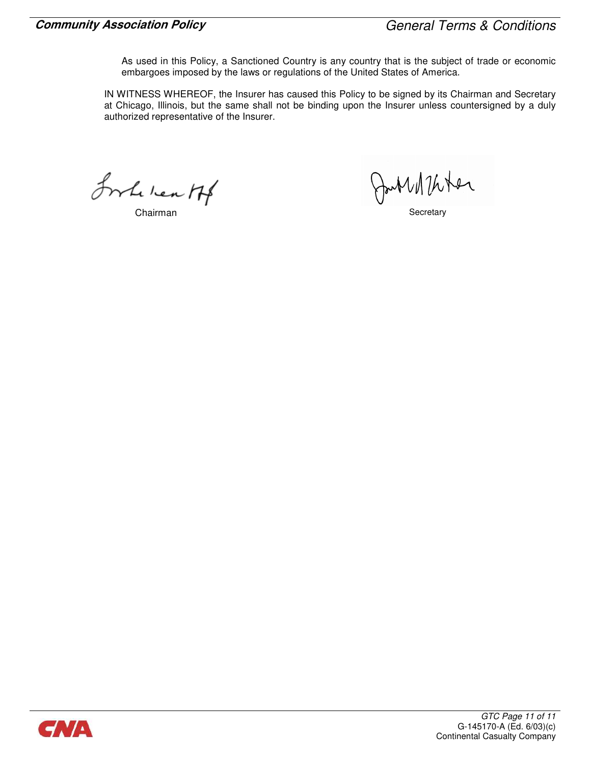As used in this Policy, a Sanctioned Country is any country that is the subject of trade or economic embargoes imposed by the laws or regulations of the United States of America.

IN WITNESS WHEREOF, the Insurer has caused this Policy to be signed by its Chairman and Secretary at Chicago, Illinois, but the same shall not be binding upon the Insurer unless countersigned by a duly authorized representative of the Insurer.

Chairman

Secretary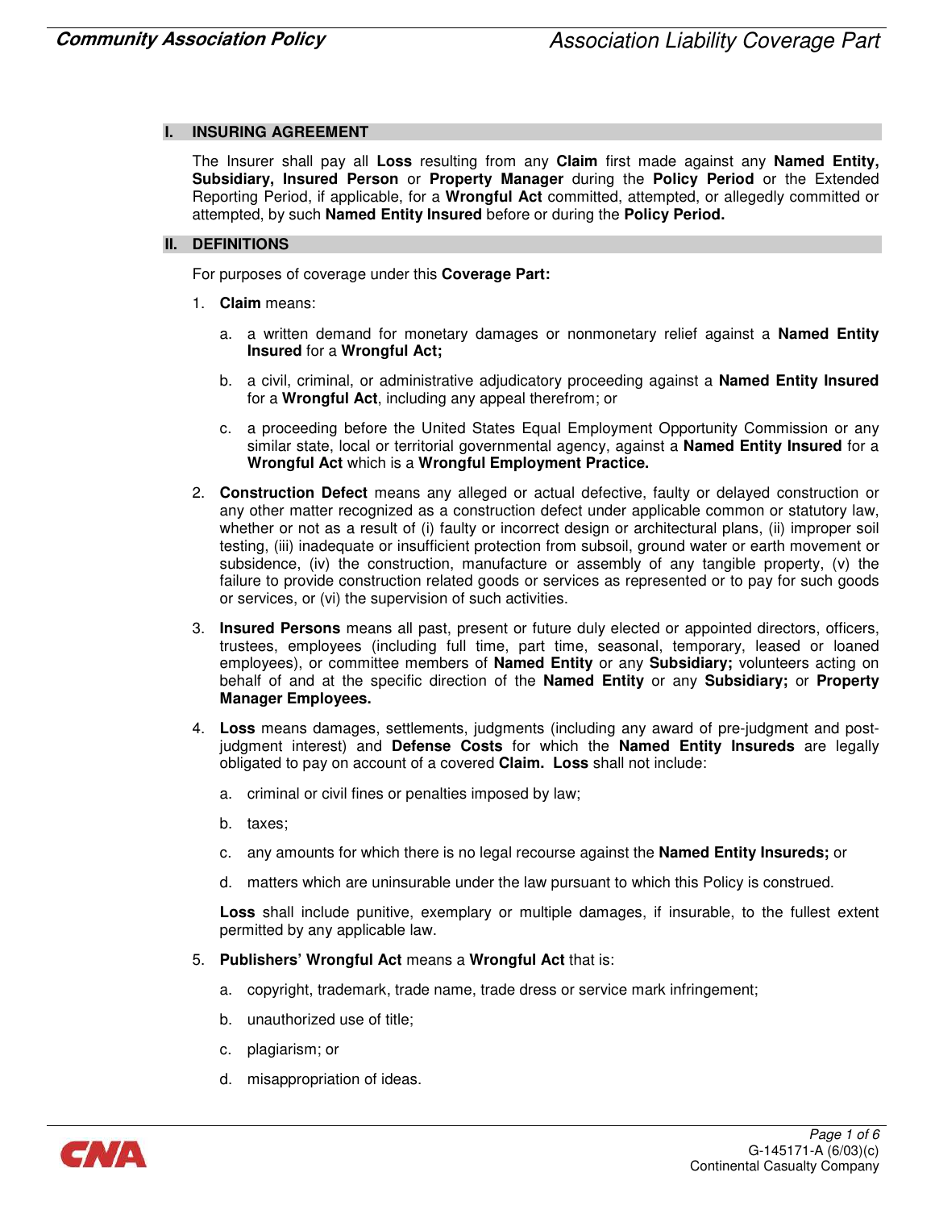## I. INSURING AGREEMENT

The Insurer shall pay all **Loss** resulting from any **Claim** first made against any **Named Entity, Subsidiary, Insured Person** or **Property Manager** during the **Policy Period** or the Extended Reporting Period, if applicable, for a **Wrongful Act** committed, attempted, or allegedly committed or attempted, by such **Named Entity Insured** before or during the **Policy Period.**

## II. DEFINITIONS

For purposes of coverage under this **Coverage Part:**

1. **Claim** means:

   a. a written demand for monetary damages or nonmonetary relief against a **Named Entity Insured** for a **Wrongful Act;**

   b. a civil, criminal, or administrative adjudicatory proceeding against a **Named Entity Insured** for a **Wrongful Act**, including any appeal therefrom; or

   c. a proceeding before the United States Equal Employment Opportunity Commission or any similar state, local or territorial governmental agency, against a **Named Entity Insured** for a **Wrongful Act** which is a **Wrongful Employment Practice.**

2. **Construction Defect** means any alleged or actual defective, faulty or delayed construction or any other matter recognized as a construction defect under applicable common or statutory law, whether or not as a result of (i) faulty or incorrect design or architectural plans, (ii) improper soil testing, (iii) inadequate or insufficient protection from subsoil, ground water or earth movement or subsidence, (iv) the construction, manufacture or assembly of any tangible property, (v) the failure to provide construction related goods or services as represented or to pay for such goods or services, or (vi) the supervision of such activities.

3. **Insured Persons** means all past, present or future duly elected or appointed directors, officers, trustees, employees (including full time, part time, seasonal, temporary, leased or loaned employees), or committee members of **Named Entity** or any **Subsidiary;** volunteers acting on behalf of and at the specific direction of the **Named Entity** or any **Subsidiary;** or **Property Manager Employees.**

4. **Loss** means damages, settlements, judgments (including any award of pre-judgment and post-judgment interest) and **Defense Costs** for which the **Named Entity Insureds** are legally obligated to pay on account of a covered **Claim. Loss** shall not include:

   a. criminal or civil fines or penalties imposed by law;

   b. taxes;

   c. any amounts for which there is no legal recourse against the **Named Entity Insureds;** or

   d. matters which are uninsurable under the law pursuant to which this Policy is construed.

   **Loss** shall include punitive, exemplary or multiple damages, if insurable, to the fullest extent permitted by any applicable law.

5. **Publishers' Wrongful Act** means a **Wrongful Act** that is:

   a. copyright, trademark, trade name, trade dress or service mark infringement;

   b. unauthorized use of title;

   c. plagiarism; or

   d. misappropriation of ideas.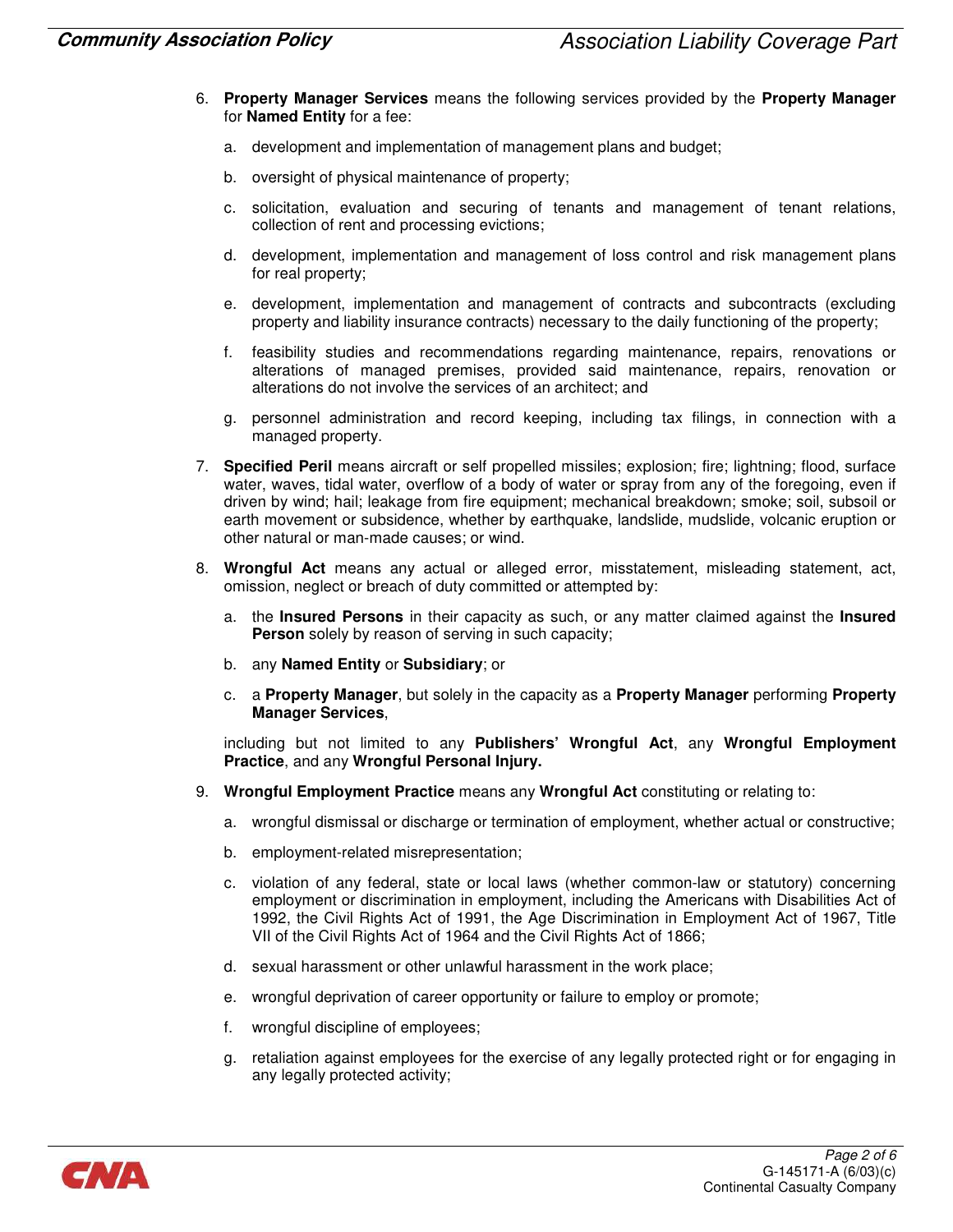6. **Property Manager Services** means the following services provided by the **Property Manager** for **Named Entity** for a fee:

   a. development and implementation of management plans and budget;

   b. oversight of physical maintenance of property;

   c. solicitation, evaluation and securing of tenants and management of tenant relations, collection of rent and processing evictions;

   d. development, implementation and management of loss control and risk management plans for real property;

   e. development, implementation and management of contracts and subcontracts (excluding property and liability insurance contracts) necessary to the daily functioning of the property;

   f. feasibility studies and recommendations regarding maintenance, repairs, renovations or alterations of managed premises, provided said maintenance, repairs, renovation or alterations do not involve the services of an architect; and

   g. personnel administration and record keeping, including tax filings, in connection with a managed property.

7. **Specified Peril** means aircraft or self propelled missiles; explosion; fire; lightning; flood, surface water, waves, tidal water, overflow of a body of water or spray from any of the foregoing, even if driven by wind; hail; leakage from fire equipment; mechanical breakdown; smoke; soil, subsoil or earth movement or subsidence, whether by earthquake, landslide, mudslide, volcanic eruption or other natural or man-made causes; or wind.

8. **Wrongful Act** means any actual or alleged error, misstatement, misleading statement, act, omission, neglect or breach of duty committed or attempted by:

   a. the **Insured Persons** in their capacity as such, or any matter claimed against the **Insured Person** solely by reason of serving in such capacity;

   b. any **Named Entity** or **Subsidiary**; or

   c. a **Property Manager**, but solely in the capacity as a **Property Manager** performing **Property Manager Services**,

   including but not limited to any **Publishers' Wrongful Act**, any **Wrongful Employment Practice**, and any **Wrongful Personal Injury.**

9. **Wrongful Employment Practice** means any **Wrongful Act** constituting or relating to:

   a. wrongful dismissal or discharge or termination of employment, whether actual or constructive;

   b. employment-related misrepresentation;

   c. violation of any federal, state or local laws (whether common-law or statutory) concerning employment or discrimination in employment, including the Americans with Disabilities Act of 1992, the Civil Rights Act of 1991, the Age Discrimination in Employment Act of 1967, Title VII of the Civil Rights Act of 1964 and the Civil Rights Act of 1866;

   d. sexual harassment or other unlawful harassment in the work place;

   e. wrongful deprivation of career opportunity or failure to employ or promote;

   f. wrongful discipline of employees;

   g. retaliation against employees for the exercise of any legally protected right or for engaging in any legally protected activity;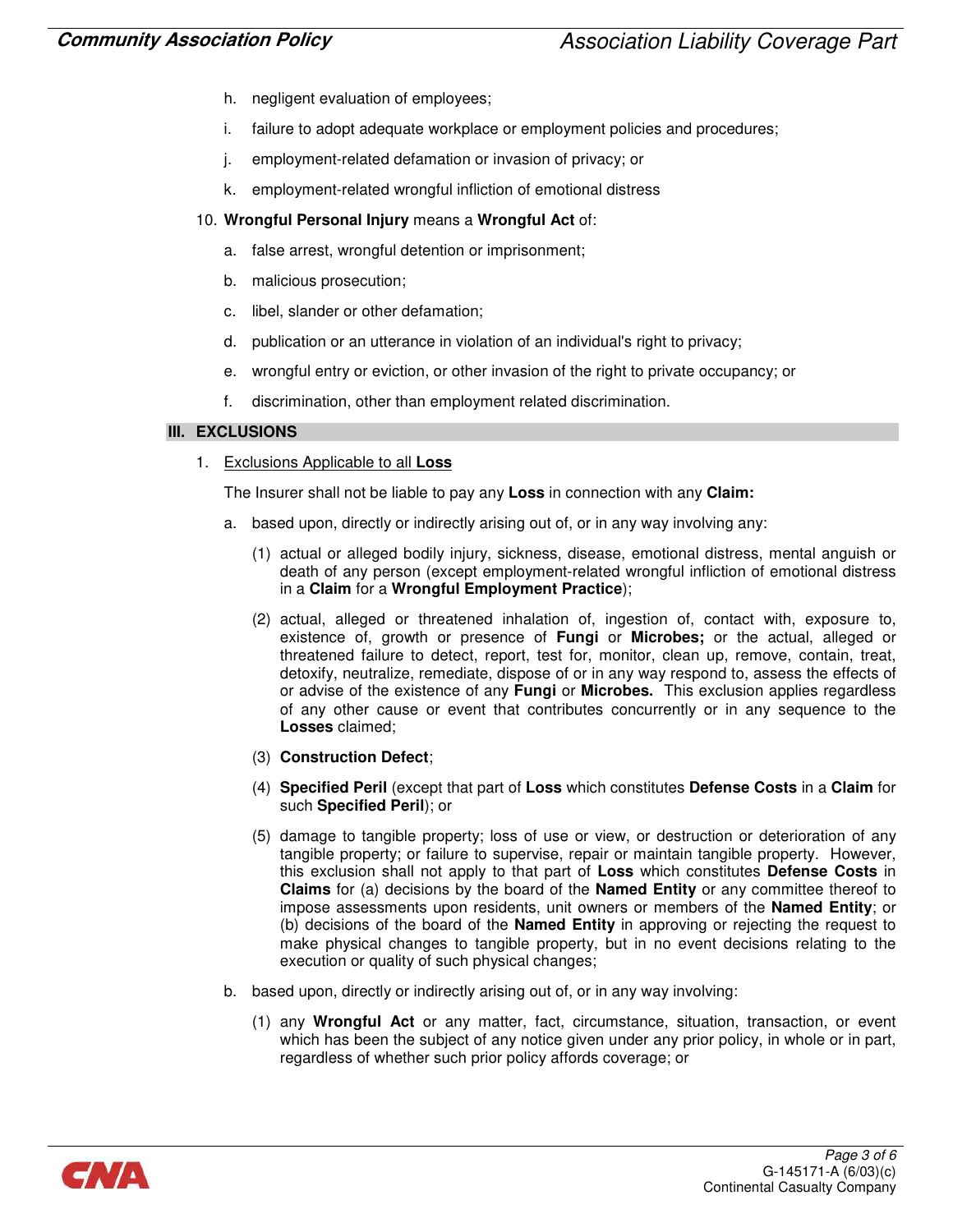h. negligent evaluation of employees;

i. failure to adopt adequate workplace or employment policies and procedures;

j. employment-related defamation or invasion of privacy; or

k. employment-related wrongful infliction of emotional distress

10. **Wrongful Personal Injury** means a **Wrongful Act** of:

   a. false arrest, wrongful detention or imprisonment;

   b. malicious prosecution;

   c. libel, slander or other defamation;

   d. publication or an utterance in violation of an individual's right to privacy;

   e. wrongful entry or eviction, or other invasion of the right to private occupancy; or

   f. discrimination, other than employment related discrimination.

## III. EXCLUSIONS

1. Exclusions Applicable to all **Loss**

   The Insurer shall not be liable to pay any **Loss** in connection with any **Claim:**

   a. based upon, directly or indirectly arising out of, or in any way involving any:

      (1) actual or alleged bodily injury, sickness, disease, emotional distress, mental anguish or death of any person (except employment-related wrongful infliction of emotional distress in a **Claim** for a **Wrongful Employment Practice**);

      (2) actual, alleged or threatened inhalation of, ingestion of, contact with, exposure to, existence of, growth or presence of **Fungi** or **Microbes;** or the actual, alleged or threatened failure to detect, report, test for, monitor, clean up, remove, contain, treat, detoxify, neutralize, remediate, dispose of or in any way respond to, assess the effects of or advise of the existence of any **Fungi** or **Microbes.** This exclusion applies regardless of any other cause or event that contributes concurrently or in any sequence to the **Losses** claimed;

      (3) **Construction Defect**;

      (4) **Specified Peril** (except that part of **Loss** which constitutes **Defense Costs** in a **Claim** for such **Specified Peril**); or

      (5) damage to tangible property; loss of use or view, or destruction or deterioration of any tangible property; or failure to supervise, repair or maintain tangible property. However, this exclusion shall not apply to that part of **Loss** which constitutes **Defense Costs** in **Claims** for (a) decisions by the board of the **Named Entity** or any committee thereof to impose assessments upon residents, unit owners or members of the **Named Entity**; or (b) decisions of the board of the **Named Entity** in approving or rejecting the request to make physical changes to tangible property, but in no event decisions relating to the execution or quality of such physical changes;

   b. based upon, directly or indirectly arising out of, or in any way involving:

      (1) any **Wrongful Act** or any matter, fact, circumstance, situation, transaction, or event which has been the subject of any notice given under any prior policy, in whole or in part, regardless of whether such prior policy affords coverage; or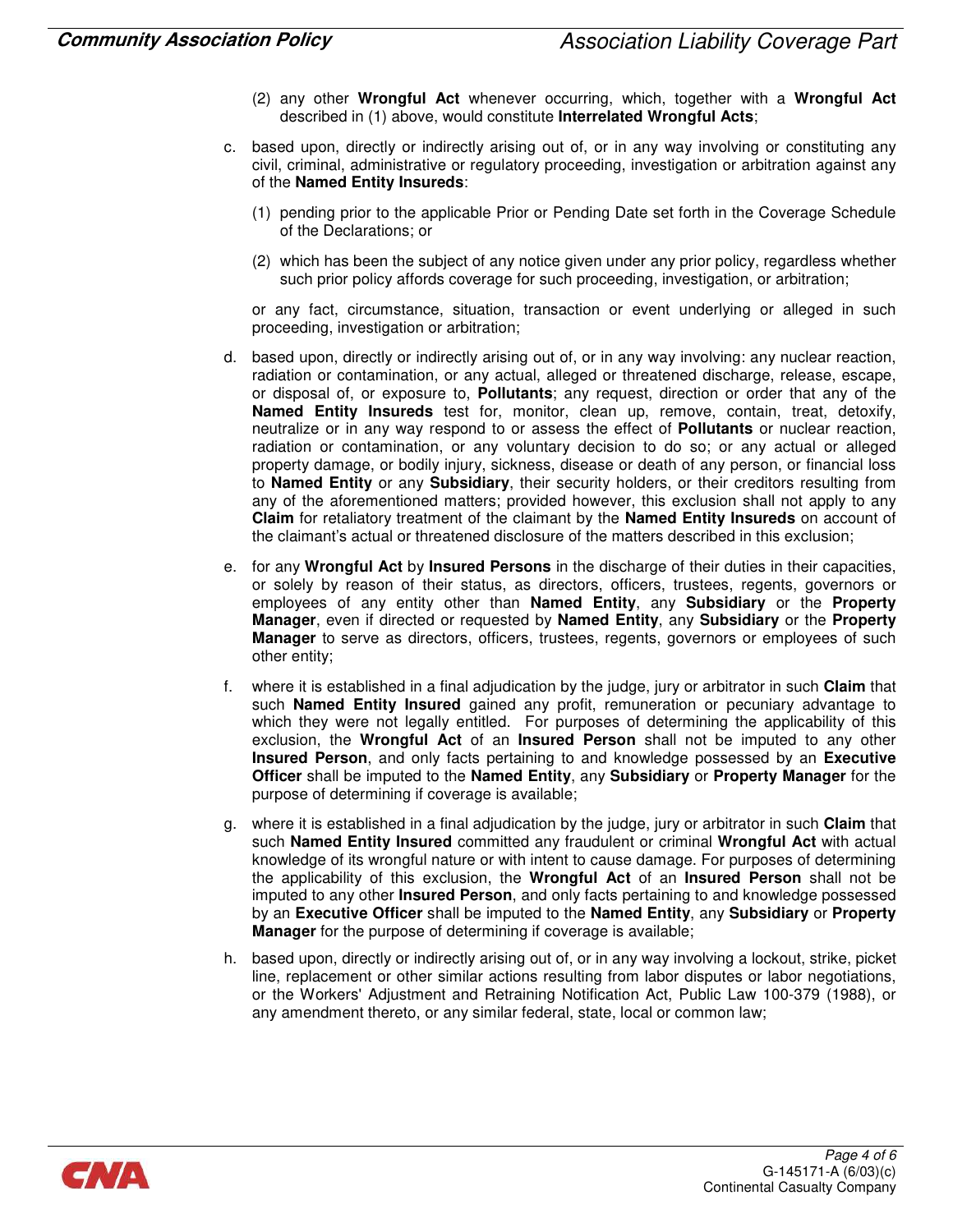(2) any other **Wrongful Act** whenever occurring, which, together with a **Wrongful Act** described in (1) above, would constitute **Interrelated Wrongful Acts**;

c. based upon, directly or indirectly arising out of, or in any way involving or constituting any civil, criminal, administrative or regulatory proceeding, investigation or arbitration against any of the **Named Entity Insureds**:

   (1) pending prior to the applicable Prior or Pending Date set forth in the Coverage Schedule of the Declarations; or

   (2) which has been the subject of any notice given under any prior policy, regardless whether such prior policy affords coverage for such proceeding, investigation, or arbitration;

   or any fact, circumstance, situation, transaction or event underlying or alleged in such proceeding, investigation or arbitration;

d. based upon, directly or indirectly arising out of, or in any way involving: any nuclear reaction, radiation or contamination, or any actual, alleged or threatened discharge, release, escape, or disposal of, or exposure to, **Pollutants**; any request, direction or order that any of the **Named Entity Insureds** test for, monitor, clean up, remove, contain, treat, detoxify, neutralize or in any way respond to or assess the effect of **Pollutants** or nuclear reaction, radiation or contamination, or any voluntary decision to do so; or any actual or alleged property damage, or bodily injury, sickness, disease or death of any person, or financial loss to **Named Entity** or any **Subsidiary**, their security holders, or their creditors resulting from any of the aforementioned matters; provided however, this exclusion shall not apply to any **Claim** for retaliatory treatment of the claimant by the **Named Entity Insureds** on account of the claimant's actual or threatened disclosure of the matters described in this exclusion;

e. for any **Wrongful Act** by **Insured Persons** in the discharge of their duties in their capacities, or solely by reason of their status, as directors, officers, trustees, regents, governors or employees of any entity other than **Named Entity**, any **Subsidiary** or the **Property Manager**, even if directed or requested by **Named Entity**, any **Subsidiary** or the **Property Manager** to serve as directors, officers, trustees, regents, governors or employees of such other entity;

f. where it is established in a final adjudication by the judge, jury or arbitrator in such **Claim** that such **Named Entity Insured** gained any profit, remuneration or pecuniary advantage to which they were not legally entitled. For purposes of determining the applicability of this exclusion, the **Wrongful Act** of an **Insured Person** shall not be imputed to any other **Insured Person**, and only facts pertaining to and knowledge possessed by an **Executive Officer** shall be imputed to the **Named Entity**, any **Subsidiary** or **Property Manager** for the purpose of determining if coverage is available;

g. where it is established in a final adjudication by the judge, jury or arbitrator in such **Claim** that such **Named Entity Insured** committed any fraudulent or criminal **Wrongful Act** with actual knowledge of its wrongful nature or with intent to cause damage. For purposes of determining the applicability of this exclusion, the **Wrongful Act** of an **Insured Person** shall not be imputed to any other **Insured Person**, and only facts pertaining to and knowledge possessed by an **Executive Officer** shall be imputed to the **Named Entity**, any **Subsidiary** or **Property Manager** for the purpose of determining if coverage is available;

h. based upon, directly or indirectly arising out of, or in any way involving a lockout, strike, picket line, replacement or other similar actions resulting from labor disputes or labor negotiations, or the Workers' Adjustment and Retraining Notification Act, Public Law 100-379 (1988), or any amendment thereto, or any similar federal, state, local or common law;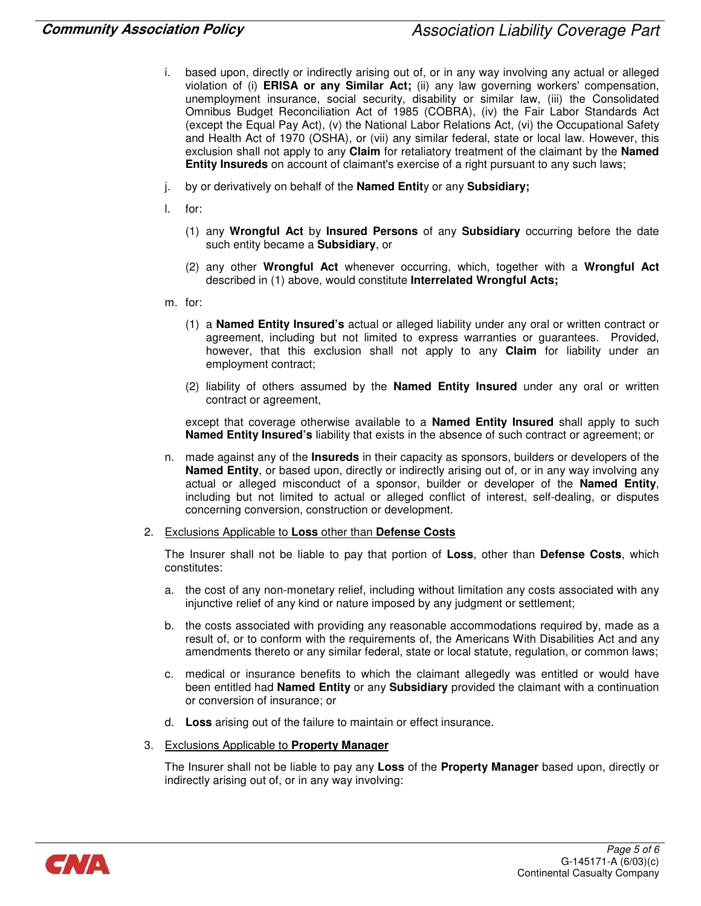i. based upon, directly or indirectly arising out of, or in any way involving any actual or alleged violation of (i) **ERISA or any Similar Act;** (ii) any law governing workers' compensation, unemployment insurance, social security, disability or similar law, (iii) the Consolidated Omnibus Budget Reconciliation Act of 1985 (COBRA), (iv) the Fair Labor Standards Act (except the Equal Pay Act), (v) the National Labor Relations Act, (vi) the Occupational Safety and Health Act of 1970 (OSHA), or (vii) any similar federal, state or local law. However, this exclusion shall not apply to any **Claim** for retaliatory treatment of the claimant by the **Named Entity Insureds** on account of claimant's exercise of a right pursuant to any such laws;

j. by or derivatively on behalf of the **Named Entit**y or any **Subsidiary;**

l. for:

   (1) any **Wrongful Act** by **Insured Persons** of any **Subsidiary** occurring before the date such entity became a **Subsidiary**, or

   (2) any other **Wrongful Act** whenever occurring, which, together with a **Wrongful Act** described in (1) above, would constitute **Interrelated Wrongful Acts;**

m. for:

   (1) a **Named Entity Insured's** actual or alleged liability under any oral or written contract or agreement, including but not limited to express warranties or guarantees. Provided, however, that this exclusion shall not apply to any **Claim** for liability under an employment contract;

   (2) liability of others assumed by the **Named Entity Insured** under any oral or written contract or agreement,

   except that coverage otherwise available to a **Named Entity Insured** shall apply to such **Named Entity Insured's** liability that exists in the absence of such contract or agreement; or

n. made against any of the **Insureds** in their capacity as sponsors, builders or developers of the **Named Entity**, or based upon, directly or indirectly arising out of, or in any way involving any actual or alleged misconduct of a sponsor, builder or developer of the **Named Entity**, including but not limited to actual or alleged conflict of interest, self-dealing, or disputes concerning conversion, construction or development.

2. <u>Exclusions Applicable to **Loss** other than **Defense Costs**</u>

   The Insurer shall not be liable to pay that portion of **Loss**, other than **Defense Costs**, which constitutes:

   a. the cost of any non-monetary relief, including without limitation any costs associated with any injunctive relief of any kind or nature imposed by any judgment or settlement;

   b. the costs associated with providing any reasonable accommodations required by, made as a result of, or to conform with the requirements of, the Americans With Disabilities Act and any amendments thereto or any similar federal, state or local statute, regulation, or common laws;

   c. medical or insurance benefits to which the claimant allegedly was entitled or would have been entitled had **Named Entity** or any **Subsidiary** provided the claimant with a continuation or conversion of insurance; or

   d. **Loss** arising out of the failure to maintain or effect insurance.

3. <u>Exclusions Applicable to **Property Manager**</u>

   The Insurer shall not be liable to pay any **Loss** of the **Property Manager** based upon, directly or indirectly arising out of, or in any way involving: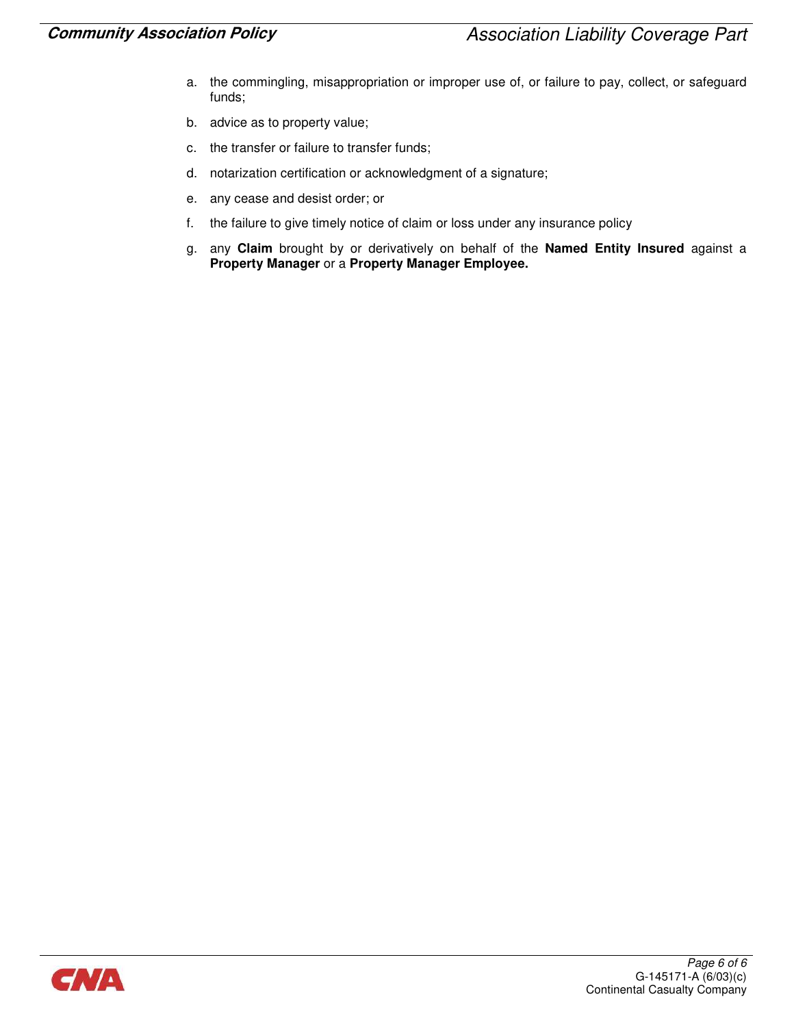a. the commingling, misappropriation or improper use of, or failure to pay, collect, or safeguard funds;

b. advice as to property value;

c. the transfer or failure to transfer funds;

d. notarization certification or acknowledgment of a signature;

e. any cease and desist order; or

f. the failure to give timely notice of claim or loss under any insurance policy

g. any **Claim** brought by or derivatively on behalf of the **Named Entity Insured** against a **Property Manager** or a **Property Manager Employee.**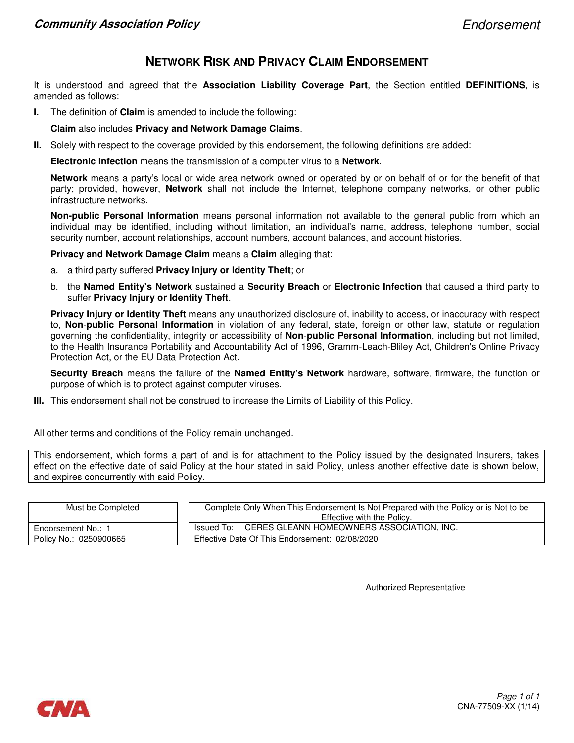# NETWORK RISK AND PRIVACY CLAIM ENDORSEMENT

It is understood and agreed that the **Association Liability Coverage Part**, the Section entitled **DEFINITIONS**, is amended as follows:

**I.** The definition of **Claim** is amended to include the following:

**Claim** also includes **Privacy and Network Damage Claims**.

**II.** Solely with respect to the coverage provided by this endorsement, the following definitions are added:

**Electronic Infection** means the transmission of a computer virus to a **Network**.

**Network** means a party's local or wide area network owned or operated by or on behalf of or for the benefit of that party; provided, however, **Network** shall not include the Internet, telephone company networks, or other public infrastructure networks.

**Non-public Personal Information** means personal information not available to the general public from which an individual may be identified, including without limitation, an individual's name, address, telephone number, social security number, account relationships, account numbers, account balances, and account histories.

**Privacy and Network Damage Claim** means a **Claim** alleging that:

a. a third party suffered **Privacy Injury or Identity Theft**; or

b. the **Named Entity's Network** sustained a **Security Breach** or **Electronic Infection** that caused a third party to suffer **Privacy Injury or Identity Theft**.

**Privacy Injury or Identity Theft** means any unauthorized disclosure of, inability to access, or inaccuracy with respect to, **Non-public Personal Information** in violation of any federal, state, foreign or other law, statute or regulation governing the confidentiality, integrity or accessibility of **Non-public Personal Information**, including but not limited, to the Health Insurance Portability and Accountability Act of 1996, Gramm-Leach-Bliley Act, Children's Online Privacy Protection Act, or the EU Data Protection Act.

**Security Breach** means the failure of the **Named Entity's Network** hardware, software, firmware, the function or purpose of which is to protect against computer viruses.

**III.** This endorsement shall not be construed to increase the Limits of Liability of this Policy.

All other terms and conditions of the Policy remain unchanged.

This endorsement, which forms a part of and is for attachment to the Policy issued by the designated Insurers, takes effect on the effective date of said Policy at the hour stated in said Policy, unless another effective date is shown below, and expires concurrently with said Policy.

| Must be Completed | Complete Only When This Endorsement Is Not Prepared with the Policy or is Not to be Effective with the Policy. |
|---|---|
| Endorsement No.: 1 | Issued To: CERES GLEANN HOMEOWNERS ASSOCIATION, INC. |
| Policy No.: 0250900665 | Effective Date Of This Endorsement: 02/08/2020 |

Authorized Representative

CNA-77509-XX (1/14)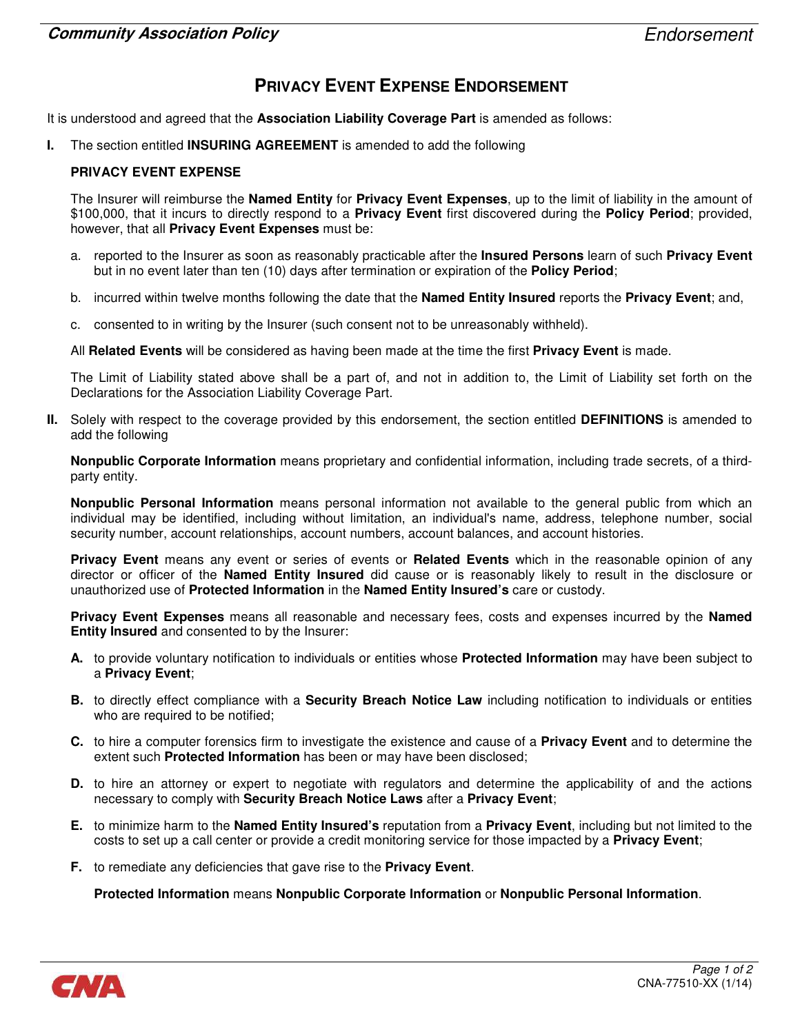# PRIVACY EVENT EXPENSE ENDORSEMENT

It is understood and agreed that the **Association Liability Coverage Part** is amended as follows:

**I.** The section entitled **INSURING AGREEMENT** is amended to add the following

**PRIVACY EVENT EXPENSE**

The Insurer will reimburse the **Named Entity** for **Privacy Event Expenses**, up to the limit of liability in the amount of $100,000, that it incurs to directly respond to a **Privacy Event** first discovered during the **Policy Period**; provided, however, that all **Privacy Event Expenses** must be:

a. reported to the Insurer as soon as reasonably practicable after the **Insured Persons** learn of such **Privacy Event** but in no event later than ten (10) days after termination or expiration of the **Policy Period**;

b. incurred within twelve months following the date that the **Named Entity Insured** reports the **Privacy Event**; and,

c. consented to in writing by the Insurer (such consent not to be unreasonably withheld).

All **Related Events** will be considered as having been made at the time the first **Privacy Event** is made.

The Limit of Liability stated above shall be a part of, and not in addition to, the Limit of Liability set forth on the Declarations for the Association Liability Coverage Part.

**II.** Solely with respect to the coverage provided by this endorsement, the section entitled **DEFINITIONS** is amended to add the following

**Nonpublic Corporate Information** means proprietary and confidential information, including trade secrets, of a third-party entity.

**Nonpublic Personal Information** means personal information not available to the general public from which an individual may be identified, including without limitation, an individual's name, address, telephone number, social security number, account relationships, account numbers, account balances, and account histories.

**Privacy Event** means any event or series of events or **Related Events** which in the reasonable opinion of any director or officer of the **Named Entity Insured** did cause or is reasonably likely to result in the disclosure or unauthorized use of **Protected Information** in the **Named Entity Insured's** care or custody.

**Privacy Event Expenses** means all reasonable and necessary fees, costs and expenses incurred by the **Named Entity Insured** and consented to by the Insurer:

**A.** to provide voluntary notification to individuals or entities whose **Protected Information** may have been subject to a **Privacy Event**;

**B.** to directly effect compliance with a **Security Breach Notice Law** including notification to individuals or entities who are required to be notified;

**C.** to hire a computer forensics firm to investigate the existence and cause of a **Privacy Event** and to determine the extent such **Protected Information** has been or may have been disclosed;

**D.** to hire an attorney or expert to negotiate with regulators and determine the applicability of and the actions necessary to comply with **Security Breach Notice Laws** after a **Privacy Event**;

**E.** to minimize harm to the **Named Entity Insured's** reputation from a **Privacy Event**, including but not limited to the costs to set up a call center or provide a credit monitoring service for those impacted by a **Privacy Event**;

**F.** to remediate any deficiencies that gave rise to the **Privacy Event**.

**Protected Information** means **Nonpublic Corporate Information** or **Nonpublic Personal Information**.

CNA-77510-XX (1/14)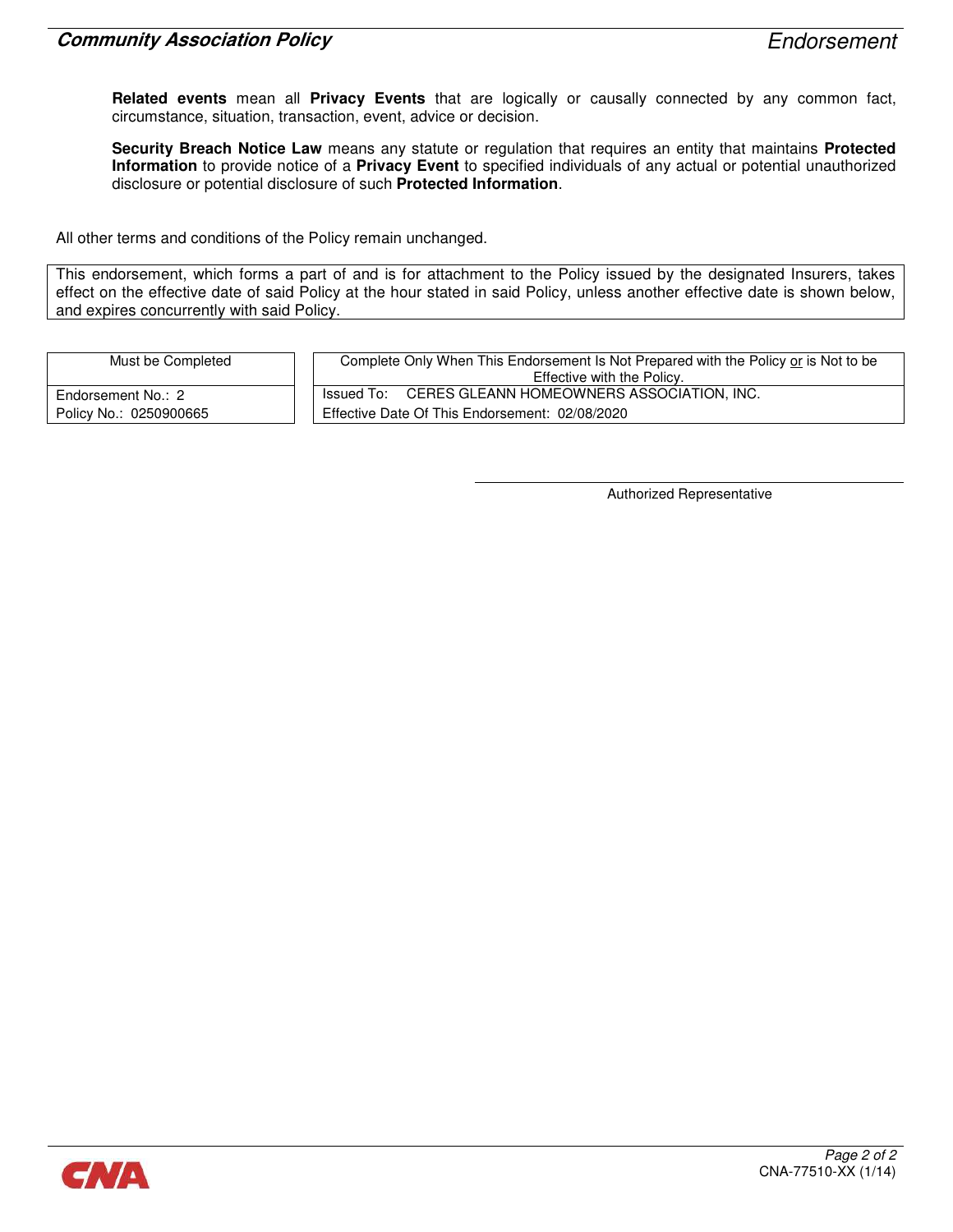**Related events** mean all **Privacy Events** that are logically or causally connected by any common fact, circumstance, situation, transaction, event, advice or decision.

**Security Breach Notice Law** means any statute or regulation that requires an entity that maintains **Protected Information** to provide notice of a **Privacy Event** to specified individuals of any actual or potential unauthorized disclosure or potential disclosure of such **Protected Information**.

All other terms and conditions of the Policy remain unchanged.

This endorsement, which forms a part of and is for attachment to the Policy issued by the designated Insurers, takes effect on the effective date of said Policy at the hour stated in said Policy, unless another effective date is shown below, and expires concurrently with said Policy.

| Must be Completed | Complete Only When This Endorsement Is Not Prepared with the Policy or is Not to be Effective with the Policy. |
|---|---|
| Endorsement No.: 2 | Issued To: CERES GLEANN HOMEOWNERS ASSOCIATION, INC. |
| Policy No.: 0250900665 | Effective Date Of This Endorsement: 02/08/2020 |

Authorized Representative

CNA-77510-XX (1/14)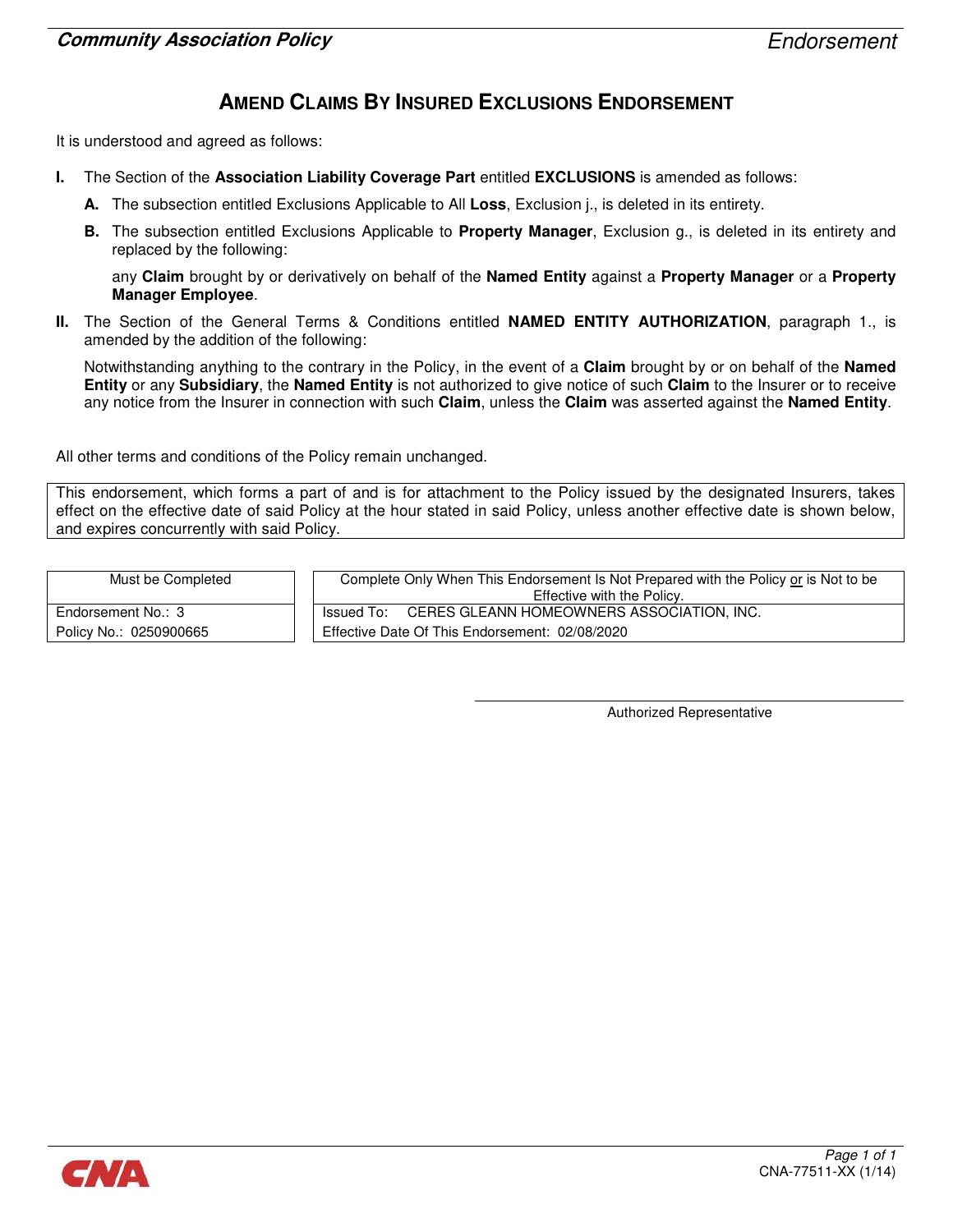# AMEND CLAIMS BY INSURED EXCLUSIONS ENDORSEMENT

It is understood and agreed as follows:

**I.** The Section of the **Association Liability Coverage Part** entitled **EXCLUSIONS** is amended as follows:

**A.** The subsection entitled Exclusions Applicable to All **Loss**, Exclusion j., is deleted in its entirety.

**B.** The subsection entitled Exclusions Applicable to **Property Manager**, Exclusion g., is deleted in its entirety and replaced by the following:

any **Claim** brought by or derivatively on behalf of the **Named Entity** against a **Property Manager** or a **Property Manager Employee**.

**II.** The Section of the General Terms & Conditions entitled **NAMED ENTITY AUTHORIZATION**, paragraph 1., is amended by the addition of the following:

Notwithstanding anything to the contrary in the Policy, in the event of a **Claim** brought by or on behalf of the **Named Entity** or any **Subsidiary**, the **Named Entity** is not authorized to give notice of such **Claim** to the Insurer or to receive any notice from the Insurer in connection with such **Claim**, unless the **Claim** was asserted against the **Named Entity**.

All other terms and conditions of the Policy remain unchanged.

This endorsement, which forms a part of and is for attachment to the Policy issued by the designated Insurers, takes effect on the effective date of said Policy at the hour stated in said Policy, unless another effective date is shown below, and expires concurrently with said Policy.

| Must be Completed | Complete Only When This Endorsement Is Not Prepared with the Policy or is Not to be Effective with the Policy. |
|---|---|
| Endorsement No.: 3 | Issued To: CERES GLEANN HOMEOWNERS ASSOCIATION, INC. |
| Policy No.: 0250900665 | Effective Date Of This Endorsement: 02/08/2020 |

Authorized Representative

CNA-77511-XX (1/14)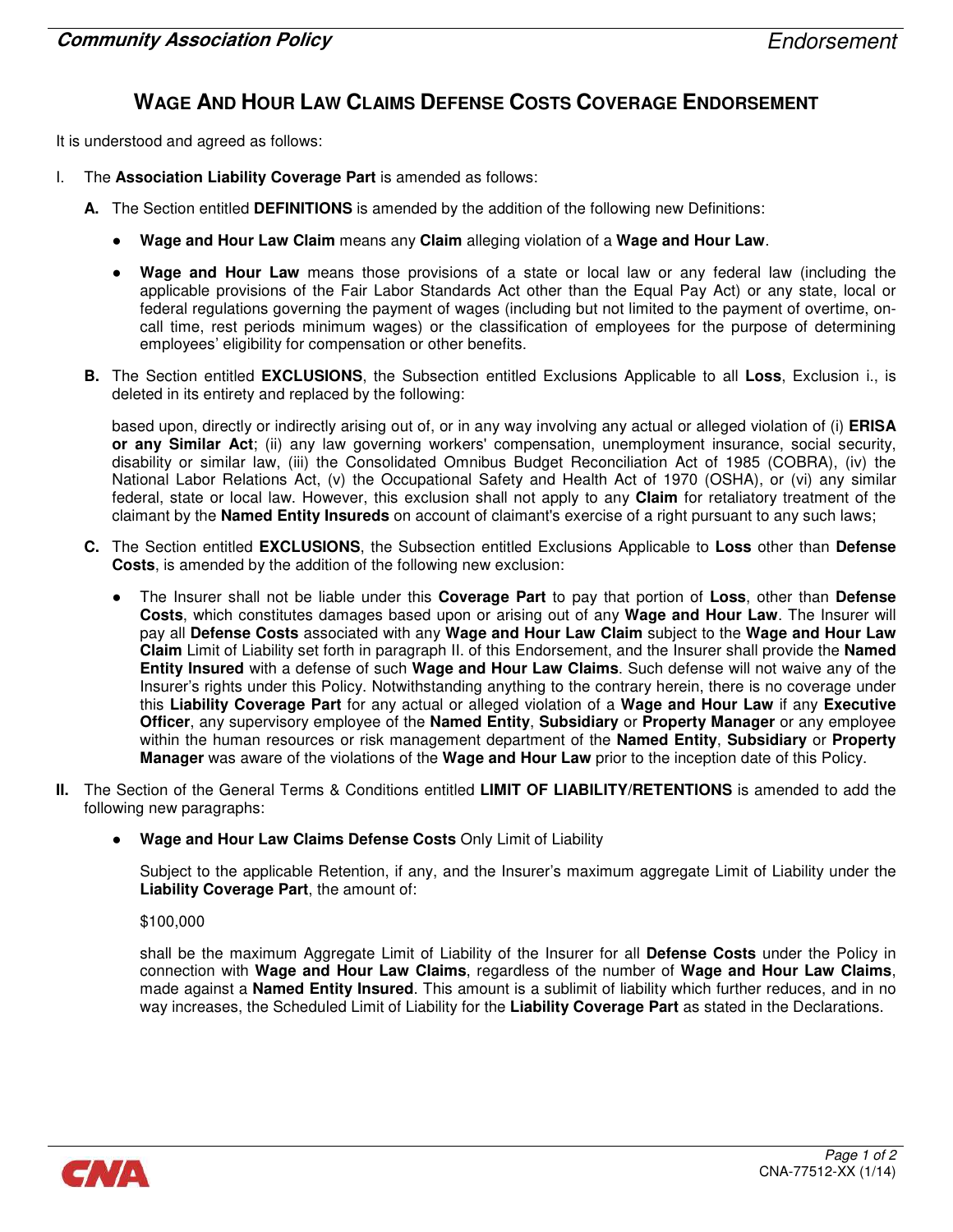# WAGE AND HOUR LAW CLAIMS DEFENSE COSTS COVERAGE ENDORSEMENT

It is understood and agreed as follows:

I. The **Association Liability Coverage Part** is amended as follows:

**A.** The Section entitled **DEFINITIONS** is amended by the addition of the following new Definitions:

- **Wage and Hour Law Claim** means any **Claim** alleging violation of a **Wage and Hour Law**.

- **Wage and Hour Law** means those provisions of a state or local law or any federal law (including the applicable provisions of the Fair Labor Standards Act other than the Equal Pay Act) or any state, local or federal regulations governing the payment of wages (including but not limited to the payment of overtime, on-call time, rest periods minimum wages) or the classification of employees for the purpose of determining employees' eligibility for compensation or other benefits.

**B.** The Section entitled **EXCLUSIONS**, the Subsection entitled Exclusions Applicable to all **Loss**, Exclusion i., is deleted in its entirety and replaced by the following:

based upon, directly or indirectly arising out of, or in any way involving any actual or alleged violation of (i) **ERISA or any Similar Act**; (ii) any law governing workers' compensation, unemployment insurance, social security, disability or similar law, (iii) the Consolidated Omnibus Budget Reconciliation Act of 1985 (COBRA), (iv) the National Labor Relations Act, (v) the Occupational Safety and Health Act of 1970 (OSHA), or (vi) any similar federal, state or local law. However, this exclusion shall not apply to any **Claim** for retaliatory treatment of the claimant by the **Named Entity Insureds** on account of claimant's exercise of a right pursuant to any such laws;

**C.** The Section entitled **EXCLUSIONS**, the Subsection entitled Exclusions Applicable to **Loss** other than **Defense Costs**, is amended by the addition of the following new exclusion:

- The Insurer shall not be liable under this **Coverage Part** to pay that portion of **Loss**, other than **Defense Costs**, which constitutes damages based upon or arising out of any **Wage and Hour Law**. The Insurer will pay all **Defense Costs** associated with any **Wage and Hour Law Claim** subject to the **Wage and Hour Law Claim** Limit of Liability set forth in paragraph II. of this Endorsement, and the Insurer shall provide the **Named Entity Insured** with a defense of such **Wage and Hour Law Claims**. Such defense will not waive any of the Insurer's rights under this Policy. Notwithstanding anything to the contrary herein, there is no coverage under this **Liability Coverage Part** for any actual or alleged violation of a **Wage and Hour Law** if any **Executive Officer**, any supervisory employee of the **Named Entity**, **Subsidiary** or **Property Manager** or any employee within the human resources or risk management department of the **Named Entity**, **Subsidiary** or **Property Manager** was aware of the violations of the **Wage and Hour Law** prior to the inception date of this Policy.

**II.** The Section of the General Terms & Conditions entitled **LIMIT OF LIABILITY/RETENTIONS** is amended to add the following new paragraphs:

- **Wage and Hour Law Claims Defense Costs** Only Limit of Liability

  Subject to the applicable Retention, if any, and the Insurer's maximum aggregate Limit of Liability under the **Liability Coverage Part**, the amount of:

  $100,000

  shall be the maximum Aggregate Limit of Liability of the Insurer for all **Defense Costs** under the Policy in connection with **Wage and Hour Law Claims**, regardless of the number of **Wage and Hour Law Claims**, made against a **Named Entity Insured**. This amount is a sublimit of liability which further reduces, and in no way increases, the Scheduled Limit of Liability for the **Liability Coverage Part** as stated in the Declarations.

CNA-77512-XX (1/14)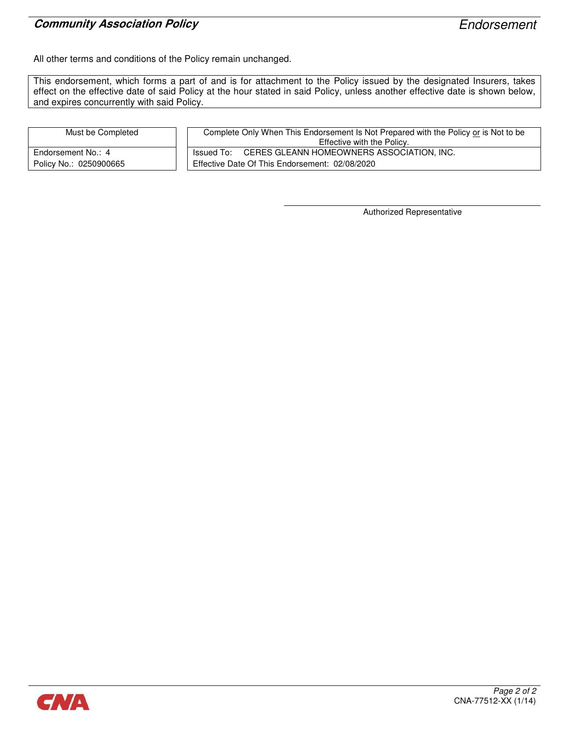All other terms and conditions of the Policy remain unchanged.

This endorsement, which forms a part of and is for attachment to the Policy issued by the designated Insurers, takes effect on the effective date of said Policy at the hour stated in said Policy, unless another effective date is shown below, and expires concurrently with said Policy.

| Must be Completed |
| --- |
| Endorsement No.: 4 |
| Policy No.: 0250900665 |

| Complete Only When This Endorsement Is Not Prepared with the Policy or is Not to be Effective with the Policy. |
| --- |
| Issued To: CERES GLEANN HOMEOWNERS ASSOCIATION, INC. |
| Effective Date Of This Endorsement: 02/08/2020 |

Authorized Representative

CNA-77512-XX (1/14)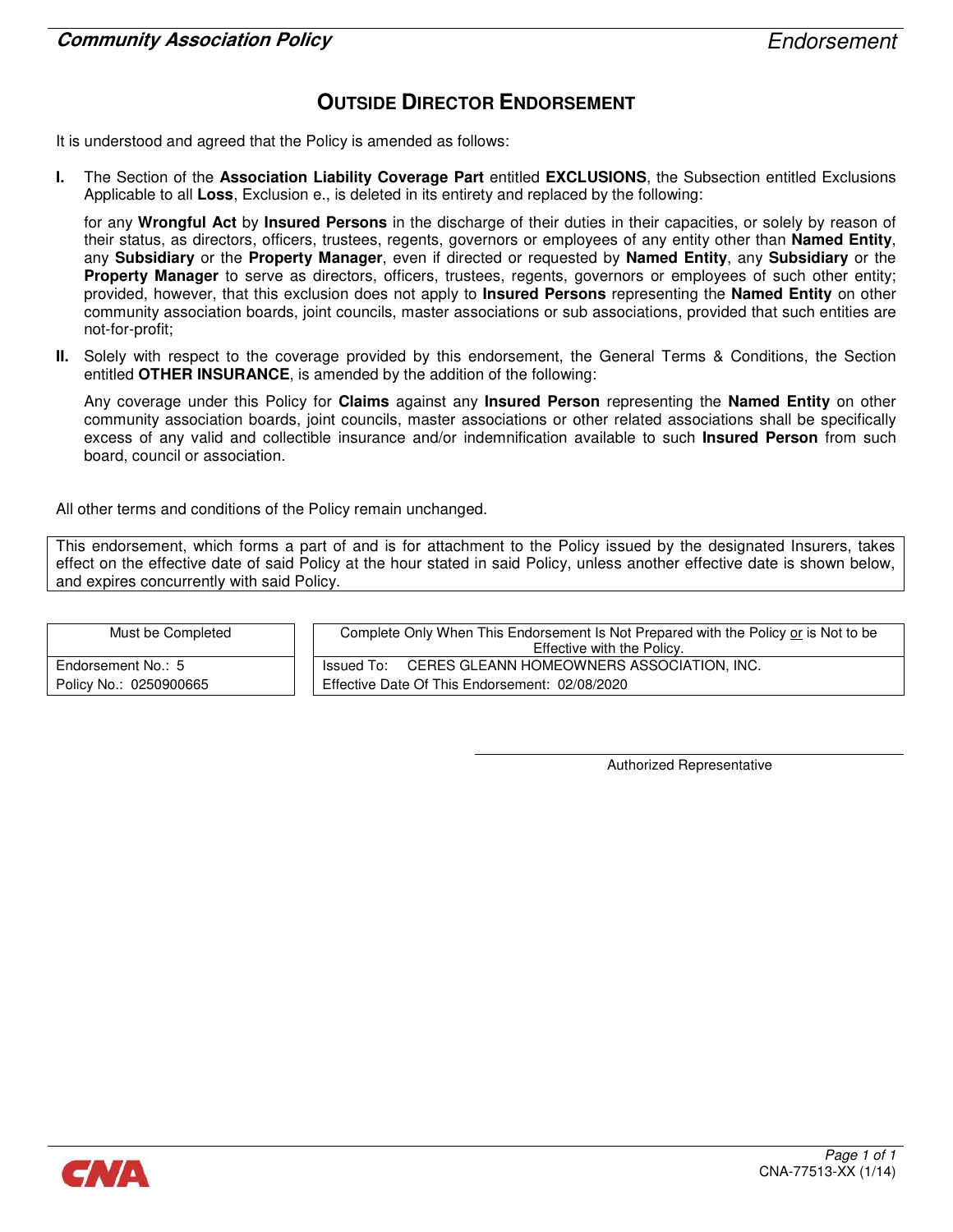# OUTSIDE DIRECTOR ENDORSEMENT

It is understood and agreed that the Policy is amended as follows:

**I.** The Section of the **Association Liability Coverage Part** entitled **EXCLUSIONS**, the Subsection entitled Exclusions Applicable to all **Loss**, Exclusion e., is deleted in its entirety and replaced by the following:

for any **Wrongful Act** by **Insured Persons** in the discharge of their duties in their capacities, or solely by reason of their status, as directors, officers, trustees, regents, governors or employees of any entity other than **Named Entity**, any **Subsidiary** or the **Property Manager**, even if directed or requested by **Named Entity**, any **Subsidiary** or the **Property Manager** to serve as directors, officers, trustees, regents, governors or employees of such other entity; provided, however, that this exclusion does not apply to **Insured Persons** representing the **Named Entity** on other community association boards, joint councils, master associations or sub associations, provided that such entities are not-for-profit;

**II.** Solely with respect to the coverage provided by this endorsement, the General Terms & Conditions, the Section entitled **OTHER INSURANCE**, is amended by the addition of the following:

Any coverage under this Policy for **Claims** against any **Insured Person** representing the **Named Entity** on other community association boards, joint councils, master associations or other related associations shall be specifically excess of any valid and collectible insurance and/or indemnification available to such **Insured Person** from such board, council or association.

All other terms and conditions of the Policy remain unchanged.

This endorsement, which forms a part of and is for attachment to the Policy issued by the designated Insurers, takes effect on the effective date of said Policy at the hour stated in said Policy, unless another effective date is shown below, and expires concurrently with said Policy.

| Must be Completed | Complete Only When This Endorsement Is Not Prepared with the Policy or is Not to be Effective with the Policy. |
|---|---|
| Endorsement No.: 5 | Issued To: CERES GLEANN HOMEOWNERS ASSOCIATION, INC. |
| Policy No.: 0250900665 | Effective Date Of This Endorsement: 02/08/2020 |

Authorized Representative

CNA-77513-XX (1/14)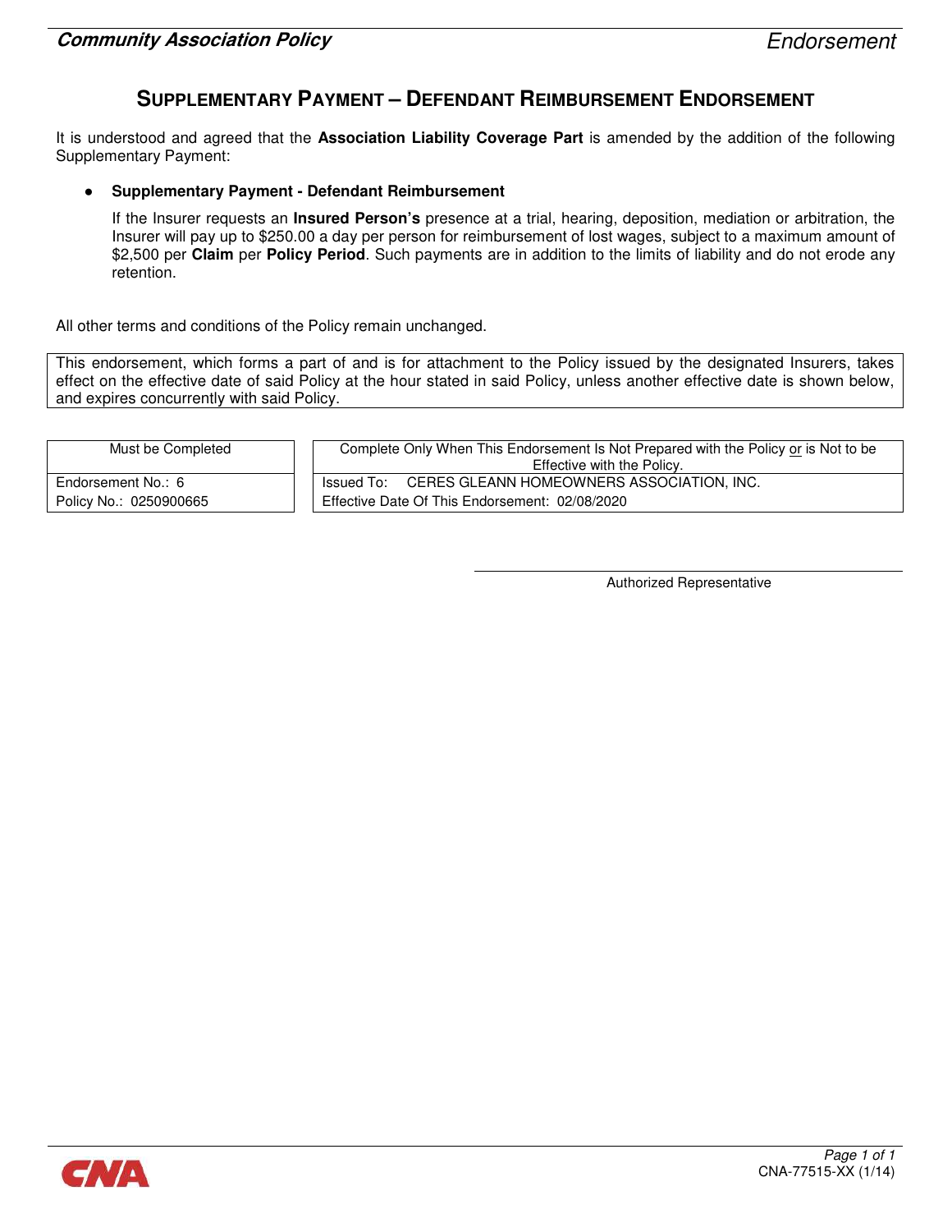# SUPPLEMENTARY PAYMENT – DEFENDANT REIMBURSEMENT ENDORSEMENT

It is understood and agreed that the **Association Liability Coverage Part** is amended by the addition of the following Supplementary Payment:

- **Supplementary Payment - Defendant Reimbursement**

  If the Insurer requests an **Insured Person's** presence at a trial, hearing, deposition, mediation or arbitration, the Insurer will pay up to $250.00 a day per person for reimbursement of lost wages, subject to a maximum amount of $2,500 per **Claim** per **Policy Period**. Such payments are in addition to the limits of liability and do not erode any retention.

All other terms and conditions of the Policy remain unchanged.

This endorsement, which forms a part of and is for attachment to the Policy issued by the designated Insurers, takes effect on the effective date of said Policy at the hour stated in said Policy, unless another effective date is shown below, and expires concurrently with said Policy.

| Must be Completed | Complete Only When This Endorsement Is Not Prepared with the Policy or is Not to be Effective with the Policy. |
|---|---|
| Endorsement No.: 6<br>Policy No.: 0250900665 | Issued To: CERES GLEANN HOMEOWNERS ASSOCIATION, INC.<br>Effective Date Of This Endorsement: 02/08/2020 |

Authorized Representative

CNA-77515-XX (1/14)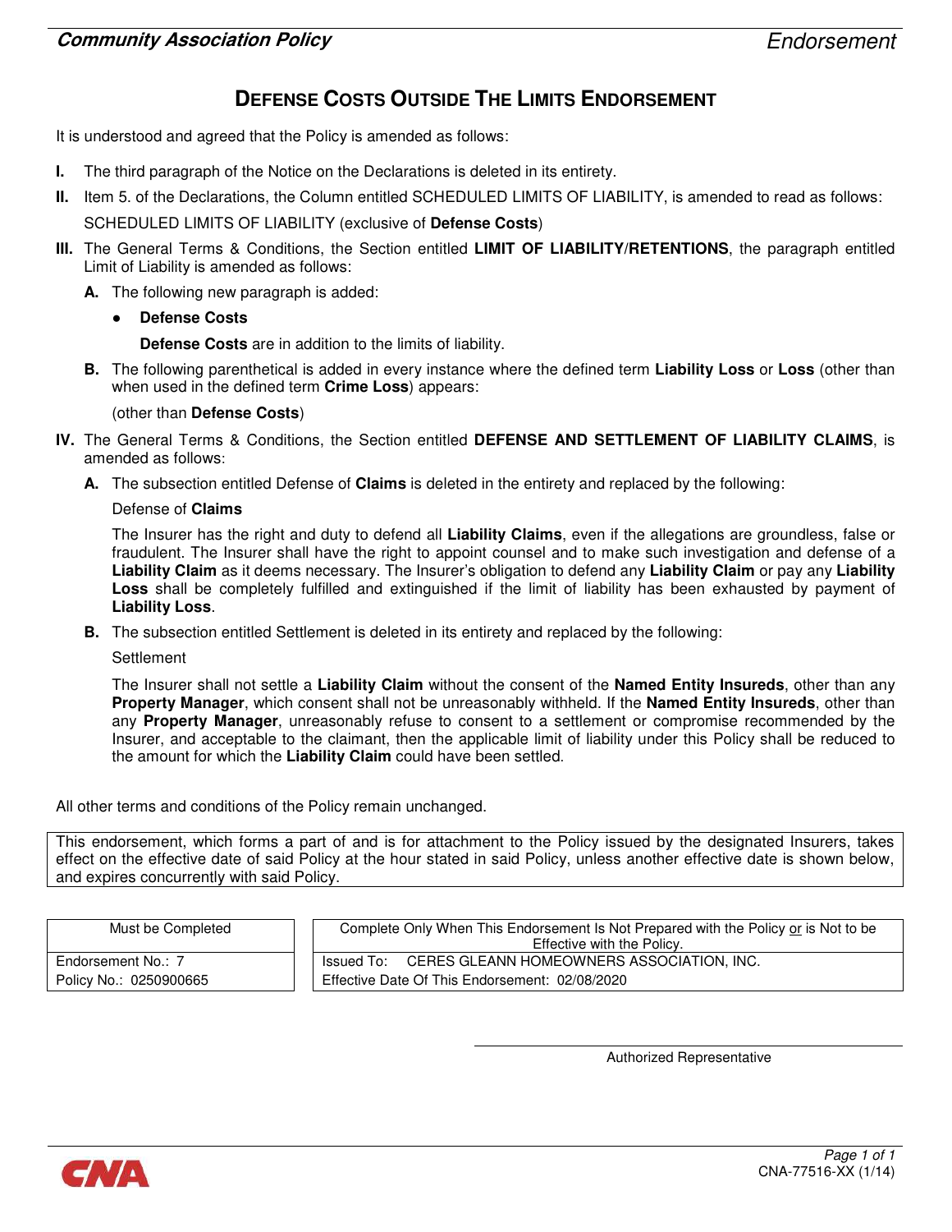# DEFENSE COSTS OUTSIDE THE LIMITS ENDORSEMENT

It is understood and agreed that the Policy is amended as follows:

**I.** The third paragraph of the Notice on the Declarations is deleted in its entirety.

**II.** Item 5. of the Declarations, the Column entitled SCHEDULED LIMITS OF LIABILITY, is amended to read as follows:

SCHEDULED LIMITS OF LIABILITY (exclusive of **Defense Costs**)

**III.** The General Terms & Conditions, the Section entitled **LIMIT OF LIABILITY/RETENTIONS**, the paragraph entitled Limit of Liability is amended as follows:

**A.** The following new paragraph is added:

- **Defense Costs**

  **Defense Costs** are in addition to the limits of liability.

**B.** The following parenthetical is added in every instance where the defined term **Liability Loss** or **Loss** (other than when used in the defined term **Crime Loss**) appears:

(other than **Defense Costs**)

**IV.** The General Terms & Conditions, the Section entitled **DEFENSE AND SETTLEMENT OF LIABILITY CLAIMS**, is amended as follows:

**A.** The subsection entitled Defense of **Claims** is deleted in the entirety and replaced by the following:

Defense of **Claims**

The Insurer has the right and duty to defend all **Liability Claims**, even if the allegations are groundless, false or fraudulent. The Insurer shall have the right to appoint counsel and to make such investigation and defense of a **Liability Claim** as it deems necessary. The Insurer's obligation to defend any **Liability Claim** or pay any **Liability Loss** shall be completely fulfilled and extinguished if the limit of liability has been exhausted by payment of **Liability Loss**.

**B.** The subsection entitled Settlement is deleted in its entirety and replaced by the following:

Settlement

The Insurer shall not settle a **Liability Claim** without the consent of the **Named Entity Insureds**, other than any **Property Manager**, which consent shall not be unreasonably withheld. If the **Named Entity Insureds**, other than any **Property Manager**, unreasonably refuse to consent to a settlement or compromise recommended by the Insurer, and acceptable to the claimant, then the applicable limit of liability under this Policy shall be reduced to the amount for which the **Liability Claim** could have been settled.

All other terms and conditions of the Policy remain unchanged.

This endorsement, which forms a part of and is for attachment to the Policy issued by the designated Insurers, takes effect on the effective date of said Policy at the hour stated in said Policy, unless another effective date is shown below, and expires concurrently with said Policy.

| Must be Completed | Complete Only When This Endorsement Is Not Prepared with the Policy or is Not to be Effective with the Policy. |
|---|---|
| Endorsement No.: 7 | Issued To: CERES GLEANN HOMEOWNERS ASSOCIATION, INC. |
| Policy No.: 0250900665 | Effective Date Of This Endorsement: 02/08/2020 |

Authorized Representative

CNA-77516-XX (1/14)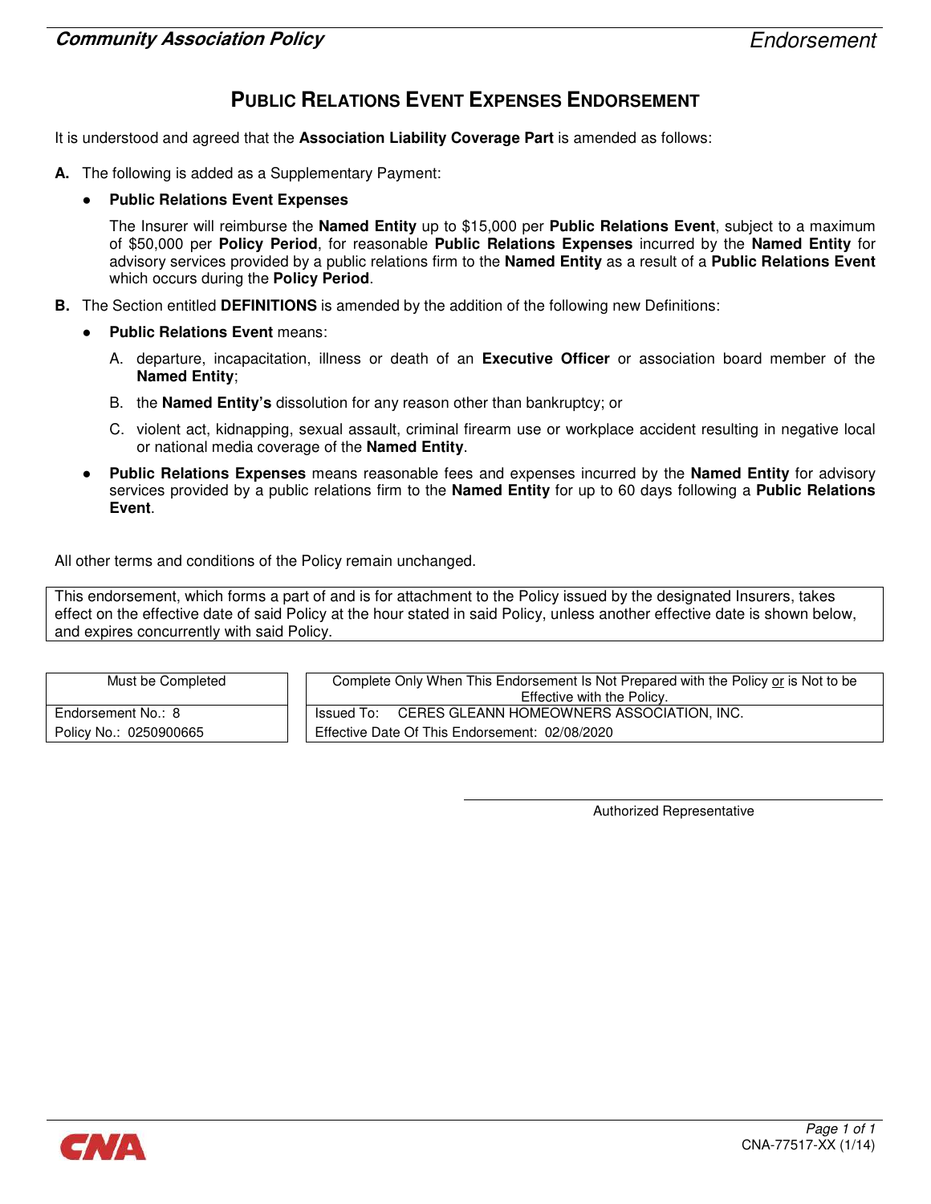# PUBLIC RELATIONS EVENT EXPENSES ENDORSEMENT

It is understood and agreed that the **Association Liability Coverage Part** is amended as follows:

**A.** The following is added as a Supplementary Payment:

- **Public Relations Event Expenses**

  The Insurer will reimburse the **Named Entity** up to $15,000 per **Public Relations Event**, subject to a maximum of $50,000 per **Policy Period**, for reasonable **Public Relations Expenses** incurred by the **Named Entity** for advisory services provided by a public relations firm to the **Named Entity** as a result of a **Public Relations Event** which occurs during the **Policy Period**.

**B.** The Section entitled **DEFINITIONS** is amended by the addition of the following new Definitions:

- **Public Relations Event** means:

  A. departure, incapacitation, illness or death of an **Executive Officer** or association board member of the **Named Entity**;

  B. the **Named Entity's** dissolution for any reason other than bankruptcy; or

  C. violent act, kidnapping, sexual assault, criminal firearm use or workplace accident resulting in negative local or national media coverage of the **Named Entity**.

- **Public Relations Expenses** means reasonable fees and expenses incurred by the **Named Entity** for advisory services provided by a public relations firm to the **Named Entity** for up to 60 days following a **Public Relations Event**.

All other terms and conditions of the Policy remain unchanged.

This endorsement, which forms a part of and is for attachment to the Policy issued by the designated Insurers, takes effect on the effective date of said Policy at the hour stated in said Policy, unless another effective date is shown below, and expires concurrently with said Policy.

| Must be Completed | Complete Only When This Endorsement Is Not Prepared with the Policy or is Not to be Effective with the Policy. |
|---|---|
| Endorsement No.: 8 | Issued To: CERES GLEANN HOMEOWNERS ASSOCIATION, INC. |
| Policy No.: 0250900665 | Effective Date Of This Endorsement: 02/08/2020 |

Authorized Representative

CNA-77517-XX (1/14)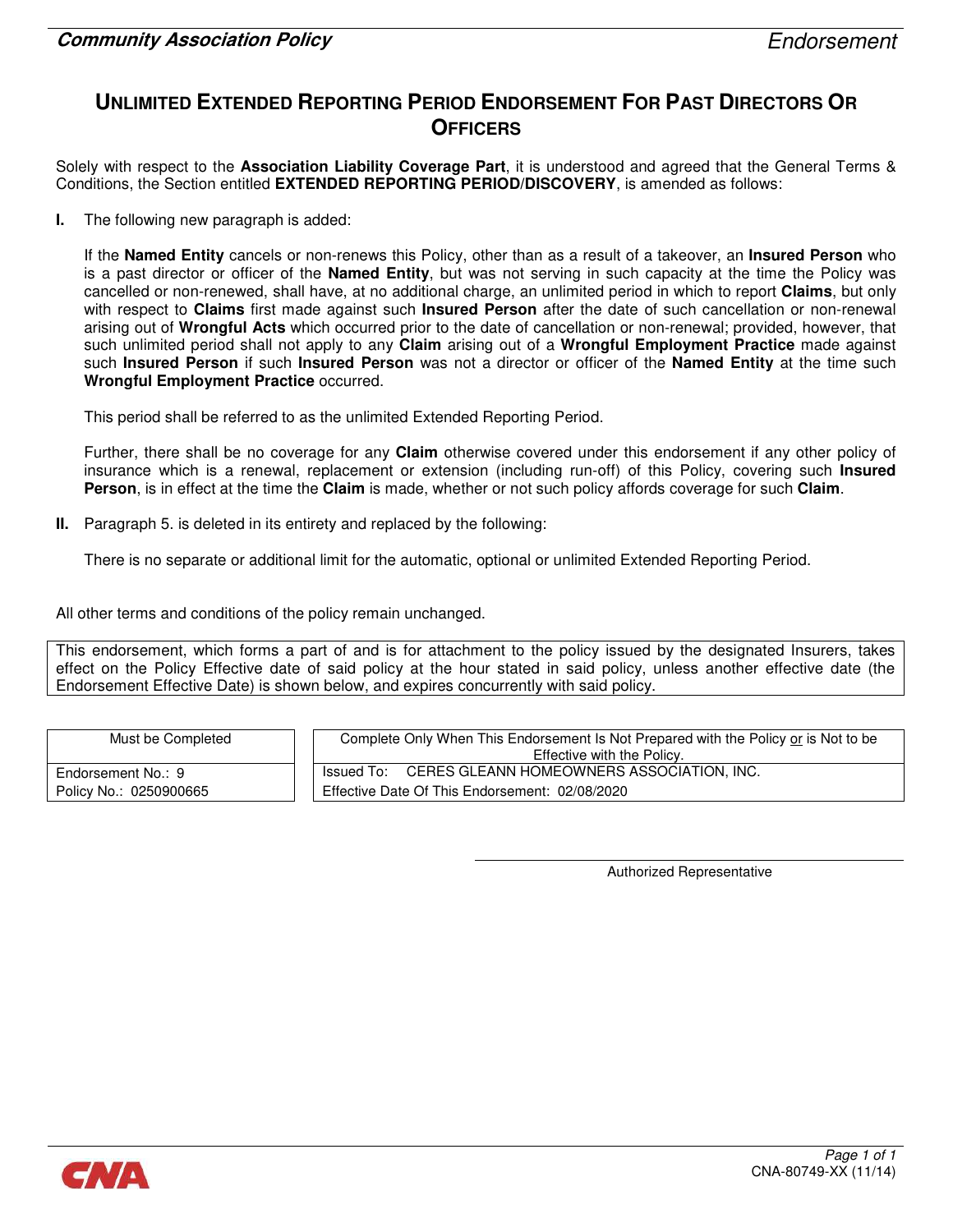**Community Association Policy** *Endorsement*

# UNLIMITED EXTENDED REPORTING PERIOD ENDORSEMENT FOR PAST DIRECTORS OR OFFICERS

Solely with respect to the **Association Liability Coverage Part**, it is understood and agreed that the General Terms & Conditions, the Section entitled **EXTENDED REPORTING PERIOD/DISCOVERY**, is amended as follows:

**I.** The following new paragraph is added:

If the **Named Entity** cancels or non-renews this Policy, other than as a result of a takeover, an **Insured Person** who is a past director or officer of the **Named Entity**, but was not serving in such capacity at the time the Policy was cancelled or non-renewed, shall have, at no additional charge, an unlimited period in which to report **Claims**, but only with respect to **Claims** first made against such **Insured Person** after the date of such cancellation or non-renewal arising out of **Wrongful Acts** which occurred prior to the date of cancellation or non-renewal; provided, however, that such unlimited period shall not apply to any **Claim** arising out of a **Wrongful Employment Practice** made against such **Insured Person** if such **Insured Person** was not a director or officer of the **Named Entity** at the time such **Wrongful Employment Practice** occurred.

This period shall be referred to as the unlimited Extended Reporting Period.

Further, there shall be no coverage for any **Claim** otherwise covered under this endorsement if any other policy of insurance which is a renewal, replacement or extension (including run-off) of this Policy, covering such **Insured Person**, is in effect at the time the **Claim** is made, whether or not such policy affords coverage for such **Claim**.

**II.** Paragraph 5. is deleted in its entirety and replaced by the following:

There is no separate or additional limit for the automatic, optional or unlimited Extended Reporting Period.

All other terms and conditions of the policy remain unchanged.

This endorsement, which forms a part of and is for attachment to the policy issued by the designated Insurers, takes effect on the Policy Effective date of said policy at the hour stated in said policy, unless another effective date (the Endorsement Effective Date) is shown below, and expires concurrently with said policy.

| Must be Completed | Complete Only When This Endorsement Is Not Prepared with the Policy or is Not to be Effective with the Policy. |
|---|---|
| Endorsement No.: 9 | Issued To: CERES GLEANN HOMEOWNERS ASSOCIATION, INC. |
| Policy No.: 0250900665 | Effective Date Of This Endorsement: 02/08/2020 |

Authorized Representative

CNA-80749-XX (11/14)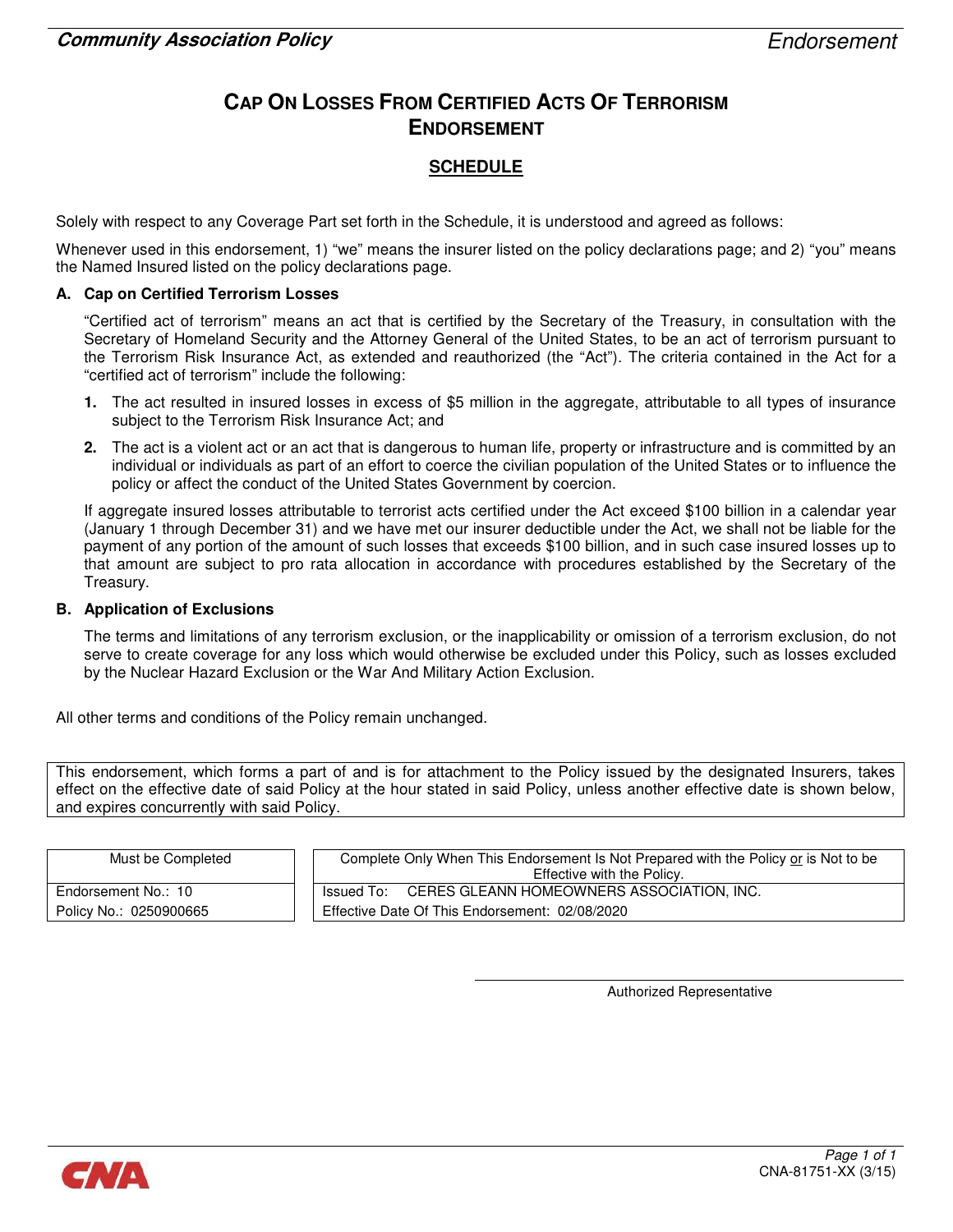**Community Association Policy** *Endorsement*

# CAP ON LOSSES FROM CERTIFIED ACTS OF TERRORISM ENDORSEMENT

## SCHEDULE

Solely with respect to any Coverage Part set forth in the Schedule, it is understood and agreed as follows:

Whenever used in this endorsement, 1) "we" means the insurer listed on the policy declarations page; and 2) "you" means the Named Insured listed on the policy declarations page.

**A. Cap on Certified Terrorism Losses**

"Certified act of terrorism" means an act that is certified by the Secretary of the Treasury, in consultation with the Secretary of Homeland Security and the Attorney General of the United States, to be an act of terrorism pursuant to the Terrorism Risk Insurance Act, as extended and reauthorized (the "Act"). The criteria contained in the Act for a "certified act of terrorism" include the following:

1. The act resulted in insured losses in excess of $5 million in the aggregate, attributable to all types of insurance subject to the Terrorism Risk Insurance Act; and
2. The act is a violent act or an act that is dangerous to human life, property or infrastructure and is committed by an individual or individuals as part of an effort to coerce the civilian population of the United States or to influence the policy or affect the conduct of the United States Government by coercion.

If aggregate insured losses attributable to terrorist acts certified under the Act exceed $100 billion in a calendar year (January 1 through December 31) and we have met our insurer deductible under the Act, we shall not be liable for the payment of any portion of the amount of such losses that exceeds $100 billion, and in such case insured losses up to that amount are subject to pro rata allocation in accordance with procedures established by the Secretary of the Treasury.

**B. Application of Exclusions**

The terms and limitations of any terrorism exclusion, or the inapplicability or omission of a terrorism exclusion, do not serve to create coverage for any loss which would otherwise be excluded under this Policy, such as losses excluded by the Nuclear Hazard Exclusion or the War And Military Action Exclusion.

All other terms and conditions of the Policy remain unchanged.

This endorsement, which forms a part of and is for attachment to the Policy issued by the designated Insurers, takes effect on the effective date of said Policy at the hour stated in said Policy, unless another effective date is shown below, and expires concurrently with said Policy.

| Must be Completed | Complete Only When This Endorsement Is Not Prepared with the Policy or is Not to be Effective with the Policy. |
|---|---|
| Endorsement No.: 10 | Issued To: CERES GLEANN HOMEOWNERS ASSOCIATION, INC. |
| Policy No.: 0250900665 | Effective Date Of This Endorsement: 02/08/2020 |

Authorized Representative

CNA-81751-XX (3/15)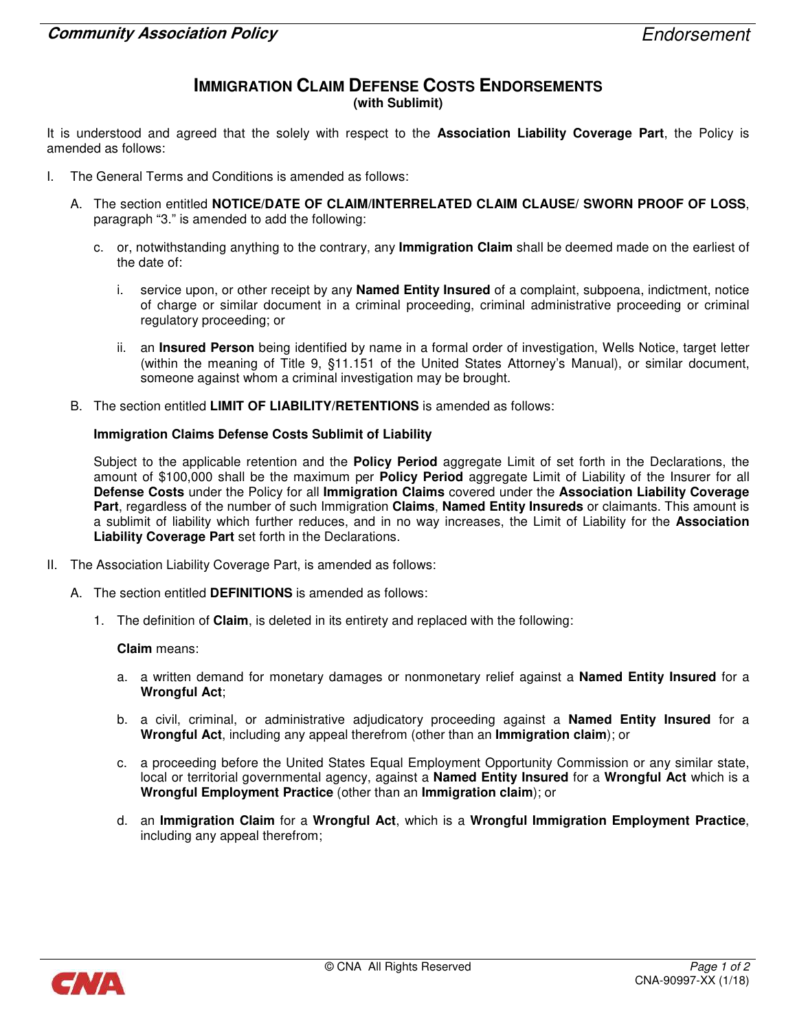## IMMIGRATION CLAIM DEFENSE COSTS ENDORSEMENTS
**(with Sublimit)**

It is understood and agreed that the solely with respect to the **Association Liability Coverage Part**, the Policy is amended as follows:

I. The General Terms and Conditions is amended as follows:

   A. The section entitled **NOTICE/DATE OF CLAIM/INTERRELATED CLAIM CLAUSE/ SWORN PROOF OF LOSS**, paragraph "3." is amended to add the following:

      c. or, notwithstanding anything to the contrary, any **Immigration Claim** shall be deemed made on the earliest of the date of:

         i. service upon, or other receipt by any **Named Entity Insured** of a complaint, subpoena, indictment, notice of charge or similar document in a criminal proceeding, criminal administrative proceeding or criminal regulatory proceeding; or

         ii. an **Insured Person** being identified by name in a formal order of investigation, Wells Notice, target letter (within the meaning of Title 9, §11.151 of the United States Attorney's Manual), or similar document, someone against whom a criminal investigation may be brought.

   B. The section entitled **LIMIT OF LIABILITY/RETENTIONS** is amended as follows:

      **Immigration Claims Defense Costs Sublimit of Liability**

      Subject to the applicable retention and the **Policy Period** aggregate Limit of set forth in the Declarations, the amount of $100,000 shall be the maximum per **Policy Period** aggregate Limit of Liability of the Insurer for all **Defense Costs** under the Policy for all **Immigration Claims** covered under the **Association Liability Coverage Part**, regardless of the number of such Immigration **Claims**, **Named Entity Insureds** or claimants. This amount is a sublimit of liability which further reduces, and in no way increases, the Limit of Liability for the **Association Liability Coverage Part** set forth in the Declarations.

II. The Association Liability Coverage Part, is amended as follows:

   A. The section entitled **DEFINITIONS** is amended as follows:

      1. The definition of **Claim**, is deleted in its entirety and replaced with the following:

         **Claim** means:

         a. a written demand for monetary damages or nonmonetary relief against a **Named Entity Insured** for a **Wrongful Act**;

         b. a civil, criminal, or administrative adjudicatory proceeding against a **Named Entity Insured** for a **Wrongful Act**, including any appeal therefrom (other than an **Immigration claim**); or

         c. a proceeding before the United States Equal Employment Opportunity Commission or any similar state, local or territorial governmental agency, against a **Named Entity Insured** for a **Wrongful Act** which is a **Wrongful Employment Practice** (other than an **Immigration claim**); or

         d. an **Immigration Claim** for a **Wrongful Act**, which is a **Wrongful Immigration Employment Practice**, including any appeal therefrom;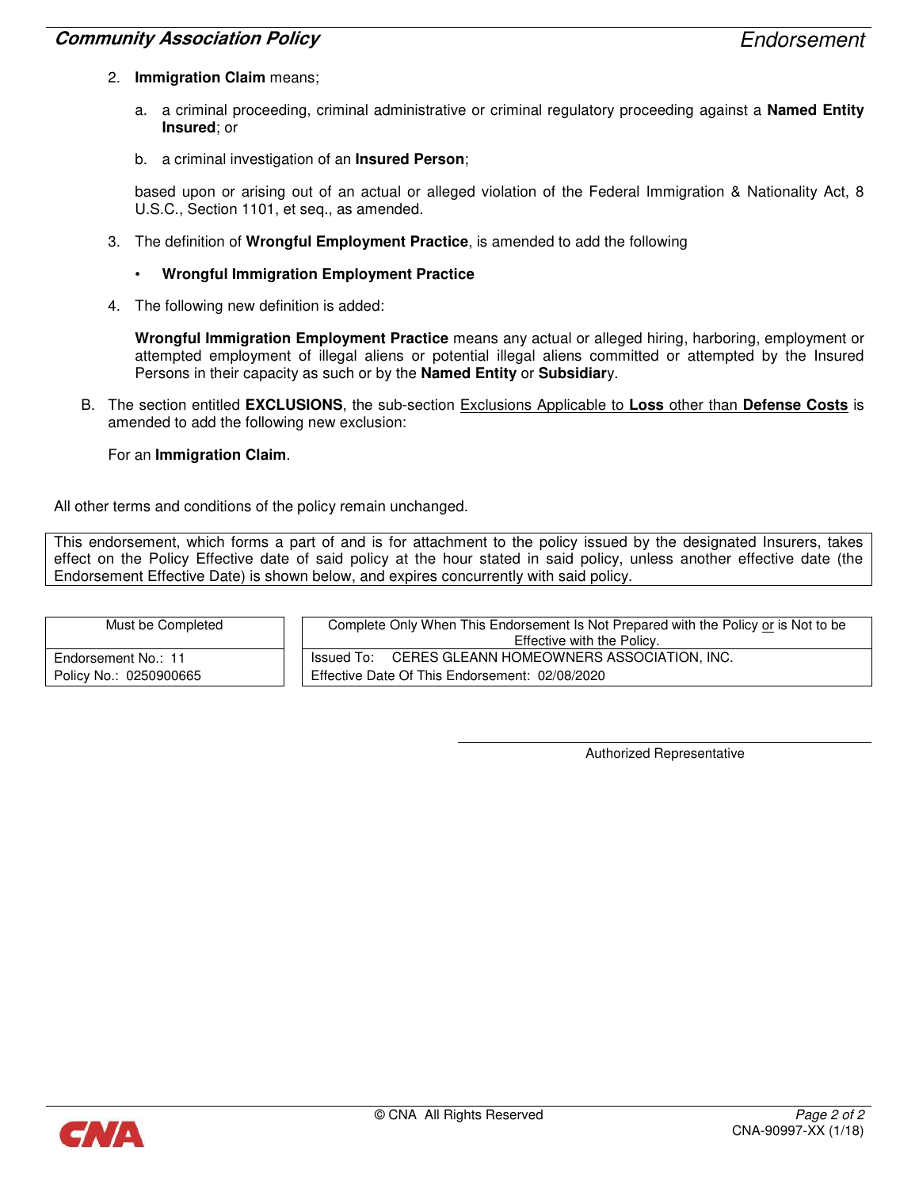2. **Immigration Claim** means;

   a. a criminal proceeding, criminal administrative or criminal regulatory proceeding against a **Named Entity Insured**; or

   b. a criminal investigation of an **Insured Person**;

   based upon or arising out of an actual or alleged violation of the Federal Immigration & Nationality Act, 8 U.S.C., Section 1101, et seq., as amended.

3. The definition of **Wrongful Employment Practice**, is amended to add the following

   - **Wrongful Immigration Employment Practice**

4. The following new definition is added:

   **Wrongful Immigration Employment Practice** means any actual or alleged hiring, harboring, employment or attempted employment of illegal aliens or potential illegal aliens committed or attempted by the Insured Persons in their capacity as such or by the **Named Entity** or **Subsidiar**y.

B. The section entitled **EXCLUSIONS**, the sub-section Exclusions Applicable to **Loss** other than **Defense Costs** is amended to add the following new exclusion:

   For an **Immigration Claim**.

All other terms and conditions of the policy remain unchanged.

| This endorsement, which forms a part of and is for attachment to the policy issued by the designated Insurers, takes effect on the Policy Effective date of said policy at the hour stated in said policy, unless another effective date (the Endorsement Effective Date) is shown below, and expires concurrently with said policy. |
|---|

| Must be Completed | Complete Only When This Endorsement Is Not Prepared with the Policy or is Not to be Effective with the Policy. |
|---|---|
| Endorsement No.: 11 | Issued To: CERES GLEANN HOMEOWNERS ASSOCIATION, INC. |
| Policy No.: 0250900665 | Effective Date Of This Endorsement: 02/08/2020 |

Authorized Representative

© CNA All Rights Reserved

CNA-90997-XX (1/18)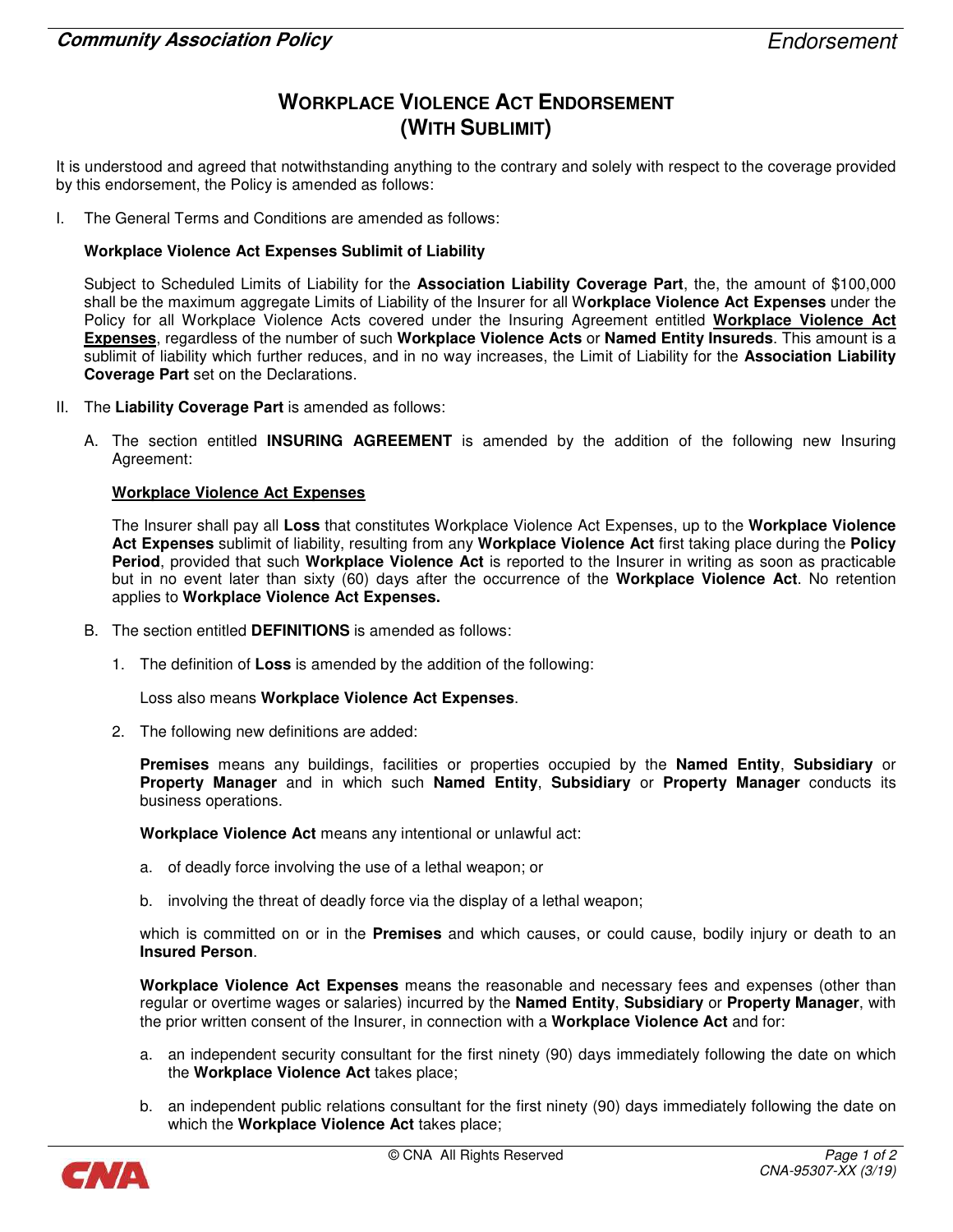# WORKPLACE VIOLENCE ACT ENDORSEMENT (WITH SUBLIMIT)

It is understood and agreed that notwithstanding anything to the contrary and solely with respect to the coverage provided by this endorsement, the Policy is amended as follows:

I. The General Terms and Conditions are amended as follows:

**Workplace Violence Act Expenses Sublimit of Liability**

Subject to Scheduled Limits of Liability for the **Association Liability Coverage Part**, the, the amount of $100,000 shall be the maximum aggregate Limits of Liability of the Insurer for all W**orkplace Violence Act Expenses** under the Policy for all Workplace Violence Acts covered under the Insuring Agreement entitled **Workplace Violence Act Expenses**, regardless of the number of such **Workplace Violence Acts** or **Named Entity Insureds**. This amount is a sublimit of liability which further reduces, and in no way increases, the Limit of Liability for the **Association Liability Coverage Part** set on the Declarations.

II. The **Liability Coverage Part** is amended as follows:

A. The section entitled **INSURING AGREEMENT** is amended by the addition of the following new Insuring Agreement:

**Workplace Violence Act Expenses**

The Insurer shall pay all **Loss** that constitutes Workplace Violence Act Expenses, up to the **Workplace Violence Act Expenses** sublimit of liability, resulting from any **Workplace Violence Act** first taking place during the **Policy Period**, provided that such **Workplace Violence Act** is reported to the Insurer in writing as soon as practicable but in no event later than sixty (60) days after the occurrence of the **Workplace Violence Act**. No retention applies to **Workplace Violence Act Expenses.**

B. The section entitled **DEFINITIONS** is amended as follows:

1. The definition of **Loss** is amended by the addition of the following:

   Loss also means **Workplace Violence Act Expenses**.

2. The following new definitions are added:

   **Premises** means any buildings, facilities or properties occupied by the **Named Entity**, **Subsidiary** or **Property Manager** and in which such **Named Entity**, **Subsidiary** or **Property Manager** conducts its business operations.

   **Workplace Violence Act** means any intentional or unlawful act:

   a. of deadly force involving the use of a lethal weapon; or

   b. involving the threat of deadly force via the display of a lethal weapon;

   which is committed on or in the **Premises** and which causes, or could cause, bodily injury or death to an **Insured Person**.

   **Workplace Violence Act Expenses** means the reasonable and necessary fees and expenses (other than regular or overtime wages or salaries) incurred by the **Named Entity**, **Subsidiary** or **Property Manager**, with the prior written consent of the Insurer, in connection with a **Workplace Violence Act** and for:

   a. an independent security consultant for the first ninety (90) days immediately following the date on which the **Workplace Violence Act** takes place;

   b. an independent public relations consultant for the first ninety (90) days immediately following the date on which the **Workplace Violence Act** takes place;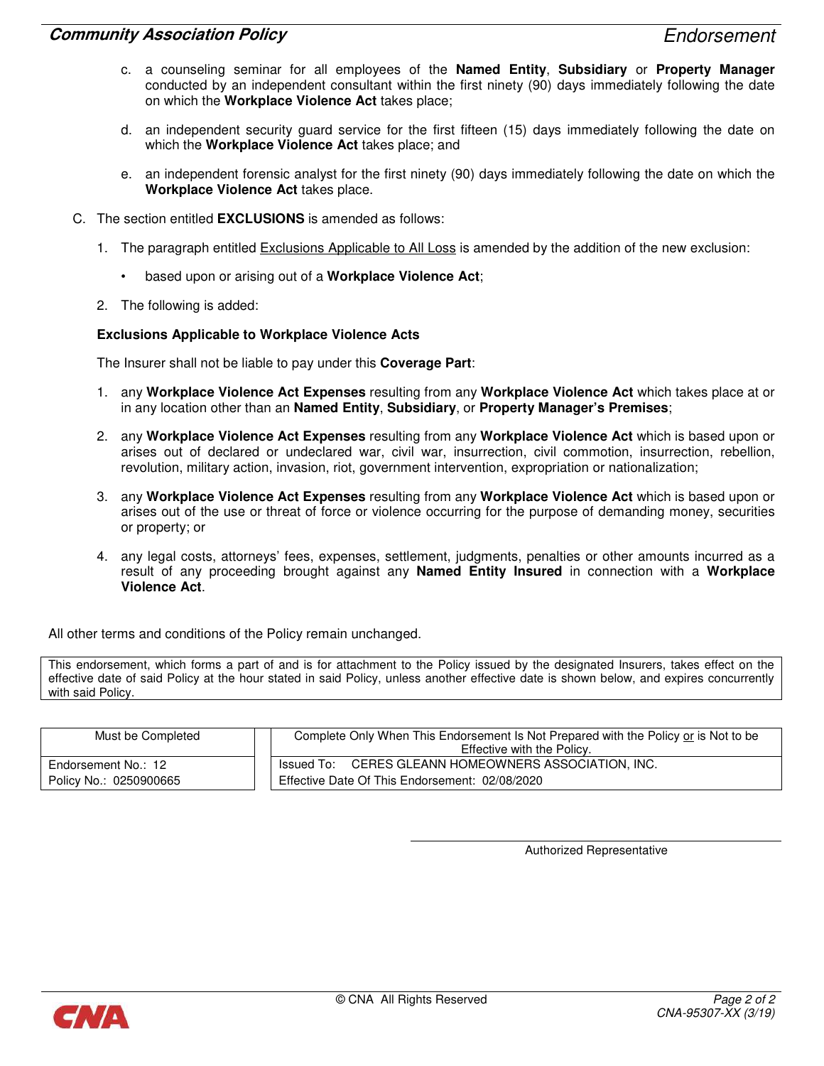c. a counseling seminar for all employees of the **Named Entity**, **Subsidiary** or **Property Manager** conducted by an independent consultant within the first ninety (90) days immediately following the date on which the **Workplace Violence Act** takes place;

d. an independent security guard service for the first fifteen (15) days immediately following the date on which the **Workplace Violence Act** takes place; and

e. an independent forensic analyst for the first ninety (90) days immediately following the date on which the **Workplace Violence Act** takes place.

C. The section entitled **EXCLUSIONS** is amended as follows:

1. The paragraph entitled Exclusions Applicable to All Loss is amended by the addition of the new exclusion:

   - based upon or arising out of a **Workplace Violence Act**;

2. The following is added:

**Exclusions Applicable to Workplace Violence Acts**

The Insurer shall not be liable to pay under this **Coverage Part**:

1. any **Workplace Violence Act Expenses** resulting from any **Workplace Violence Act** which takes place at or in any location other than an **Named Entity**, **Subsidiary**, or **Property Manager's Premises**;

2. any **Workplace Violence Act Expenses** resulting from any **Workplace Violence Act** which is based upon or arises out of declared or undeclared war, civil war, insurrection, civil commotion, insurrection, rebellion, revolution, military action, invasion, riot, government intervention, expropriation or nationalization;

3. any **Workplace Violence Act Expenses** resulting from any **Workplace Violence Act** which is based upon or arises out of the use or threat of force or violence occurring for the purpose of demanding money, securities or property; or

4. any legal costs, attorneys' fees, expenses, settlement, judgments, penalties or other amounts incurred as a result of any proceeding brought against any **Named Entity Insured** in connection with a **Workplace Violence Act**.

All other terms and conditions of the Policy remain unchanged.

This endorsement, which forms a part of and is for attachment to the Policy issued by the designated Insurers, takes effect on the effective date of said Policy at the hour stated in said Policy, unless another effective date is shown below, and expires concurrently with said Policy.

| Must be Completed | Complete Only When This Endorsement Is Not Prepared with the Policy or is Not to be Effective with the Policy. |
|---|---|
| Endorsement No.: 12 | Issued To: CERES GLEANN HOMEOWNERS ASSOCIATION, INC. |
| Policy No.: 0250900665 | Effective Date Of This Endorsement: 02/08/2020 |

Authorized Representative

© CNA All Rights Reserved

CNA-95307-XX (3/19)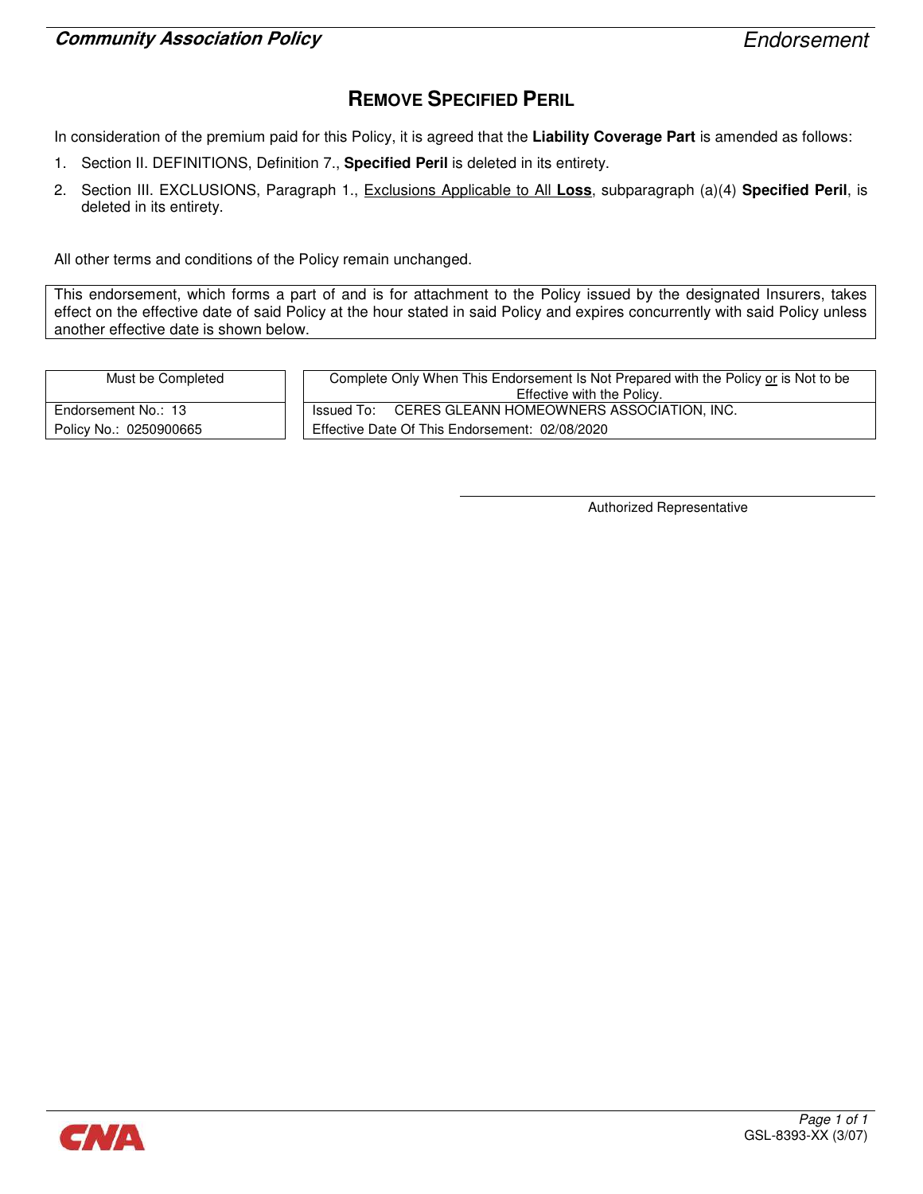# REMOVE SPECIFIED PERIL

In consideration of the premium paid for this Policy, it is agreed that the **Liability Coverage Part** is amended as follows:

1. Section II. DEFINITIONS, Definition 7., **Specified Peril** is deleted in its entirety.
2. Section III. EXCLUSIONS, Paragraph 1., Exclusions Applicable to All **Loss**, subparagraph (a)(4) **Specified Peril**, is deleted in its entirety.

All other terms and conditions of the Policy remain unchanged.

This endorsement, which forms a part of and is for attachment to the Policy issued by the designated Insurers, takes effect on the effective date of said Policy at the hour stated in said Policy and expires concurrently with said Policy unless another effective date is shown below.

| Must be Completed | Complete Only When This Endorsement Is Not Prepared with the Policy or is Not to be Effective with the Policy. |
|---|---|
| Endorsement No.: 13 | Issued To: CERES GLEANN HOMEOWNERS ASSOCIATION, INC. |
| Policy No.: 0250900665 | Effective Date Of This Endorsement: 02/08/2020 |

Authorized Representative

GSL-8393-XX (3/07)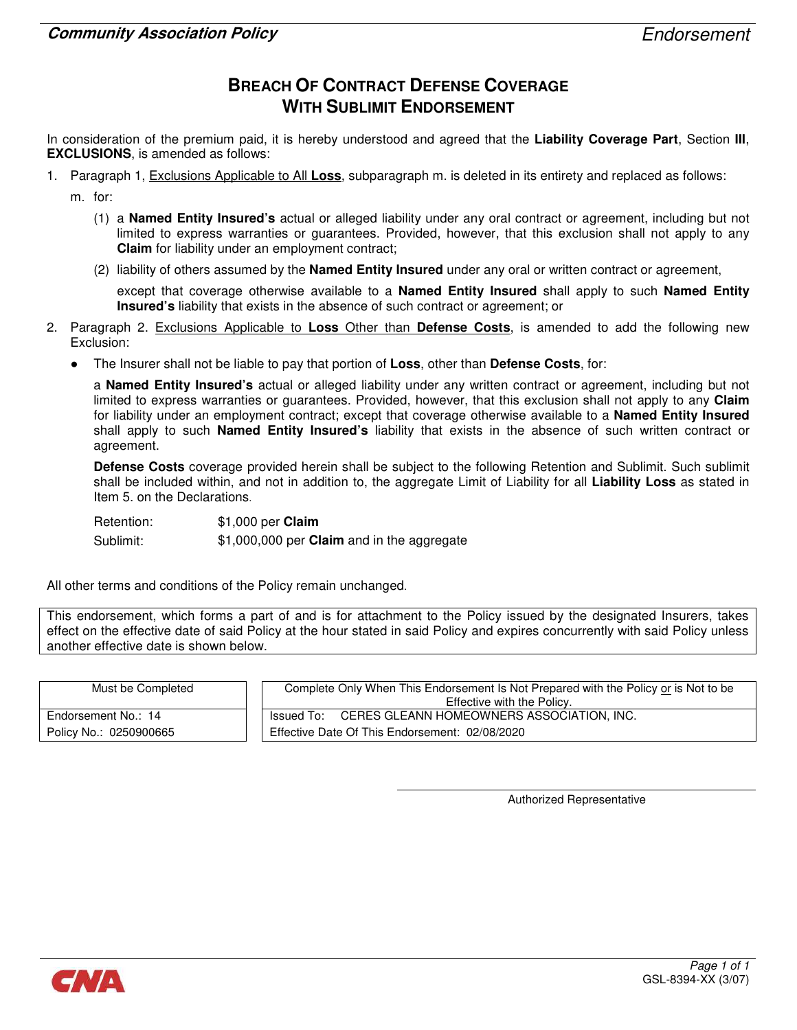# BREACH OF CONTRACT DEFENSE COVERAGE WITH SUBLIMIT ENDORSEMENT

In consideration of the premium paid, it is hereby understood and agreed that the **Liability Coverage Part**, Section **III**, **EXCLUSIONS**, is amended as follows:

1. Paragraph 1, Exclusions Applicable to All **Loss**, subparagraph m. is deleted in its entirety and replaced as follows:

   m. for:

   (1) a **Named Entity Insured's** actual or alleged liability under any oral contract or agreement, including but not limited to express warranties or guarantees. Provided, however, that this exclusion shall not apply to any **Claim** for liability under an employment contract;

   (2) liability of others assumed by the **Named Entity Insured** under any oral or written contract or agreement,

   except that coverage otherwise available to a **Named Entity Insured** shall apply to such **Named Entity Insured's** liability that exists in the absence of such contract or agreement; or

2. Paragraph 2. Exclusions Applicable to **Loss** Other than **Defense Costs**, is amended to add the following new Exclusion:

   - The Insurer shall not be liable to pay that portion of **Loss**, other than **Defense Costs**, for:

     a **Named Entity Insured's** actual or alleged liability under any written contract or agreement, including but not limited to express warranties or guarantees. Provided, however, that this exclusion shall not apply to any **Claim** for liability under an employment contract; except that coverage otherwise available to a **Named Entity Insured** shall apply to such **Named Entity Insured's** liability that exists in the absence of such written contract or agreement.

     **Defense Costs** coverage provided herein shall be subject to the following Retention and Sublimit. Such sublimit shall be included within, and not in addition to, the aggregate Limit of Liability for all **Liability Loss** as stated in Item 5. on the Declarations.

     Retention: $1,000 per **Claim**

     Sublimit: $1,000,000 per **Claim** and in the aggregate

All other terms and conditions of the Policy remain unchanged.

This endorsement, which forms a part of and is for attachment to the Policy issued by the designated Insurers, takes effect on the effective date of said Policy at the hour stated in said Policy and expires concurrently with said Policy unless another effective date is shown below.

| Must be Completed |
|---|
| Endorsement No.: 14 |
| Policy No.: 0250900665 |

| Complete Only When This Endorsement Is Not Prepared with the Policy or is Not to be Effective with the Policy. |
|---|
| Issued To: CERES GLEANN HOMEOWNERS ASSOCIATION, INC. |
| Effective Date Of This Endorsement: 02/08/2020 |

Authorized Representative

GSL-8394-XX (3/07)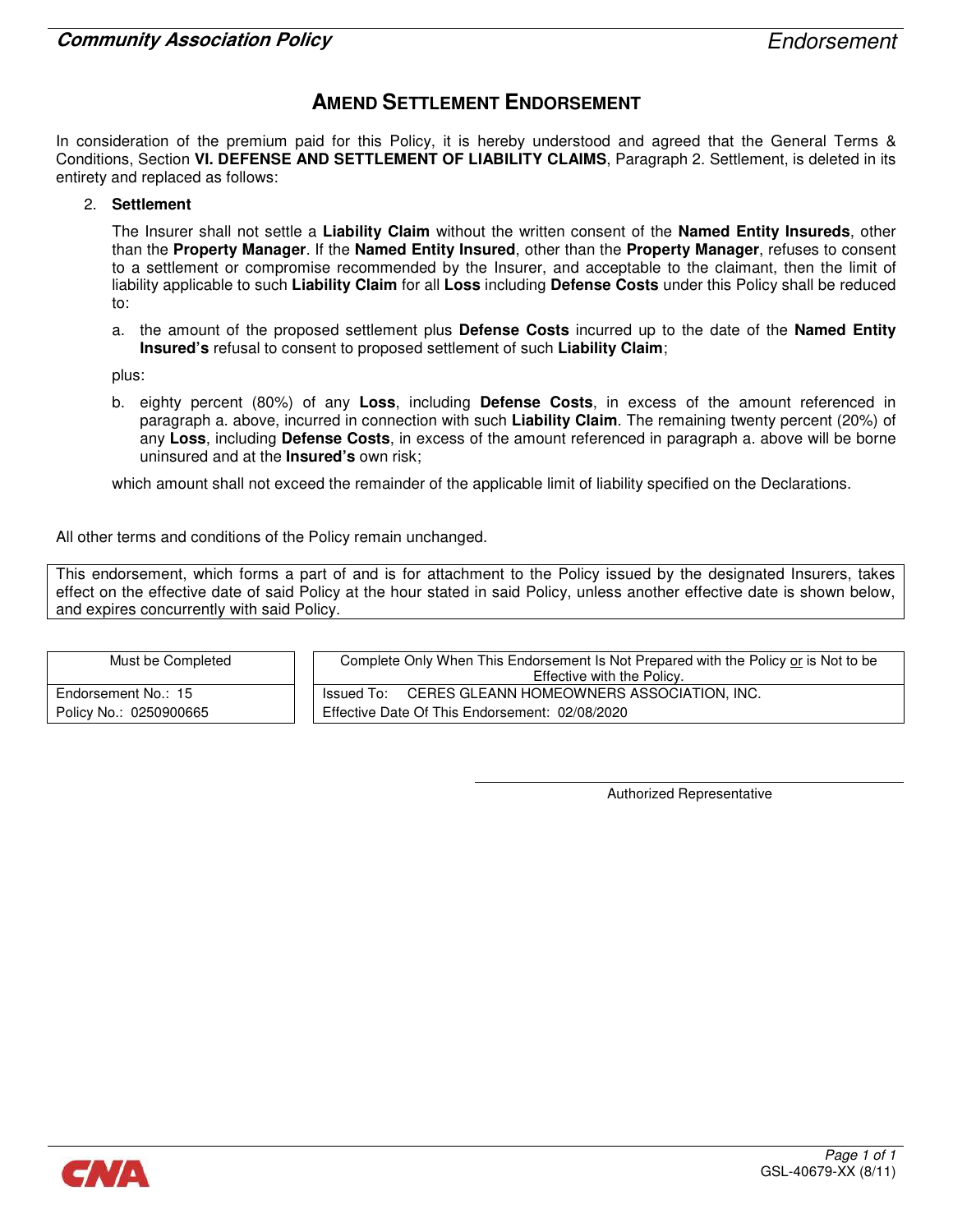# AMEND SETTLEMENT ENDORSEMENT

In consideration of the premium paid for this Policy, it is hereby understood and agreed that the General Terms & Conditions, Section **VI. DEFENSE AND SETTLEMENT OF LIABILITY CLAIMS**, Paragraph 2. Settlement, is deleted in its entirety and replaced as follows:

2. **Settlement**

   The Insurer shall not settle a **Liability Claim** without the written consent of the **Named Entity Insureds**, other than the **Property Manager**. If the **Named Entity Insured**, other than the **Property Manager**, refuses to consent to a settlement or compromise recommended by the Insurer, and acceptable to the claimant, then the limit of liability applicable to such **Liability Claim** for all **Loss** including **Defense Costs** under this Policy shall be reduced to:

   a. the amount of the proposed settlement plus **Defense Costs** incurred up to the date of the **Named Entity Insured's** refusal to consent to proposed settlement of such **Liability Claim**;

   plus:

   b. eighty percent (80%) of any **Loss**, including **Defense Costs**, in excess of the amount referenced in paragraph a. above, incurred in connection with such **Liability Claim**. The remaining twenty percent (20%) of any **Loss**, including **Defense Costs**, in excess of the amount referenced in paragraph a. above will be borne uninsured and at the **Insured's** own risk;

   which amount shall not exceed the remainder of the applicable limit of liability specified on the Declarations.

All other terms and conditions of the Policy remain unchanged.

This endorsement, which forms a part of and is for attachment to the Policy issued by the designated Insurers, takes effect on the effective date of said Policy at the hour stated in said Policy, unless another effective date is shown below, and expires concurrently with said Policy.

| Must be Completed | Complete Only When This Endorsement Is Not Prepared with the Policy <u>or</u> is Not to be Effective with the Policy. |
|---|---|
| Endorsement No.: 15 | Issued To: CERES GLEANN HOMEOWNERS ASSOCIATION, INC. |
| Policy No.: 0250900665 | Effective Date Of This Endorsement: 02/08/2020 |

Authorized Representative

GSL-40679-XX (8/11)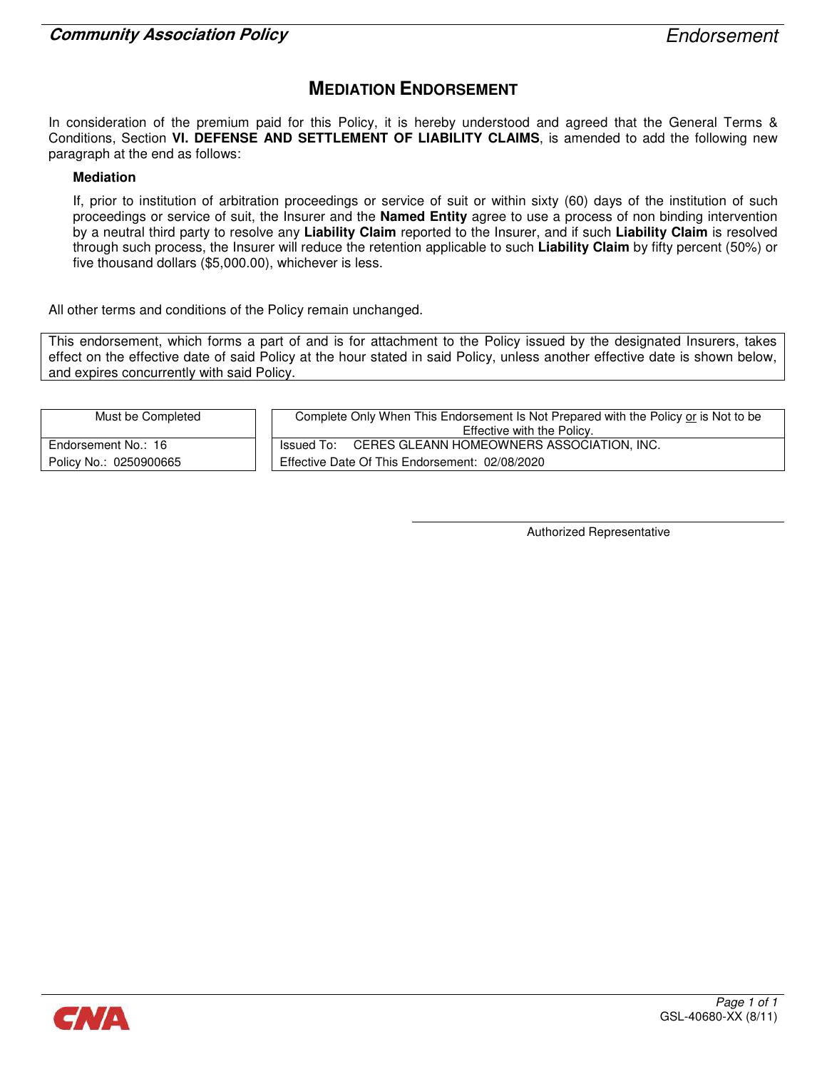# MEDIATION ENDORSEMENT

In consideration of the premium paid for this Policy, it is hereby understood and agreed that the General Terms & Conditions, Section **VI. DEFENSE AND SETTLEMENT OF LIABILITY CLAIMS**, is amended to add the following new paragraph at the end as follows:

**Mediation**

If, prior to institution of arbitration proceedings or service of suit or within sixty (60) days of the institution of such proceedings or service of suit, the Insurer and the **Named Entity** agree to use a process of non binding intervention by a neutral third party to resolve any **Liability Claim** reported to the Insurer, and if such **Liability Claim** is resolved through such process, the Insurer will reduce the retention applicable to such **Liability Claim** by fifty percent (50%) or five thousand dollars ($5,000.00), whichever is less.

All other terms and conditions of the Policy remain unchanged.

This endorsement, which forms a part of and is for attachment to the Policy issued by the designated Insurers, takes effect on the effective date of said Policy at the hour stated in said Policy, unless another effective date is shown below, and expires concurrently with said Policy.

| Must be Completed |
|---|
| Endorsement No.: 16 |
| Policy No.: 0250900665 |

| Complete Only When This Endorsement Is Not Prepared with the Policy or is Not to be Effective with the Policy. |
|---|
| Issued To: CERES GLEANN HOMEOWNERS ASSOCIATION, INC. |
| Effective Date Of This Endorsement: 02/08/2020 |

Authorized Representative

GSL-40680-XX (8/11)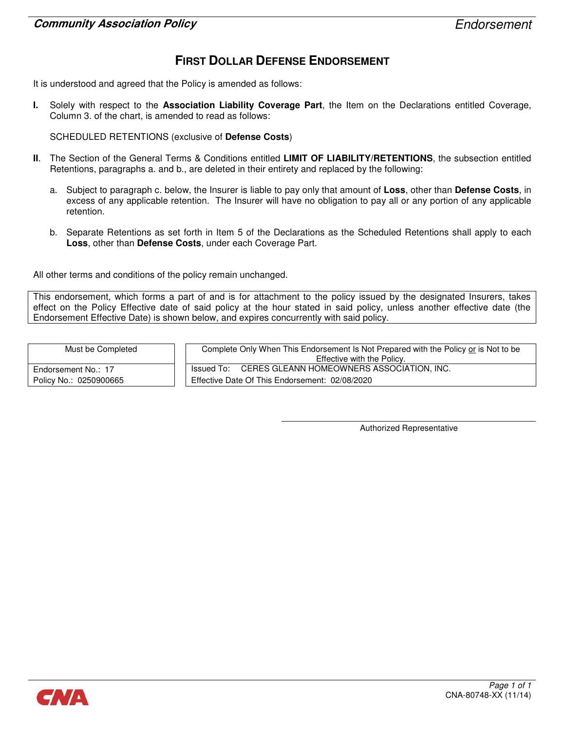# FIRST DOLLAR DEFENSE ENDORSEMENT

It is understood and agreed that the Policy is amended as follows:

**I.** Solely with respect to the **Association Liability Coverage Part**, the Item on the Declarations entitled Coverage, Column 3. of the chart, is amended to read as follows:

SCHEDULED RETENTIONS (exclusive of **Defense Costs**)

**II**. The Section of the General Terms & Conditions entitled **LIMIT OF LIABILITY/RETENTIONS**, the subsection entitled Retentions, paragraphs a. and b., are deleted in their entirety and replaced by the following:

a. Subject to paragraph c. below, the Insurer is liable to pay only that amount of **Loss**, other than **Defense Costs**, in excess of any applicable retention. The Insurer will have no obligation to pay all or any portion of any applicable retention.

b. Separate Retentions as set forth in Item 5 of the Declarations as the Scheduled Retentions shall apply to each **Loss**, other than **Defense Costs**, under each Coverage Part.

All other terms and conditions of the policy remain unchanged.

This endorsement, which forms a part of and is for attachment to the policy issued by the designated Insurers, takes effect on the Policy Effective date of said policy at the hour stated in said policy, unless another effective date (the Endorsement Effective Date) is shown below, and expires concurrently with said policy.

| Must be Completed |
|---|
| Endorsement No.: 17<br>Policy No.: 0250900665 |

| Complete Only When This Endorsement Is Not Prepared with the Policy or is Not to be Effective with the Policy. |
|---|
| Issued To: CERES GLEANN HOMEOWNERS ASSOCIATION, INC.<br>Effective Date Of This Endorsement: 02/08/2020 |

Authorized Representative

CNA-80748-XX (11/14)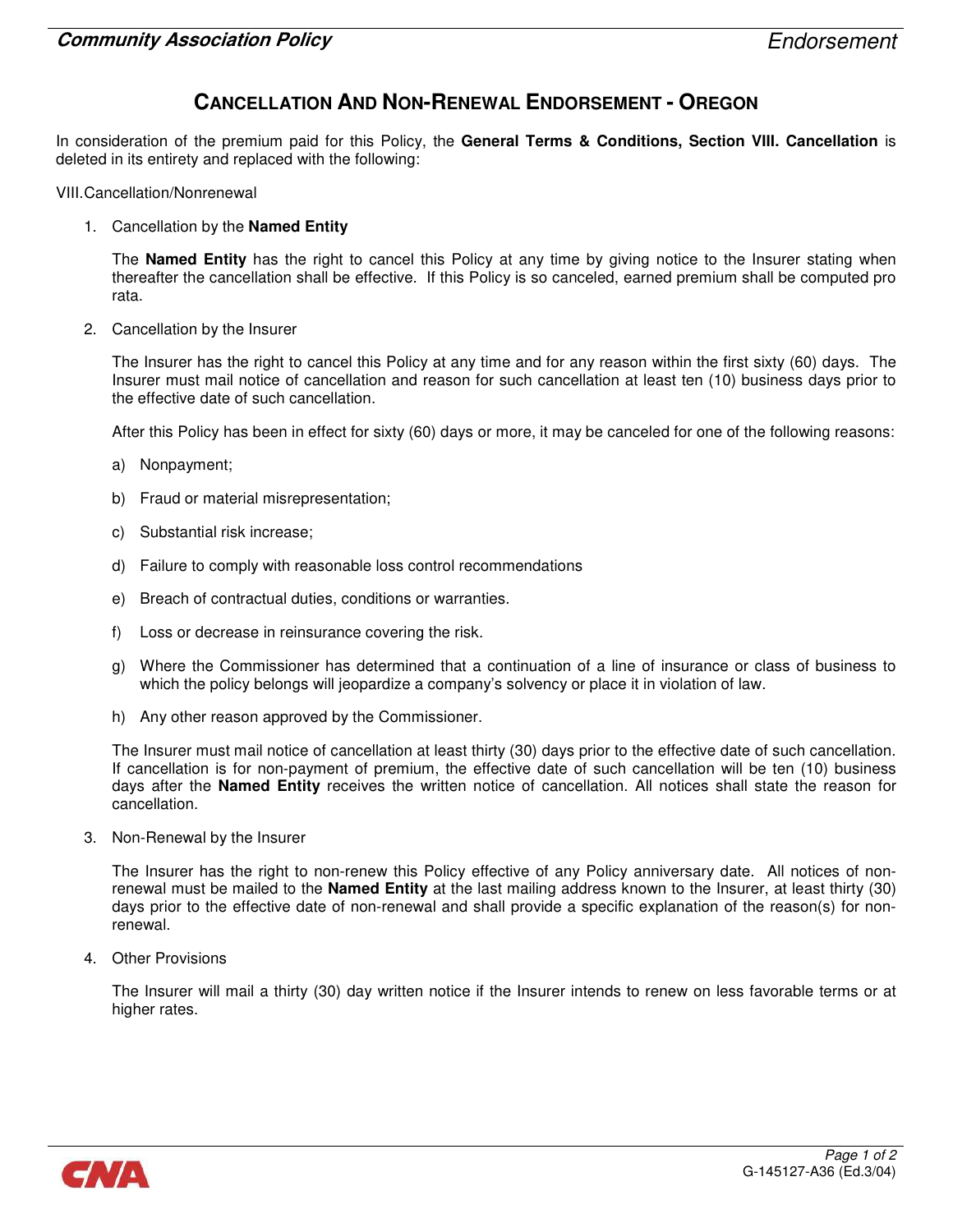# CANCELLATION AND NON-RENEWAL ENDORSEMENT - OREGON

In consideration of the premium paid for this Policy, the **General Terms & Conditions, Section VIII. Cancellation** is deleted in its entirety and replaced with the following:

VIII.Cancellation/Nonrenewal

1. Cancellation by the **Named Entity**

   The **Named Entity** has the right to cancel this Policy at any time by giving notice to the Insurer stating when thereafter the cancellation shall be effective. If this Policy is so canceled, earned premium shall be computed pro rata.

2. Cancellation by the Insurer

   The Insurer has the right to cancel this Policy at any time and for any reason within the first sixty (60) days. The Insurer must mail notice of cancellation and reason for such cancellation at least ten (10) business days prior to the effective date of such cancellation.

   After this Policy has been in effect for sixty (60) days or more, it may be canceled for one of the following reasons:

   a) Nonpayment;

   b) Fraud or material misrepresentation;

   c) Substantial risk increase;

   d) Failure to comply with reasonable loss control recommendations

   e) Breach of contractual duties, conditions or warranties.

   f) Loss or decrease in reinsurance covering the risk.

   g) Where the Commissioner has determined that a continuation of a line of insurance or class of business to which the policy belongs will jeopardize a company's solvency or place it in violation of law.

   h) Any other reason approved by the Commissioner.

   The Insurer must mail notice of cancellation at least thirty (30) days prior to the effective date of such cancellation. If cancellation is for non-payment of premium, the effective date of such cancellation will be ten (10) business days after the **Named Entity** receives the written notice of cancellation. All notices shall state the reason for cancellation.

3. Non-Renewal by the Insurer

   The Insurer has the right to non-renew this Policy effective of any Policy anniversary date. All notices of non-renewal must be mailed to the **Named Entity** at the last mailing address known to the Insurer, at least thirty (30) days prior to the effective date of non-renewal and shall provide a specific explanation of the reason(s) for non-renewal.

4. Other Provisions

   The Insurer will mail a thirty (30) day written notice if the Insurer intends to renew on less favorable terms or at higher rates.

G-145127-A36 (Ed.3/04)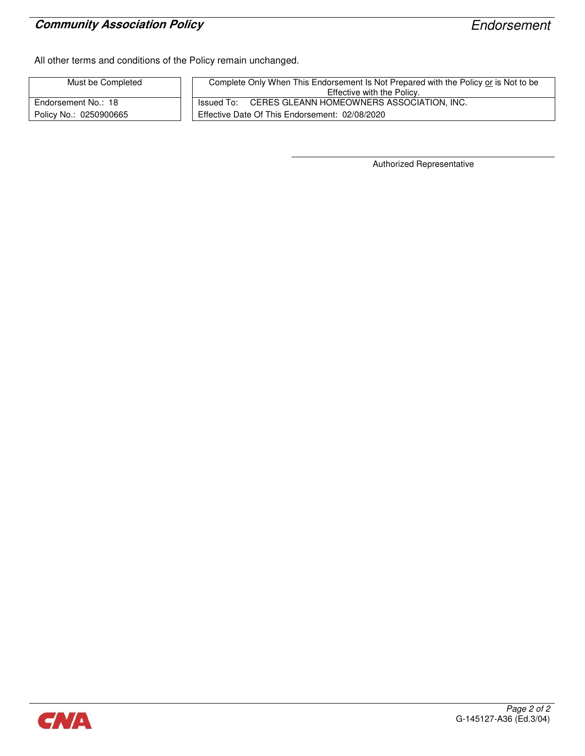All other terms and conditions of the Policy remain unchanged.

| Must be Completed | Complete Only When This Endorsement Is Not Prepared with the Policy or is Not to be Effective with the Policy. |
|---|---|
| Endorsement No.: 18 | Issued To: CERES GLEANN HOMEOWNERS ASSOCIATION, INC. |
| Policy No.: 0250900665 | Effective Date Of This Endorsement: 02/08/2020 |

Authorized Representative

G-145127-A36 (Ed.3/04)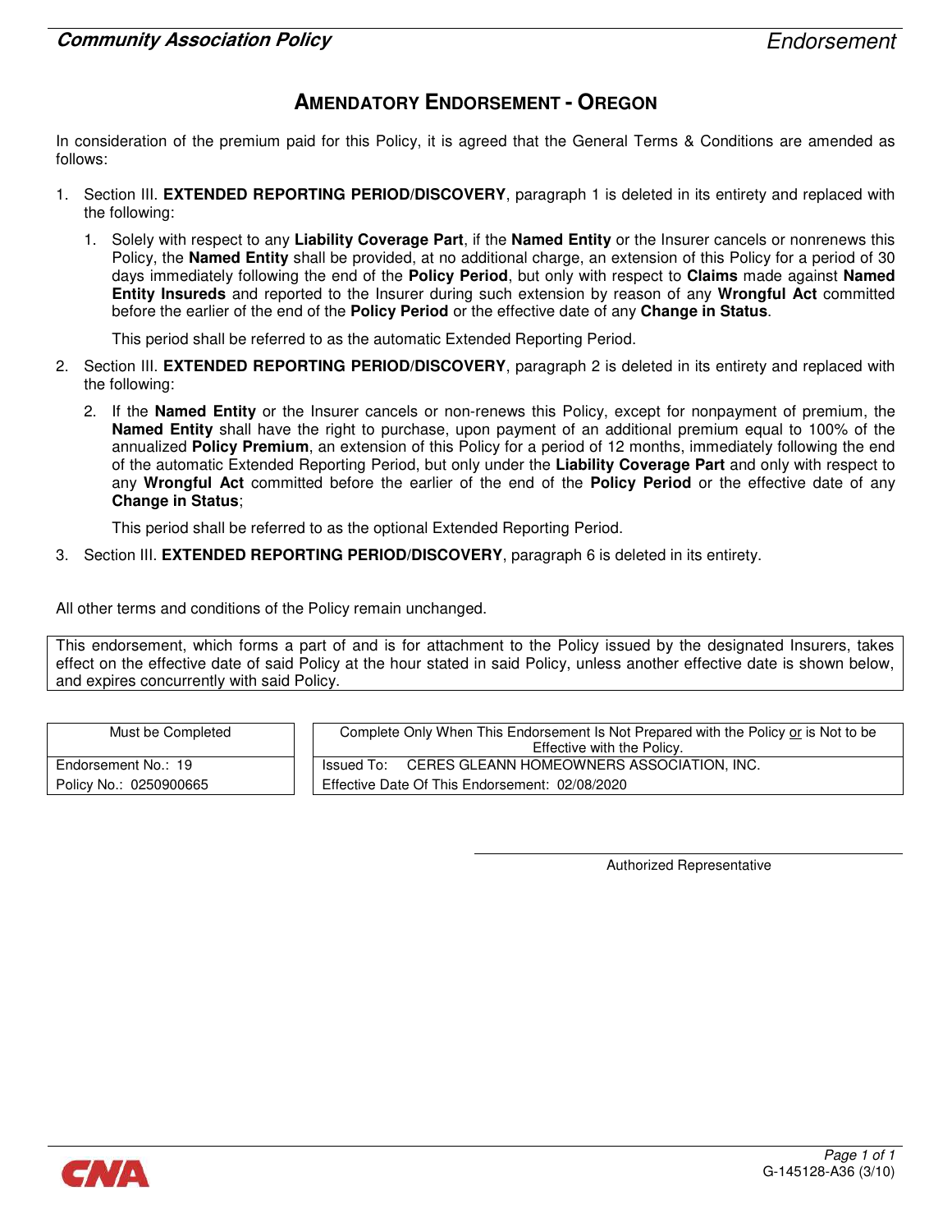# AMENDATORY ENDORSEMENT - OREGON

In consideration of the premium paid for this Policy, it is agreed that the General Terms & Conditions are amended as follows:

1. Section III. **EXTENDED REPORTING PERIOD/DISCOVERY**, paragraph 1 is deleted in its entirety and replaced with the following:

   1. Solely with respect to any **Liability Coverage Part**, if the **Named Entity** or the Insurer cancels or nonrenews this Policy, the **Named Entity** shall be provided, at no additional charge, an extension of this Policy for a period of 30 days immediately following the end of the **Policy Period**, but only with respect to **Claims** made against **Named Entity Insureds** and reported to the Insurer during such extension by reason of any **Wrongful Act** committed before the earlier of the end of the **Policy Period** or the effective date of any **Change in Status**.

      This period shall be referred to as the automatic Extended Reporting Period.

2. Section III. **EXTENDED REPORTING PERIOD/DISCOVERY**, paragraph 2 is deleted in its entirety and replaced with the following:

   2. If the **Named Entity** or the Insurer cancels or non-renews this Policy, except for nonpayment of premium, the **Named Entity** shall have the right to purchase, upon payment of an additional premium equal to 100% of the annualized **Policy Premium**, an extension of this Policy for a period of 12 months, immediately following the end of the automatic Extended Reporting Period, but only under the **Liability Coverage Part** and only with respect to any **Wrongful Act** committed before the earlier of the end of the **Policy Period** or the effective date of any **Change in Status**;

      This period shall be referred to as the optional Extended Reporting Period.

3. Section III. **EXTENDED REPORTING PERIOD/DISCOVERY**, paragraph 6 is deleted in its entirety.

All other terms and conditions of the Policy remain unchanged.

This endorsement, which forms a part of and is for attachment to the Policy issued by the designated Insurers, takes effect on the effective date of said Policy at the hour stated in said Policy, unless another effective date is shown below, and expires concurrently with said Policy.

| Must be Completed | Complete Only When This Endorsement Is Not Prepared with the Policy or is Not to be Effective with the Policy. |
|---|---|
| Endorsement No.: 19 | Issued To: CERES GLEANN HOMEOWNERS ASSOCIATION, INC. |
| Policy No.: 0250900665 | Effective Date Of This Endorsement: 02/08/2020 |

Authorized Representative

G-145128-A36 (3/10)